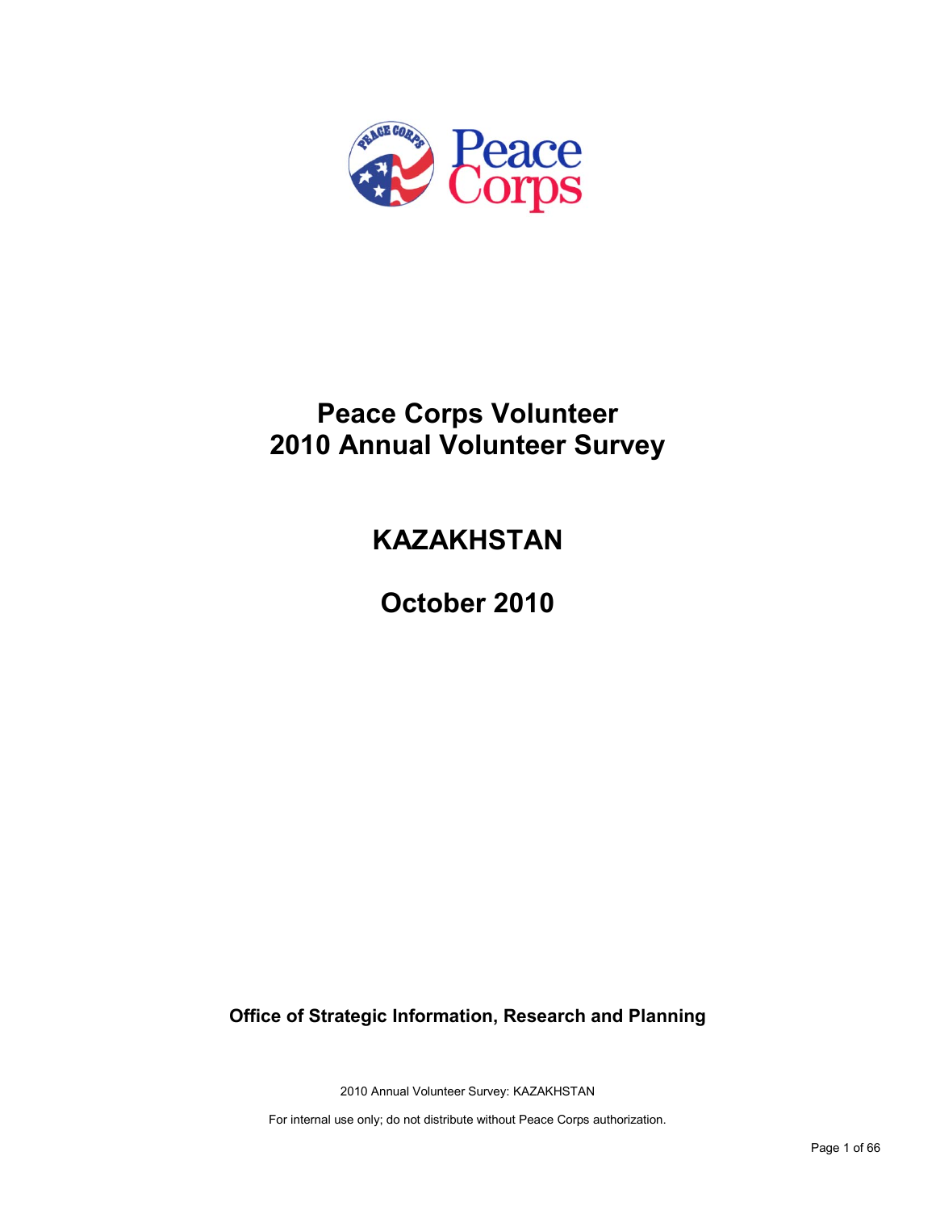# Peace Corps Volunteer
# 2010 Annual Volunteer Survey

# KAZAKHSTAN

# October 2010

**Office of Strategic Information, Research and Planning**

2010 Annual Volunteer Survey: KAZAKHSTAN

For internal use only; do not distribute without Peace Corps authorization.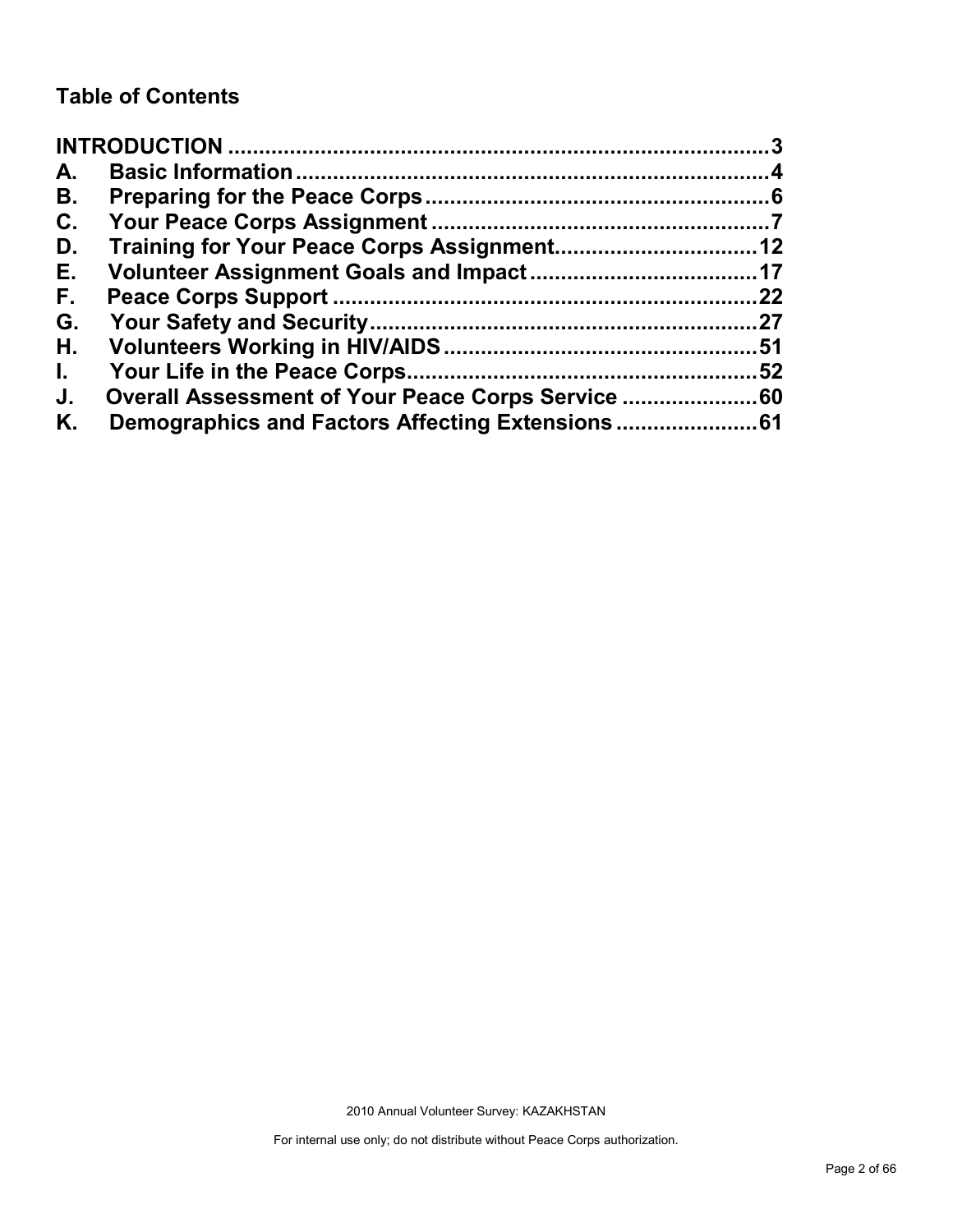## Table of Contents

| | | |
|---|---|---|
| **INTRODUCTION** | | **3** |
| **A.** | **Basic Information** | **4** |
| **B.** | **Preparing for the Peace Corps** | **6** |
| **C.** | **Your Peace Corps Assignment** | **7** |
| **D.** | **Training for Your Peace Corps Assignment** | **12** |
| **E.** | **Volunteer Assignment Goals and Impact** | **17** |
| **F.** | **Peace Corps Support** | **22** |
| **G.** | **Your Safety and Security** | **27** |
| **H.** | **Volunteers Working in HIV/AIDS** | **51** |
| **I.** | **Your Life in the Peace Corps** | **52** |
| **J.** | **Overall Assessment of Your Peace Corps Service** | **60** |
| **K.** | **Demographics and Factors Affecting Extensions** | **61** |

2010 Annual Volunteer Survey: KAZAKHSTAN

For internal use only; do not distribute without Peace Corps authorization.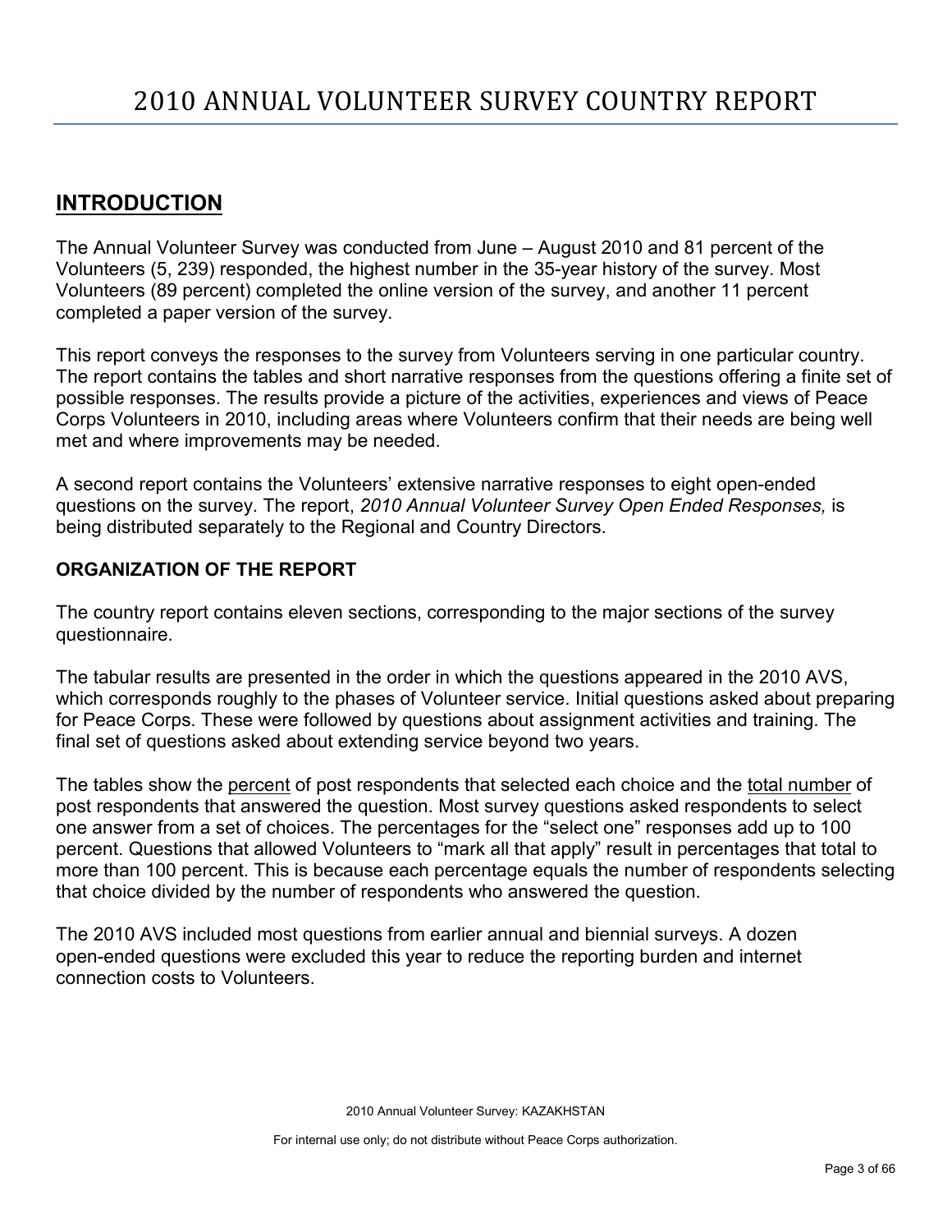# 2010 ANNUAL VOLUNTEER SURVEY COUNTRY REPORT

## INTRODUCTION

The Annual Volunteer Survey was conducted from June – August 2010 and 81 percent of the Volunteers (5, 239) responded, the highest number in the 35-year history of the survey. Most Volunteers (89 percent) completed the online version of the survey, and another 11 percent completed a paper version of the survey.

This report conveys the responses to the survey from Volunteers serving in one particular country. The report contains the tables and short narrative responses from the questions offering a finite set of possible responses. The results provide a picture of the activities, experiences and views of Peace Corps Volunteers in 2010, including areas where Volunteers confirm that their needs are being well met and where improvements may be needed.

A second report contains the Volunteers' extensive narrative responses to eight open-ended questions on the survey. The report, *2010 Annual Volunteer Survey Open Ended Responses,* is being distributed separately to the Regional and Country Directors.

### ORGANIZATION OF THE REPORT

The country report contains eleven sections, corresponding to the major sections of the survey questionnaire.

The tabular results are presented in the order in which the questions appeared in the 2010 AVS, which corresponds roughly to the phases of Volunteer service. Initial questions asked about preparing for Peace Corps. These were followed by questions about assignment activities and training. The final set of questions asked about extending service beyond two years.

The tables show the percent of post respondents that selected each choice and the total number of post respondents that answered the question. Most survey questions asked respondents to select one answer from a set of choices. The percentages for the "select one" responses add up to 100 percent. Questions that allowed Volunteers to "mark all that apply" result in percentages that total to more than 100 percent. This is because each percentage equals the number of respondents selecting that choice divided by the number of respondents who answered the question.

The 2010 AVS included most questions from earlier annual and biennial surveys. A dozen open-ended questions were excluded this year to reduce the reporting burden and internet connection costs to Volunteers.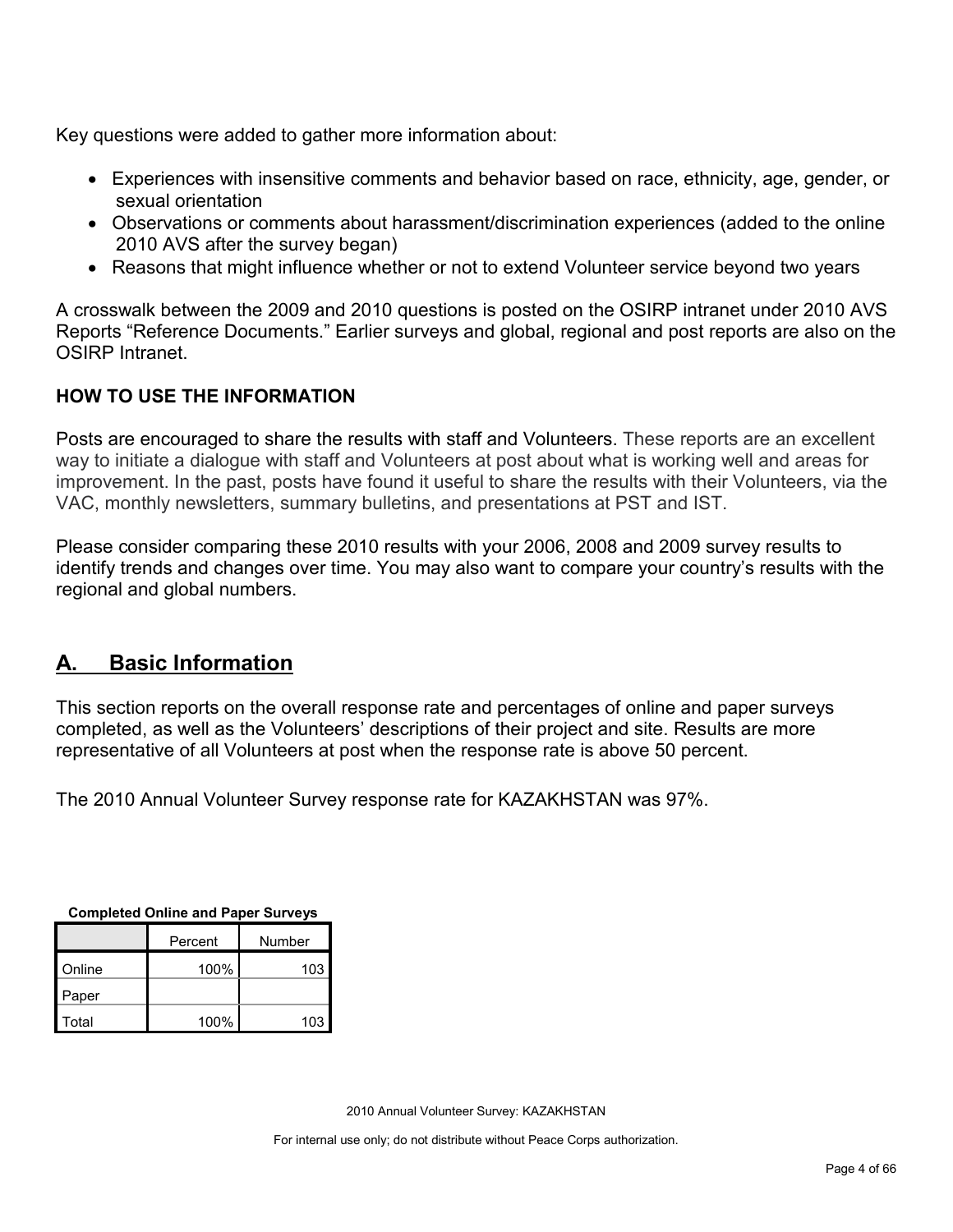Key questions were added to gather more information about:

- Experiences with insensitive comments and behavior based on race, ethnicity, age, gender, or sexual orientation
- Observations or comments about harassment/discrimination experiences (added to the online 2010 AVS after the survey began)
- Reasons that might influence whether or not to extend Volunteer service beyond two years

A crosswalk between the 2009 and 2010 questions is posted on the OSIRP intranet under 2010 AVS Reports "Reference Documents." Earlier surveys and global, regional and post reports are also on the OSIRP Intranet.

**HOW TO USE THE INFORMATION**

Posts are encouraged to share the results with staff and Volunteers. These reports are an excellent way to initiate a dialogue with staff and Volunteers at post about what is working well and areas for improvement. In the past, posts have found it useful to share the results with their Volunteers, via the VAC, monthly newsletters, summary bulletins, and presentations at PST and IST.

Please consider comparing these 2010 results with your 2006, 2008 and 2009 survey results to identify trends and changes over time. You may also want to compare your country's results with the regional and global numbers.

## A. Basic Information

This section reports on the overall response rate and percentages of online and paper surveys completed, as well as the Volunteers' descriptions of their project and site. Results are more representative of all Volunteers at post when the response rate is above 50 percent.

The 2010 Annual Volunteer Survey response rate for KAZAKHSTAN was 97%.

**Completed Online and Paper Surveys**

| | Percent | Number |
|---|---|---|
| Online | 100% | 103 |
| Paper | | |
| Total | 100% | 103 |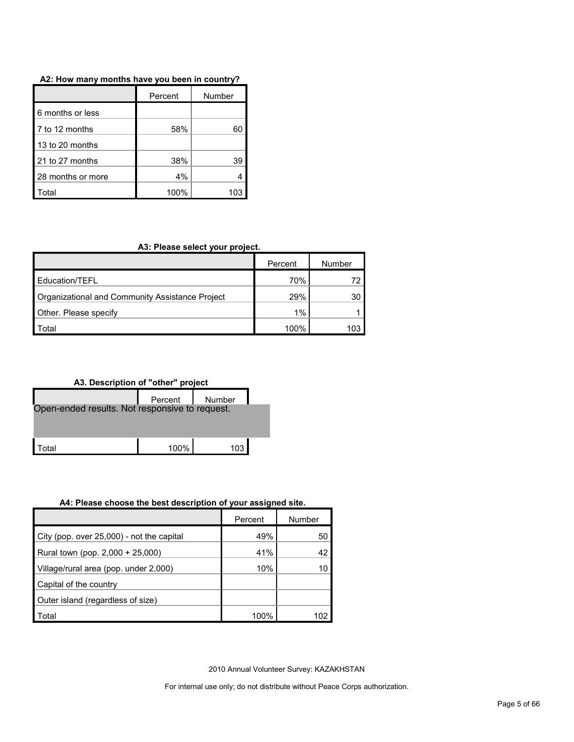**A2: How many months have you been in country?**

| | Percent | Number |
|---|---|---|
| 6 months or less | | |
| 7 to 12 months | 58% | 60 |
| 13 to 20 months | | |
| 21 to 27 months | 38% | 39 |
| 28 months or more | 4% | 4 |
| Total | 100% | 103 |

**A3: Please select your project.**

| | Percent | Number |
|---|---|---|
| Education/TEFL | 70% | 72 |
| Organizational and Community Assistance Project | 29% | 30 |
| Other. Please specify | 1% | 1 |
| Total | 100% | 103 |

**A3. Description of "other" project**

| | Percent | Number |
|---|---|---|
| Open-ended results. Not responsive to request. | | |
| Total | 100% | 103 |

**A4: Please choose the best description of your assigned site.**

| | Percent | Number |
|---|---|---|
| City (pop. over 25,000) - not the capital | 49% | 50 |
| Rural town (pop. 2,000 + 25,000) | 41% | 42 |
| Village/rural area (pop. under 2,000) | 10% | 10 |
| Capital of the country | | |
| Outer island (regardless of size) | | |
| Total | 100% | 102 |

2010 Annual Volunteer Survey: KAZAKHSTAN

For internal use only; do not distribute without Peace Corps authorization.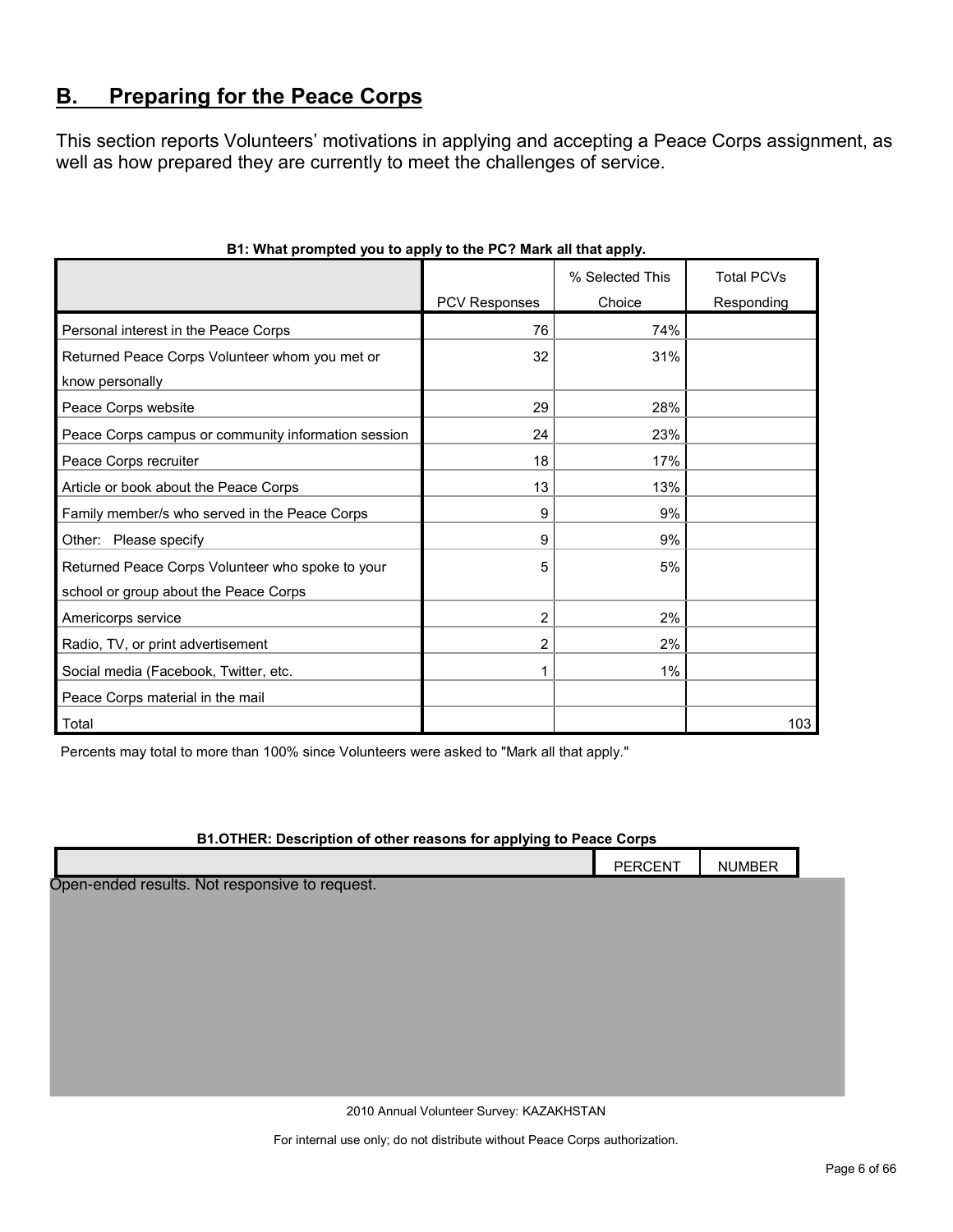## B. Preparing for the Peace Corps

This section reports Volunteers' motivations in applying and accepting a Peace Corps assignment, as well as how prepared they are currently to meet the challenges of service.

**B1: What prompted you to apply to the PC? Mark all that apply.**

| | PCV Responses | % Selected This Choice | Total PCVs Responding |
|---|---|---|---|
| Personal interest in the Peace Corps | 76 | 74% | |
| Returned Peace Corps Volunteer whom you met or know personally | 32 | 31% | |
| Peace Corps website | 29 | 28% | |
| Peace Corps campus or community information session | 24 | 23% | |
| Peace Corps recruiter | 18 | 17% | |
| Article or book about the Peace Corps | 13 | 13% | |
| Family member/s who served in the Peace Corps | 9 | 9% | |
| Other: Please specify | 9 | 9% | |
| Returned Peace Corps Volunteer who spoke to your school or group about the Peace Corps | 5 | 5% | |
| Americorps service | 2 | 2% | |
| Radio, TV, or print advertisement | 2 | 2% | |
| Social media (Facebook, Twitter, etc. | 1 | 1% | |
| Peace Corps material in the mail | | | |
| Total | | | 103 |

Percents may total to more than 100% since Volunteers were asked to "Mark all that apply."

**B1.OTHER: Description of other reasons for applying to Peace Corps**

| | PERCENT | NUMBER |
|---|---|---|

Open-ended results. Not responsive to request.

2010 Annual Volunteer Survey: KAZAKHSTAN

For internal use only; do not distribute without Peace Corps authorization.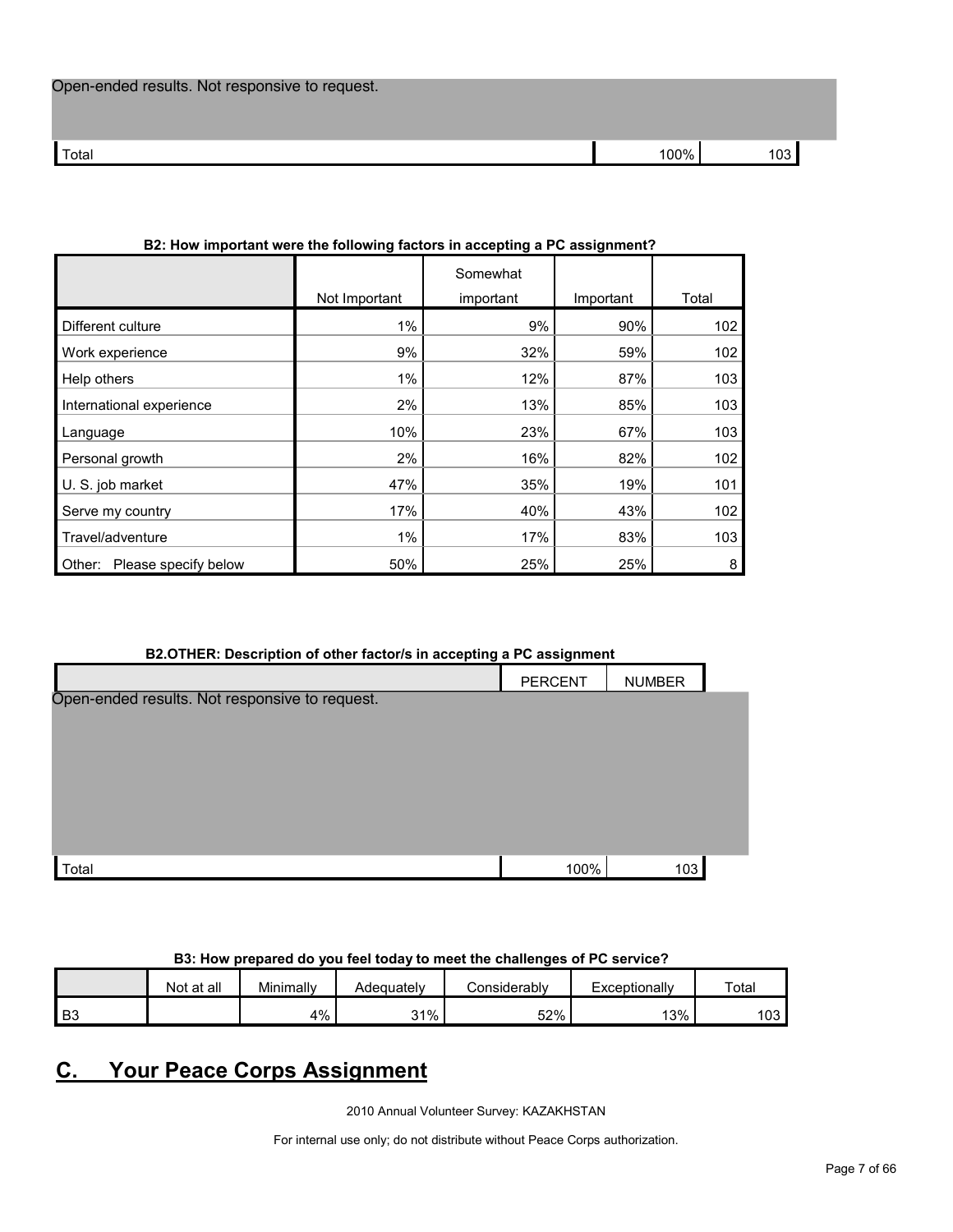| | | |
|---|---|---|
| Open-ended results. Not responsive to request. | | |
| Total | 100% | 103 |

**B2: How important were the following factors in accepting a PC assignment?**

| | Not Important | Somewhat important | Important | Total |
|---|---|---|---|---|
| Different culture | 1% | 9% | 90% | 102 |
| Work experience | 9% | 32% | 59% | 102 |
| Help others | 1% | 12% | 87% | 103 |
| International experience | 2% | 13% | 85% | 103 |
| Language | 10% | 23% | 67% | 103 |
| Personal growth | 2% | 16% | 82% | 102 |
| U. S. job market | 47% | 35% | 19% | 101 |
| Serve my country | 17% | 40% | 43% | 102 |
| Travel/adventure | 1% | 17% | 83% | 103 |
| Other: Please specify below | 50% | 25% | 25% | 8 |

**B2.OTHER: Description of other factor/s in accepting a PC assignment**

| | PERCENT | NUMBER |
|---|---|---|
| Open-ended results. Not responsive to request. | | |
| Total | 100% | 103 |

**B3: How prepared do you feel today to meet the challenges of PC service?**

| | Not at all | Minimally | Adequately | Considerably | Exceptionally | Total |
|---|---|---|---|---|---|---|
| B3 | | 4% | 31% | 52% | 13% | 103 |

## C. Your Peace Corps Assignment

2010 Annual Volunteer Survey: KAZAKHSTAN

For internal use only; do not distribute without Peace Corps authorization.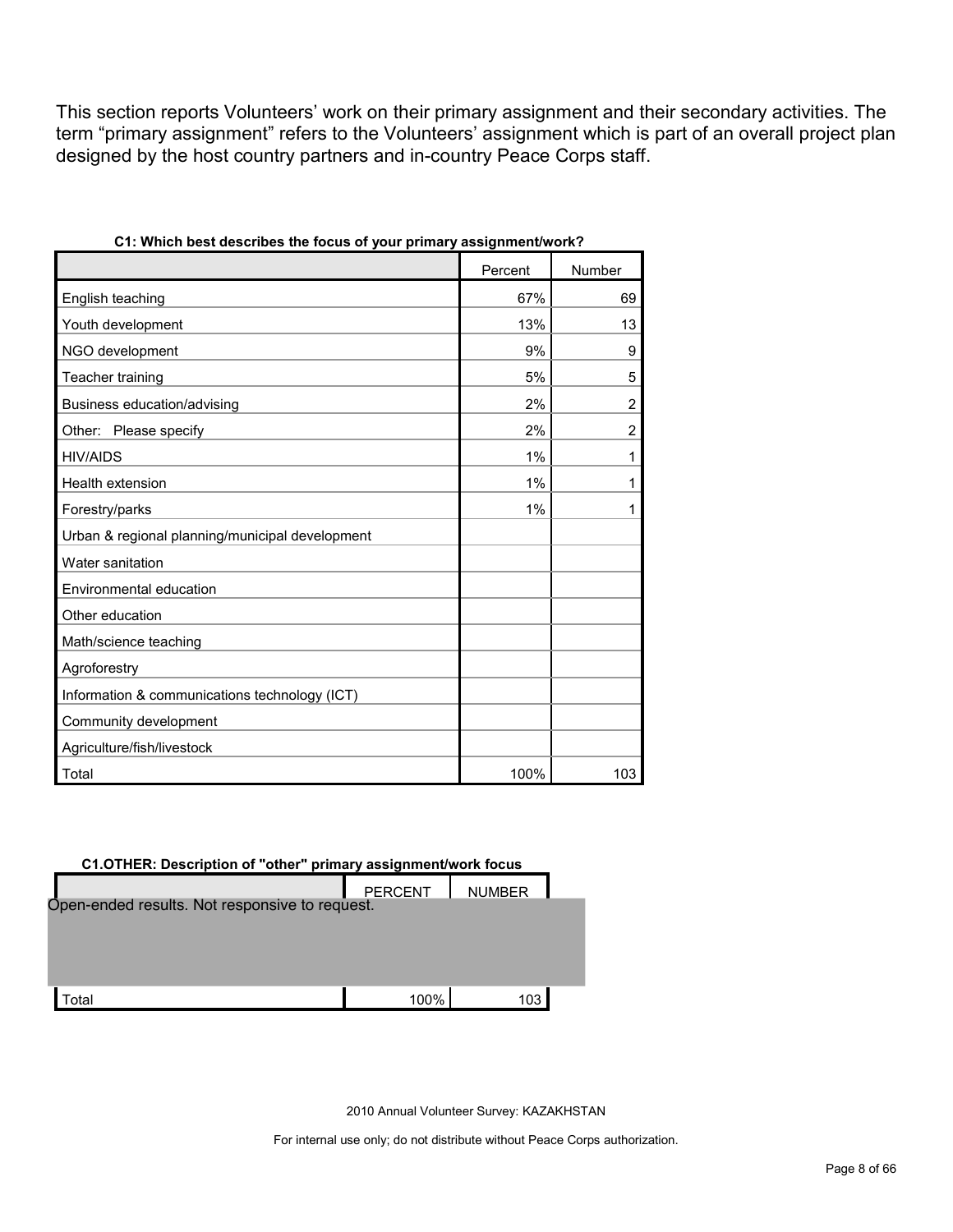This section reports Volunteers' work on their primary assignment and their secondary activities. The term "primary assignment" refers to the Volunteers' assignment which is part of an overall project plan designed by the host country partners and in-country Peace Corps staff.

**C1: Which best describes the focus of your primary assignment/work?**

| | Percent | Number |
|---|---|---|
| English teaching | 67% | 69 |
| Youth development | 13% | 13 |
| NGO development | 9% | 9 |
| Teacher training | 5% | 5 |
| Business education/advising | 2% | 2 |
| Other: Please specify | 2% | 2 |
| HIV/AIDS | 1% | 1 |
| Health extension | 1% | 1 |
| Forestry/parks | 1% | 1 |
| Urban & regional planning/municipal development | | |
| Water sanitation | | |
| Environmental education | | |
| Other education | | |
| Math/science teaching | | |
| Agroforestry | | |
| Information & communications technology (ICT) | | |
| Community development | | |
| Agriculture/fish/livestock | | |
| Total | 100% | 103 |

**C1.OTHER: Description of "other" primary assignment/work focus**

| | PERCENT | NUMBER |
|---|---|---|
| Open-ended results. Not responsive to request. | | |
| Total | 100% | 103 |

2010 Annual Volunteer Survey: KAZAKHSTAN

For internal use only; do not distribute without Peace Corps authorization.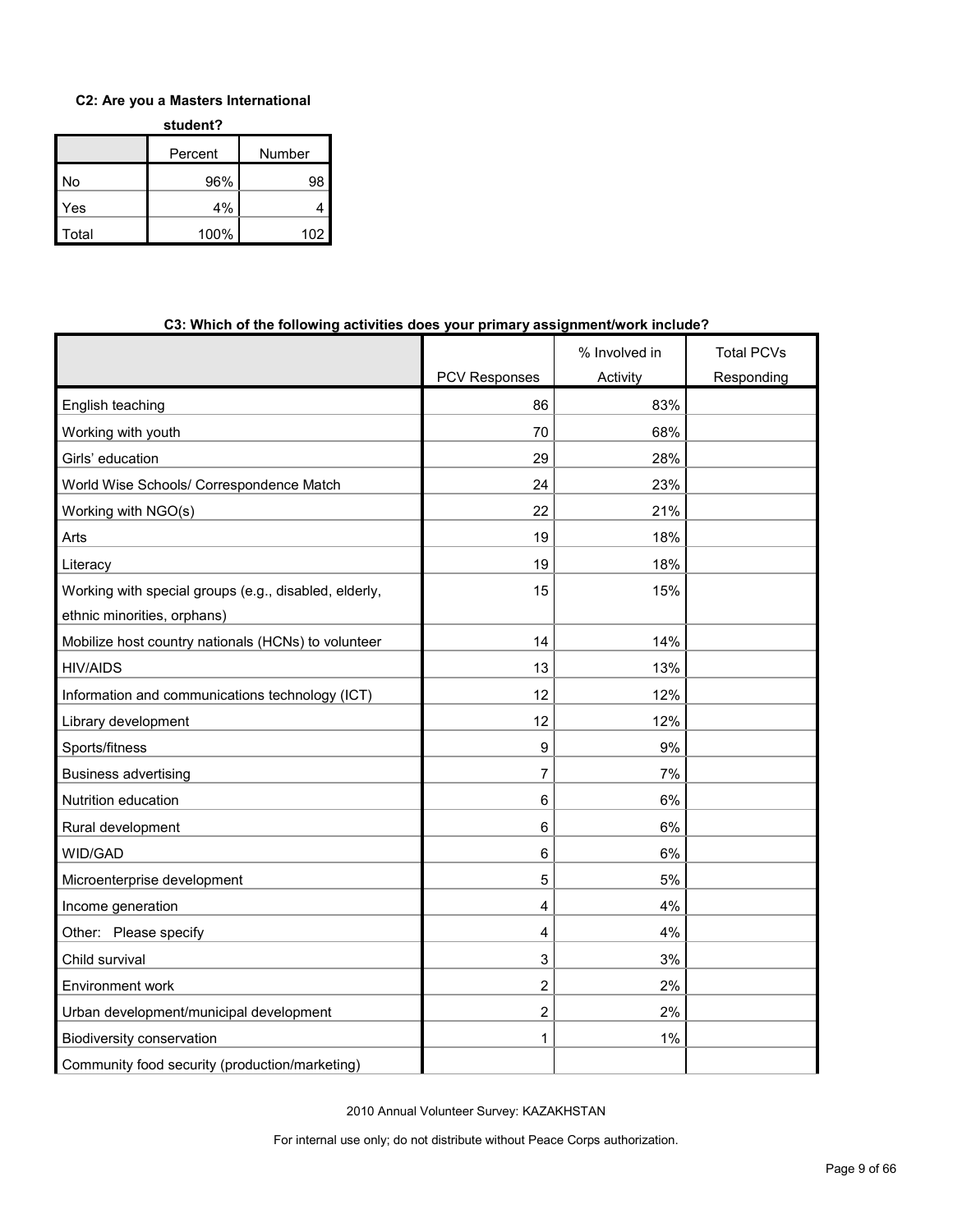**C2: Are you a Masters International student?**

| | Percent | Number |
|---|---|---|
| No | 96% | 98 |
| Yes | 4% | 4 |
| Total | 100% | 102 |

**C3: Which of the following activities does your primary assignment/work include?**

| | PCV Responses | % Involved in Activity | Total PCVs Responding |
|---|---|---|---|
| English teaching | 86 | 83% | |
| Working with youth | 70 | 68% | |
| Girls' education | 29 | 28% | |
| World Wise Schools/ Correspondence Match | 24 | 23% | |
| Working with NGO(s) | 22 | 21% | |
| Arts | 19 | 18% | |
| Literacy | 19 | 18% | |
| Working with special groups (e.g., disabled, elderly, ethnic minorities, orphans) | 15 | 15% | |
| Mobilize host country nationals (HCNs) to volunteer | 14 | 14% | |
| HIV/AIDS | 13 | 13% | |
| Information and communications technology (ICT) | 12 | 12% | |
| Library development | 12 | 12% | |
| Sports/fitness | 9 | 9% | |
| Business advertising | 7 | 7% | |
| Nutrition education | 6 | 6% | |
| Rural development | 6 | 6% | |
| WID/GAD | 6 | 6% | |
| Microenterprise development | 5 | 5% | |
| Income generation | 4 | 4% | |
| Other: Please specify | 4 | 4% | |
| Child survival | 3 | 3% | |
| Environment work | 2 | 2% | |
| Urban development/municipal development | 2 | 2% | |
| Biodiversity conservation | 1 | 1% | |
| Community food security (production/marketing) | | | |

2010 Annual Volunteer Survey: KAZAKHSTAN

For internal use only; do not distribute without Peace Corps authorization.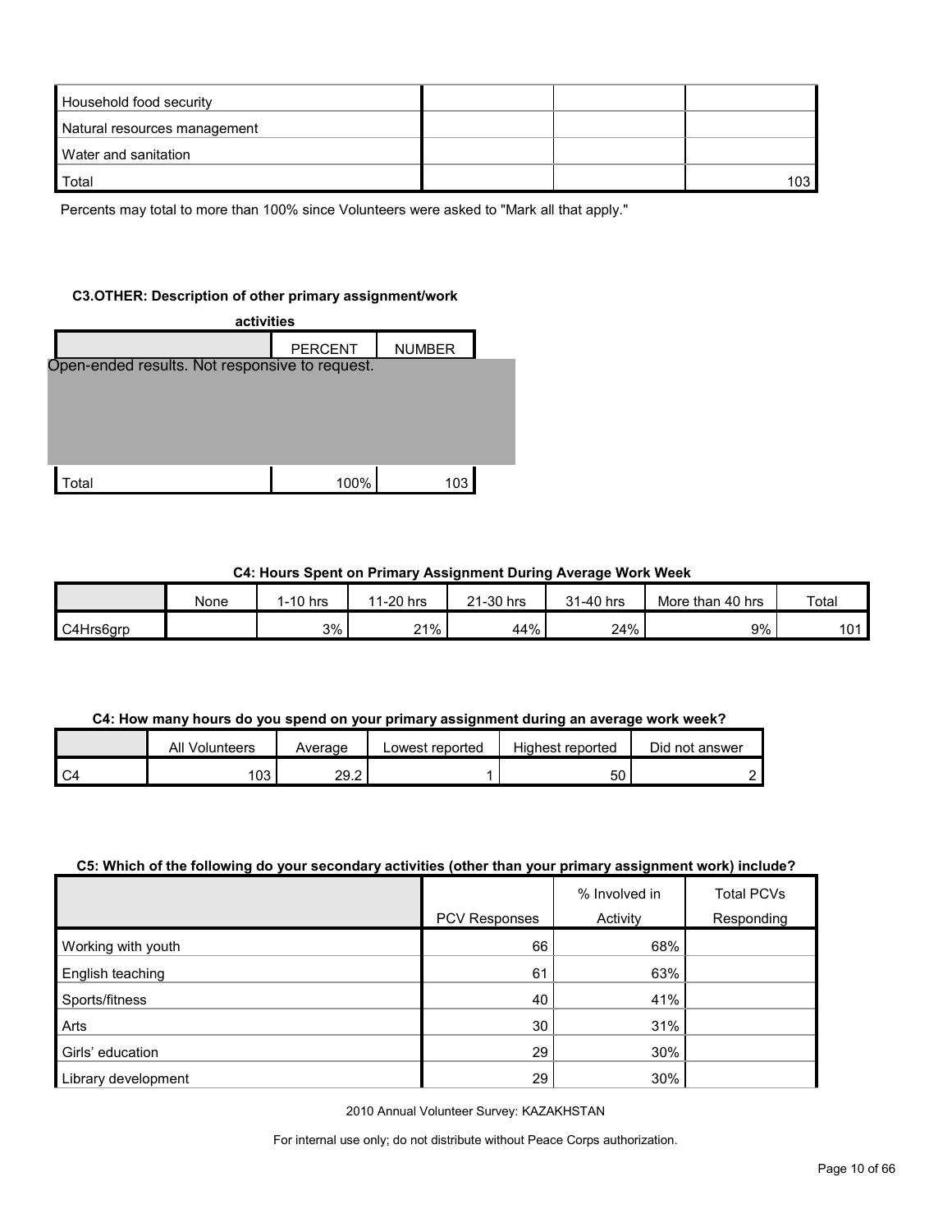| | | | |
|---|---|---|---|
| Household food security | | | |
| Natural resources management | | | |
| Water and sanitation | | | |
| Total | | | 103 |

Percents may total to more than 100% since Volunteers were asked to "Mark all that apply."

**C3.OTHER: Description of other primary assignment/work activities**

| | PERCENT | NUMBER |
|---|---|---|
| Open-ended results. Not responsive to request. | | |
| Total | 100% | 103 |

**C4: Hours Spent on Primary Assignment During Average Work Week**

| | None | 1-10 hrs | 11-20 hrs | 21-30 hrs | 31-40 hrs | More than 40 hrs | Total |
|---|---|---|---|---|---|---|---|
| C4Hrs6grp | | 3% | 21% | 44% | 24% | 9% | 101 |

**C4: How many hours do you spend on your primary assignment during an average work week?**

| | All Volunteers | Average | Lowest reported | Highest reported | Did not answer |
|---|---|---|---|---|---|
| C4 | 103 | 29.2 | 1 | 50 | 2 |

**C5: Which of the following do your secondary activities (other than your primary assignment work) include?**

| | PCV Responses | % Involved in Activity | Total PCVs Responding |
|---|---|---|---|
| Working with youth | 66 | 68% | |
| English teaching | 61 | 63% | |
| Sports/fitness | 40 | 41% | |
| Arts | 30 | 31% | |
| Girls' education | 29 | 30% | |
| Library development | 29 | 30% | |

2010 Annual Volunteer Survey: KAZAKHSTAN

For internal use only; do not distribute without Peace Corps authorization.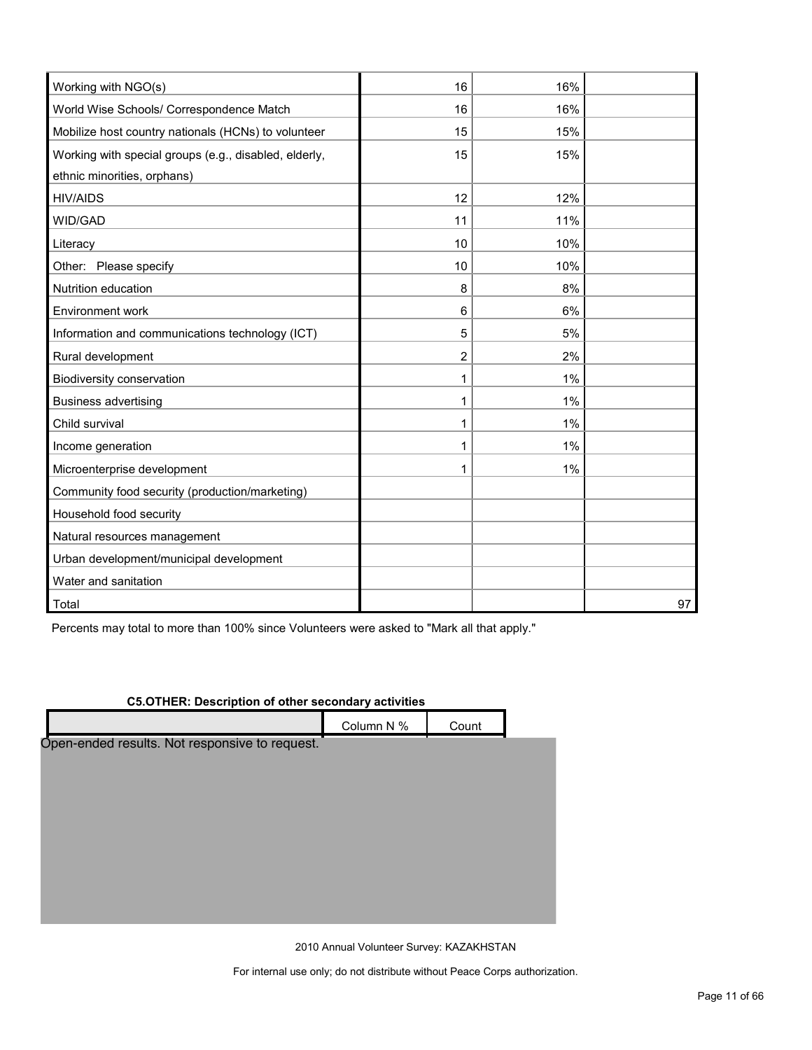| | | | |
|---|---|---|---|
| Working with NGO(s) | 16 | 16% | |
| World Wise Schools/ Correspondence Match | 16 | 16% | |
| Mobilize host country nationals (HCNs) to volunteer | 15 | 15% | |
| Working with special groups (e.g., disabled, elderly, ethnic minorities, orphans) | 15 | 15% | |
| HIV/AIDS | 12 | 12% | |
| WID/GAD | 11 | 11% | |
| Literacy | 10 | 10% | |
| Other: Please specify | 10 | 10% | |
| Nutrition education | 8 | 8% | |
| Environment work | 6 | 6% | |
| Information and communications technology (ICT) | 5 | 5% | |
| Rural development | 2 | 2% | |
| Biodiversity conservation | 1 | 1% | |
| Business advertising | 1 | 1% | |
| Child survival | 1 | 1% | |
| Income generation | 1 | 1% | |
| Microenterprise development | 1 | 1% | |
| Community food security (production/marketing) | | | |
| Household food security | | | |
| Natural resources management | | | |
| Urban development/municipal development | | | |
| Water and sanitation | | | |
| Total | | | 97 |

Percents may total to more than 100% since Volunteers were asked to "Mark all that apply."

**C5.OTHER: Description of other secondary activities**

| | Column N % | Count |
|---|---|---|

Open-ended results. Not responsive to request.

2010 Annual Volunteer Survey: KAZAKHSTAN

For internal use only; do not distribute without Peace Corps authorization.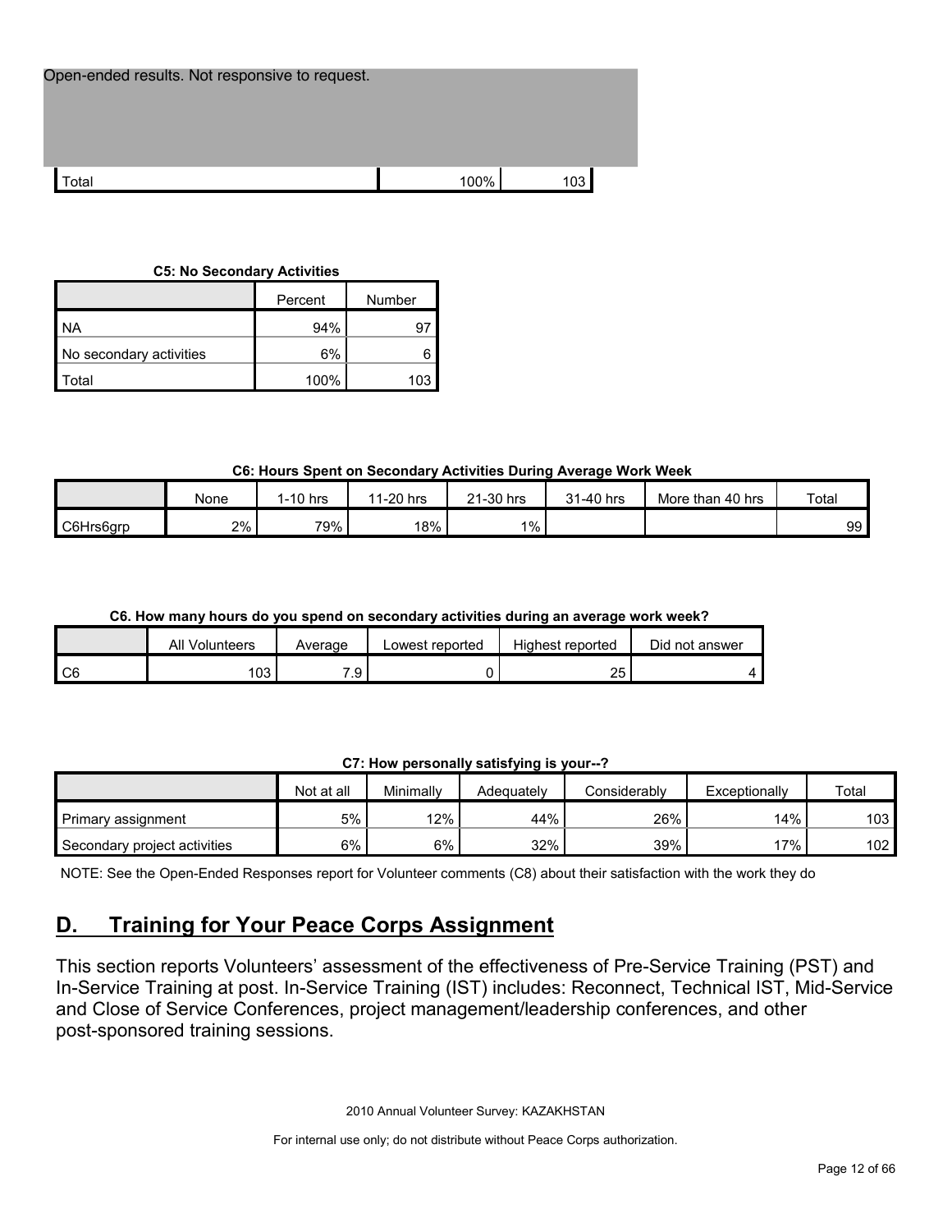Open-ended results. Not responsive to request.

| | | |
|---|---|---|
| Total | 100% | 103 |

**C5: No Secondary Activities**

| | Percent | Number |
|---|---|---|
| NA | 94% | 97 |
| No secondary activities | 6% | 6 |
| Total | 100% | 103 |

**C6: Hours Spent on Secondary Activities During Average Work Week**

| | None | 1-10 hrs | 11-20 hrs | 21-30 hrs | 31-40 hrs | More than 40 hrs | Total |
|---|---|---|---|---|---|---|---|
| C6Hrs6grp | 2% | 79% | 18% | 1% | | | 99 |

**C6. How many hours do you spend on secondary activities during an average work week?**

| | All Volunteers | Average | Lowest reported | Highest reported | Did not answer |
|---|---|---|---|---|---|
| C6 | 103 | 7.9 | 0 | 25 | 4 |

**C7: How personally satisfying is your--?**

| | Not at all | Minimally | Adequately | Considerably | Exceptionally | Total |
|---|---|---|---|---|---|---|
| Primary assignment | 5% | 12% | 44% | 26% | 14% | 103 |
| Secondary project activities | 6% | 6% | 32% | 39% | 17% | 102 |

NOTE: See the Open-Ended Responses report for Volunteer comments (C8) about their satisfaction with the work they do

## D. Training for Your Peace Corps Assignment

This section reports Volunteers' assessment of the effectiveness of Pre-Service Training (PST) and In-Service Training at post. In-Service Training (IST) includes: Reconnect, Technical IST, Mid-Service and Close of Service Conferences, project management/leadership conferences, and other post-sponsored training sessions.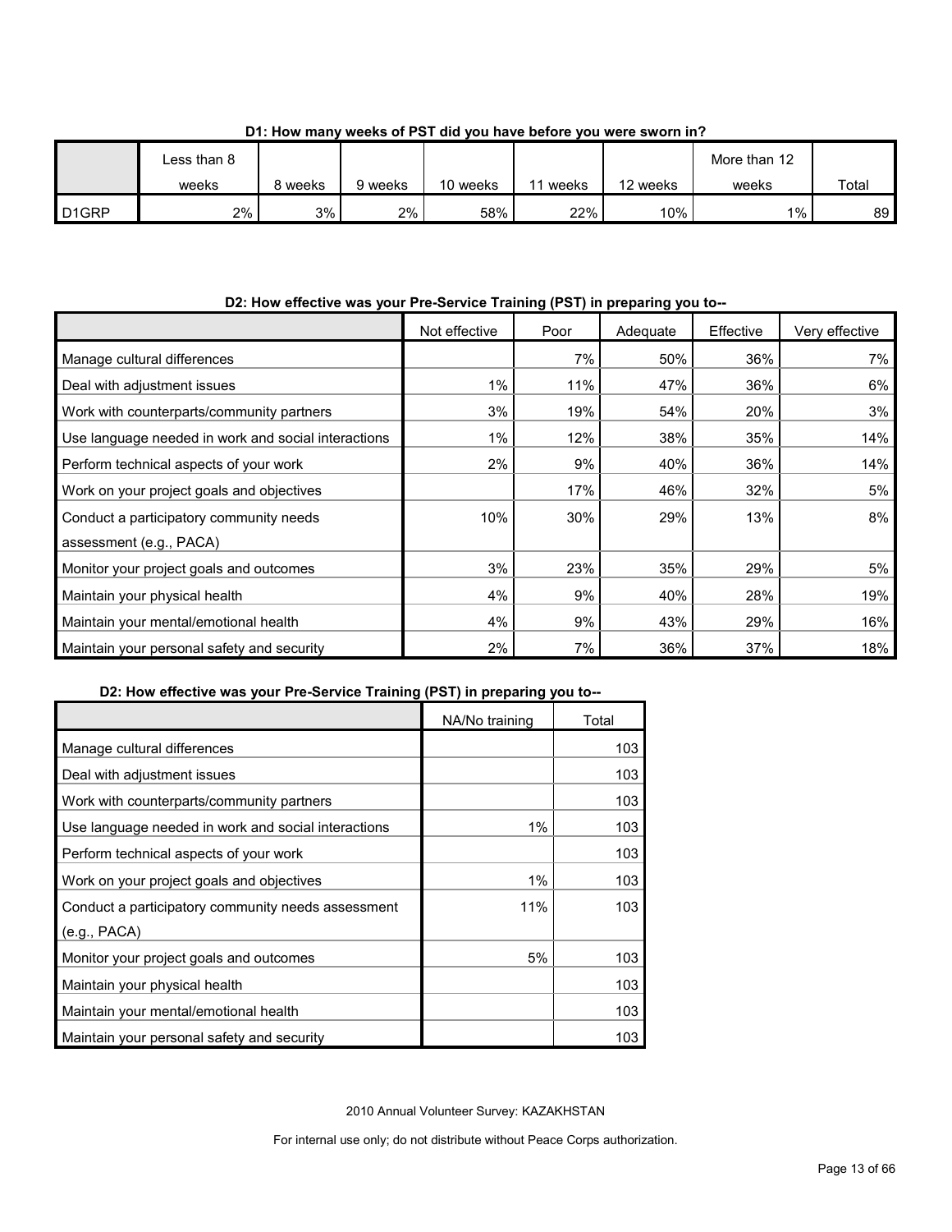**D1: How many weeks of PST did you have before you were sworn in?**

| | Less than 8 weeks | 8 weeks | 9 weeks | 10 weeks | 11 weeks | 12 weeks | More than 12 weeks | Total |
|---|---|---|---|---|---|---|---|---|
| D1GRP | 2% | 3% | 2% | 58% | 22% | 10% | 1% | 89 |

**D2: How effective was your Pre-Service Training (PST) in preparing you to--**

| | Not effective | Poor | Adequate | Effective | Very effective |
|---|---|---|---|---|---|
| Manage cultural differences | | 7% | 50% | 36% | 7% |
| Deal with adjustment issues | 1% | 11% | 47% | 36% | 6% |
| Work with counterparts/community partners | 3% | 19% | 54% | 20% | 3% |
| Use language needed in work and social interactions | 1% | 12% | 38% | 35% | 14% |
| Perform technical aspects of your work | 2% | 9% | 40% | 36% | 14% |
| Work on your project goals and objectives | | 17% | 46% | 32% | 5% |
| Conduct a participatory community needs assessment (e.g., PACA) | 10% | 30% | 29% | 13% | 8% |
| Monitor your project goals and outcomes | 3% | 23% | 35% | 29% | 5% |
| Maintain your physical health | 4% | 9% | 40% | 28% | 19% |
| Maintain your mental/emotional health | 4% | 9% | 43% | 29% | 16% |
| Maintain your personal safety and security | 2% | 7% | 36% | 37% | 18% |

**D2: How effective was your Pre-Service Training (PST) in preparing you to--**

| | NA/No training | Total |
|---|---|---|
| Manage cultural differences | | 103 |
| Deal with adjustment issues | | 103 |
| Work with counterparts/community partners | | 103 |
| Use language needed in work and social interactions | 1% | 103 |
| Perform technical aspects of your work | | 103 |
| Work on your project goals and objectives | 1% | 103 |
| Conduct a participatory community needs assessment (e.g., PACA) | 11% | 103 |
| Monitor your project goals and outcomes | 5% | 103 |
| Maintain your physical health | | 103 |
| Maintain your mental/emotional health | | 103 |
| Maintain your personal safety and security | | 103 |

2010 Annual Volunteer Survey: KAZAKHSTAN

For internal use only; do not distribute without Peace Corps authorization.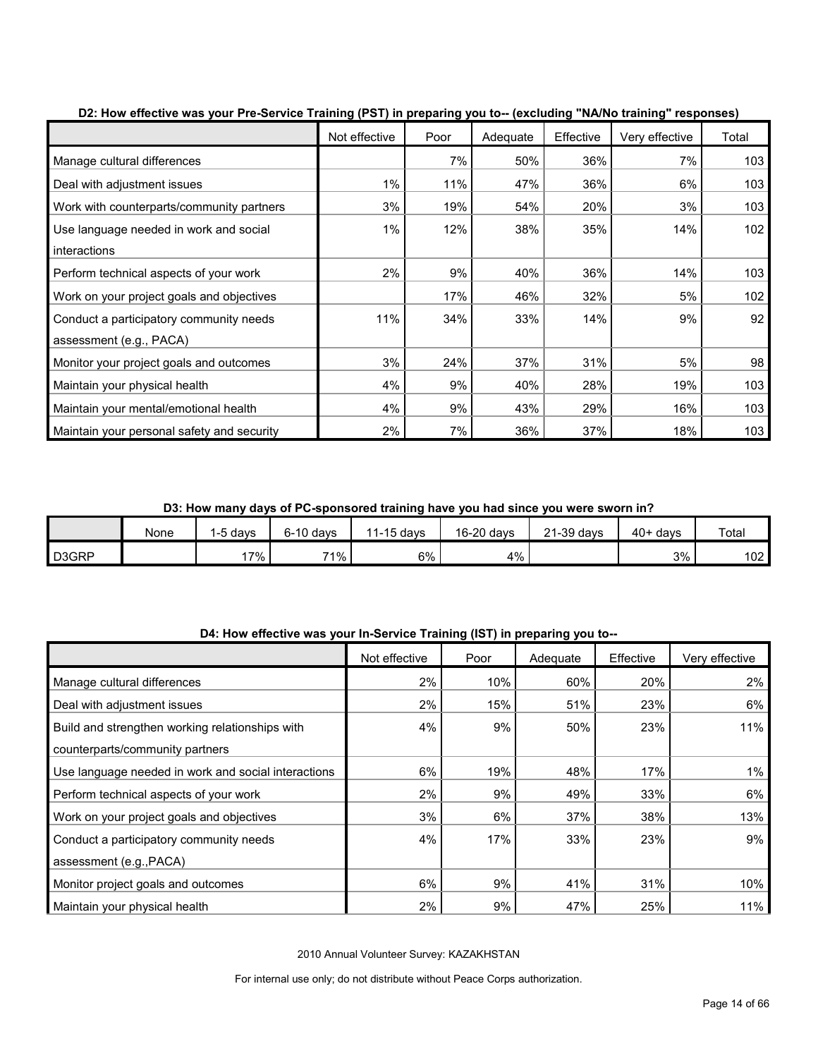**D2: How effective was your Pre-Service Training (PST) in preparing you to-- (excluding "NA/No training" responses)**

| | Not effective | Poor | Adequate | Effective | Very effective | Total |
|---|---|---|---|---|---|---|
| Manage cultural differences | | 7% | 50% | 36% | 7% | 103 |
| Deal with adjustment issues | 1% | 11% | 47% | 36% | 6% | 103 |
| Work with counterparts/community partners | 3% | 19% | 54% | 20% | 3% | 103 |
| Use language needed in work and social interactions | 1% | 12% | 38% | 35% | 14% | 102 |
| Perform technical aspects of your work | 2% | 9% | 40% | 36% | 14% | 103 |
| Work on your project goals and objectives | | 17% | 46% | 32% | 5% | 102 |
| Conduct a participatory community needs assessment (e.g., PACA) | 11% | 34% | 33% | 14% | 9% | 92 |
| Monitor your project goals and outcomes | 3% | 24% | 37% | 31% | 5% | 98 |
| Maintain your physical health | 4% | 9% | 40% | 28% | 19% | 103 |
| Maintain your mental/emotional health | 4% | 9% | 43% | 29% | 16% | 103 |
| Maintain your personal safety and security | 2% | 7% | 36% | 37% | 18% | 103 |

**D3: How many days of PC-sponsored training have you had since you were sworn in?**

| | None | 1-5 days | 6-10 days | 11-15 days | 16-20 days | 21-39 days | 40+ days | Total |
|---|---|---|---|---|---|---|---|---|
| D3GRP | | 17% | 71% | 6% | 4% | | 3% | 102 |

**D4: How effective was your In-Service Training (IST) in preparing you to--**

| | Not effective | Poor | Adequate | Effective | Very effective |
|---|---|---|---|---|---|
| Manage cultural differences | 2% | 10% | 60% | 20% | 2% |
| Deal with adjustment issues | 2% | 15% | 51% | 23% | 6% |
| Build and strengthen working relationships with counterparts/community partners | 4% | 9% | 50% | 23% | 11% |
| Use language needed in work and social interactions | 6% | 19% | 48% | 17% | 1% |
| Perform technical aspects of your work | 2% | 9% | 49% | 33% | 6% |
| Work on your project goals and objectives | 3% | 6% | 37% | 38% | 13% |
| Conduct a participatory community needs assessment (e.g.,PACA) | 4% | 17% | 33% | 23% | 9% |
| Monitor project goals and outcomes | 6% | 9% | 41% | 31% | 10% |
| Maintain your physical health | 2% | 9% | 47% | 25% | 11% |

2010 Annual Volunteer Survey: KAZAKHSTAN

For internal use only; do not distribute without Peace Corps authorization.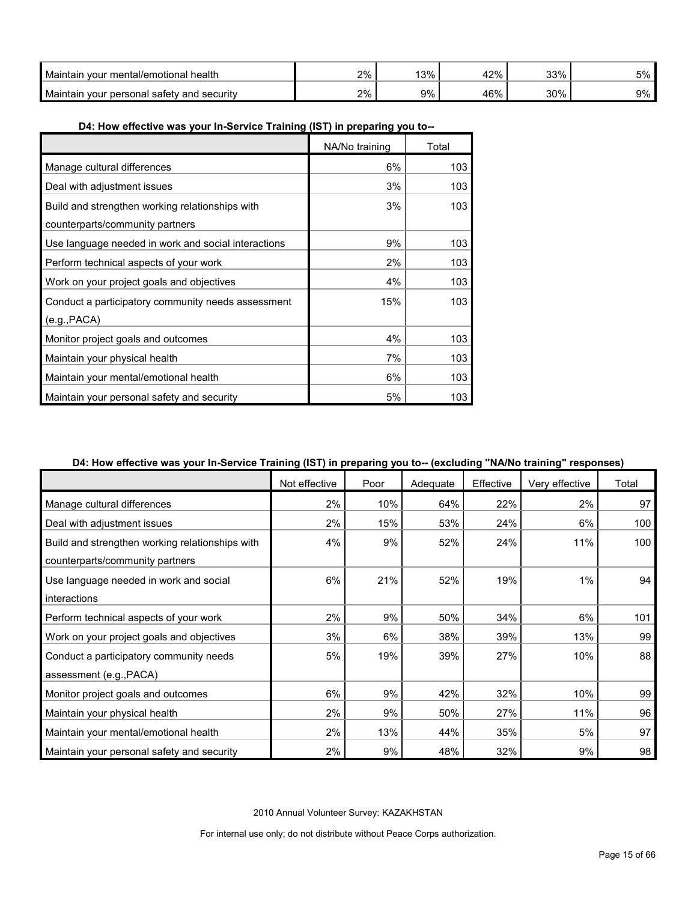| | | | | | |
|---|---|---|---|---|---|
| Maintain your mental/emotional health | 2% | 13% | 42% | 33% | 5% |
| Maintain your personal safety and security | 2% | 9% | 46% | 30% | 9% |

**D4: How effective was your In-Service Training (IST) in preparing you to--**

| | NA/No training | Total |
|---|---|---|
| Manage cultural differences | 6% | 103 |
| Deal with adjustment issues | 3% | 103 |
| Build and strengthen working relationships with counterparts/community partners | 3% | 103 |
| Use language needed in work and social interactions | 9% | 103 |
| Perform technical aspects of your work | 2% | 103 |
| Work on your project goals and objectives | 4% | 103 |
| Conduct a participatory community needs assessment (e.g.,PACA) | 15% | 103 |
| Monitor project goals and outcomes | 4% | 103 |
| Maintain your physical health | 7% | 103 |
| Maintain your mental/emotional health | 6% | 103 |
| Maintain your personal safety and security | 5% | 103 |

**D4: How effective was your In-Service Training (IST) in preparing you to-- (excluding "NA/No training" responses)**

| | Not effective | Poor | Adequate | Effective | Very effective | Total |
|---|---|---|---|---|---|---|
| Manage cultural differences | 2% | 10% | 64% | 22% | 2% | 97 |
| Deal with adjustment issues | 2% | 15% | 53% | 24% | 6% | 100 |
| Build and strengthen working relationships with counterparts/community partners | 4% | 9% | 52% | 24% | 11% | 100 |
| Use language needed in work and social interactions | 6% | 21% | 52% | 19% | 1% | 94 |
| Perform technical aspects of your work | 2% | 9% | 50% | 34% | 6% | 101 |
| Work on your project goals and objectives | 3% | 6% | 38% | 39% | 13% | 99 |
| Conduct a participatory community needs assessment (e.g.,PACA) | 5% | 19% | 39% | 27% | 10% | 88 |
| Monitor project goals and outcomes | 6% | 9% | 42% | 32% | 10% | 99 |
| Maintain your physical health | 2% | 9% | 50% | 27% | 11% | 96 |
| Maintain your mental/emotional health | 2% | 13% | 44% | 35% | 5% | 97 |
| Maintain your personal safety and security | 2% | 9% | 48% | 32% | 9% | 98 |

2010 Annual Volunteer Survey: KAZAKHSTAN

For internal use only; do not distribute without Peace Corps authorization.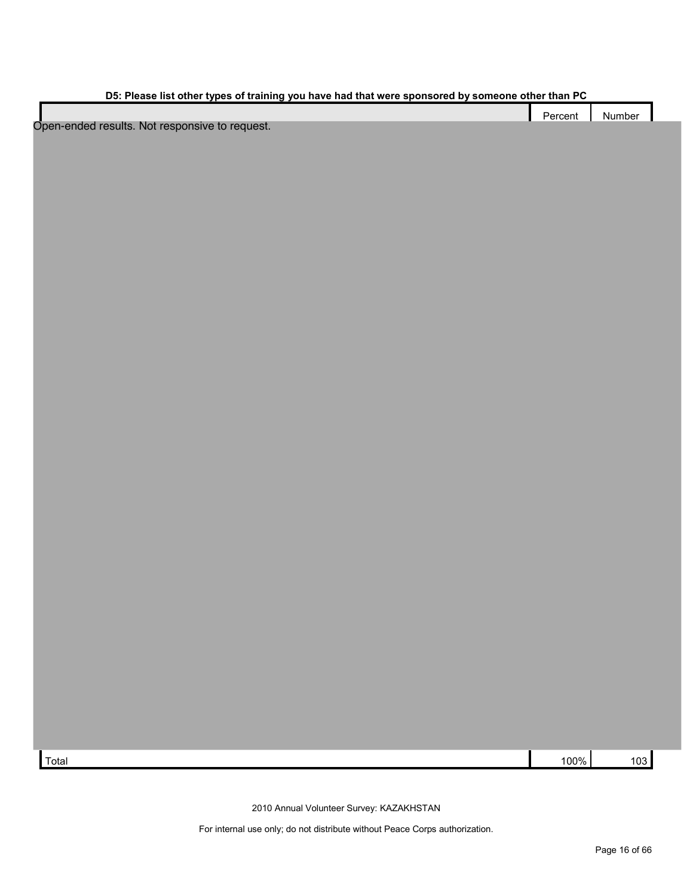**D5: Please list other types of training you have had that were sponsored by someone other than PC**

| | Percent | Number |
|---|---|---|
| Open-ended results. Not responsive to request. | | |
| Total | 100% | 103 |

2010 Annual Volunteer Survey: KAZAKHSTAN

For internal use only; do not distribute without Peace Corps authorization.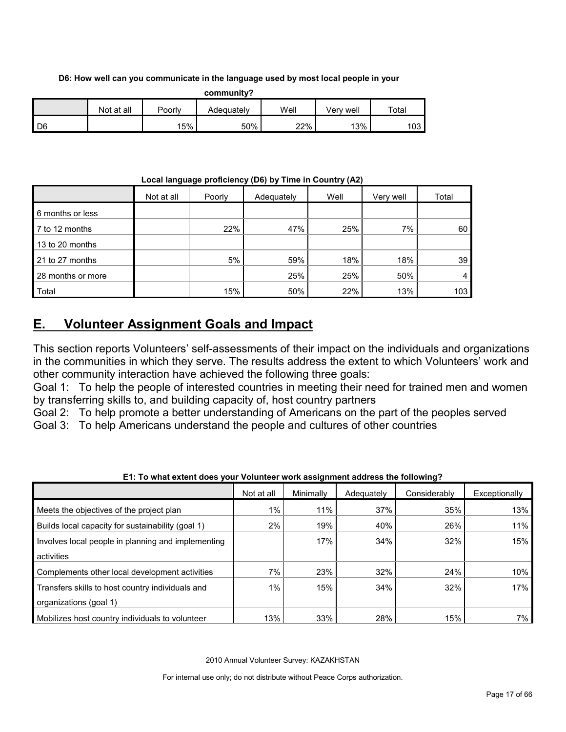**D6: How well can you communicate in the language used by most local people in your community?**

| | Not at all | Poorly | Adequately | Well | Very well | Total |
|---|---|---|---|---|---|---|
| D6 | | 15% | 50% | 22% | 13% | 103 |

**Local language proficiency (D6) by Time in Country (A2)**

| | Not at all | Poorly | Adequately | Well | Very well | Total |
|---|---|---|---|---|---|---|
| 6 months or less | | | | | | |
| 7 to 12 months | | 22% | 47% | 25% | 7% | 60 |
| 13 to 20 months | | | | | | |
| 21 to 27 months | | 5% | 59% | 18% | 18% | 39 |
| 28 months or more | | | 25% | 25% | 50% | 4 |
| Total | | 15% | 50% | 22% | 13% | 103 |

## E. Volunteer Assignment Goals and Impact

This section reports Volunteers' self-assessments of their impact on the individuals and organizations in the communities in which they serve. The results address the extent to which Volunteers' work and other community interaction have achieved the following three goals:

Goal 1: To help the people of interested countries in meeting their need for trained men and women by transferring skills to, and building capacity of, host country partners

Goal 2: To help promote a better understanding of Americans on the part of the peoples served

Goal 3: To help Americans understand the people and cultures of other countries

**E1: To what extent does your Volunteer work assignment address the following?**

| | Not at all | Minimally | Adequately | Considerably | Exceptionally |
|---|---|---|---|---|---|
| Meets the objectives of the project plan | 1% | 11% | 37% | 35% | 13% |
| Builds local capacity for sustainability (goal 1) | 2% | 19% | 40% | 26% | 11% |
| Involves local people in planning and implementing activities | | 17% | 34% | 32% | 15% |
| Complements other local development activities | 7% | 23% | 32% | 24% | 10% |
| Transfers skills to host country individuals and organizations (goal 1) | 1% | 15% | 34% | 32% | 17% |
| Mobilizes host country individuals to volunteer | 13% | 33% | 28% | 15% | 7% |

2010 Annual Volunteer Survey: KAZAKHSTAN

For internal use only; do not distribute without Peace Corps authorization.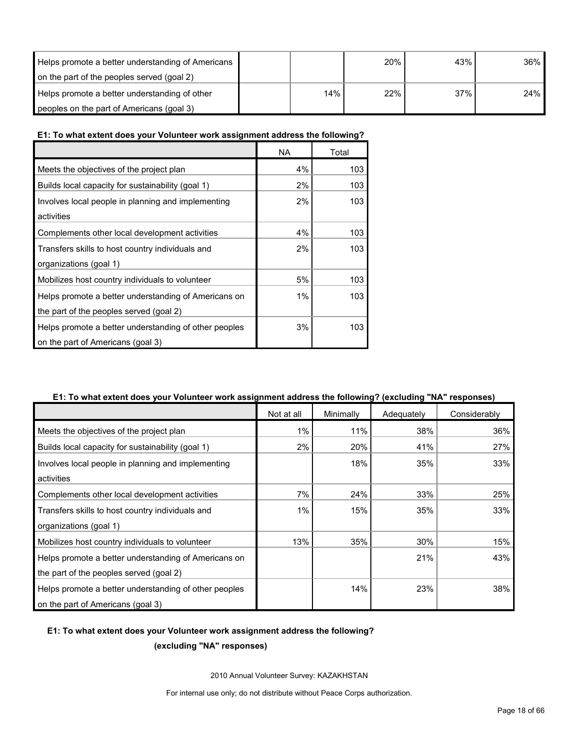| | | | | | |
|---|---|---|---|---|---|
| Helps promote a better understanding of Americans on the part of the peoples served (goal 2) | | | 20% | 43% | 36% |
| Helps promote a better understanding of other peoples on the part of Americans (goal 3) | | 14% | 22% | 37% | 24% |

**E1: To what extent does your Volunteer work assignment address the following?**

| | NA | Total |
|---|---|---|
| Meets the objectives of the project plan | 4% | 103 |
| Builds local capacity for sustainability (goal 1) | 2% | 103 |
| Involves local people in planning and implementing activities | 2% | 103 |
| Complements other local development activities | 4% | 103 |
| Transfers skills to host country individuals and organizations (goal 1) | 2% | 103 |
| Mobilizes host country individuals to volunteer | 5% | 103 |
| Helps promote a better understanding of Americans on the part of the peoples served (goal 2) | 1% | 103 |
| Helps promote a better understanding of other peoples on the part of Americans (goal 3) | 3% | 103 |

**E1: To what extent does your Volunteer work assignment address the following? (excluding "NA" responses)**

| | Not at all | Minimally | Adequately | Considerably |
|---|---|---|---|---|
| Meets the objectives of the project plan | 1% | 11% | 38% | 36% |
| Builds local capacity for sustainability (goal 1) | 2% | 20% | 41% | 27% |
| Involves local people in planning and implementing activities | | 18% | 35% | 33% |
| Complements other local development activities | 7% | 24% | 33% | 25% |
| Transfers skills to host country individuals and organizations (goal 1) | 1% | 15% | 35% | 33% |
| Mobilizes host country individuals to volunteer | 13% | 35% | 30% | 15% |
| Helps promote a better understanding of Americans on the part of the peoples served (goal 2) | | | 21% | 43% |
| Helps promote a better understanding of other peoples on the part of Americans (goal 3) | | 14% | 23% | 38% |

**E1: To what extent does your Volunteer work assignment address the following? (excluding "NA" responses)**

2010 Annual Volunteer Survey: KAZAKHSTAN

For internal use only; do not distribute without Peace Corps authorization.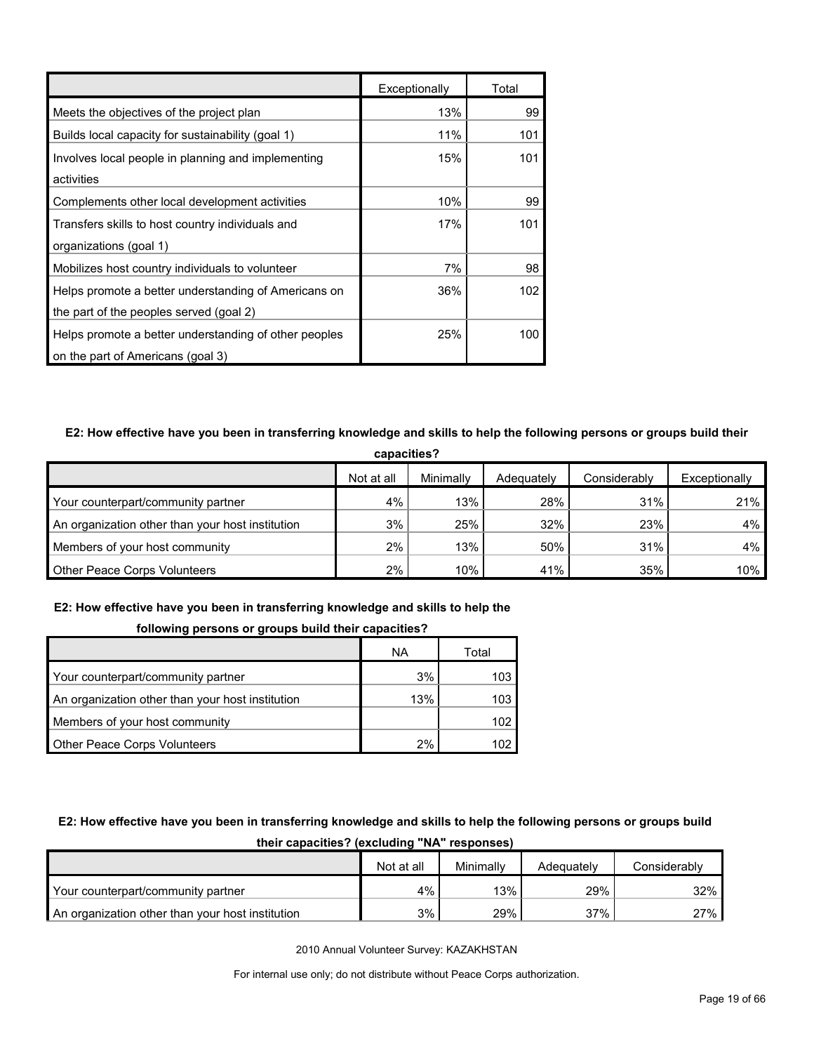| | Exceptionally | Total |
|---|---|---|
| Meets the objectives of the project plan | 13% | 99 |
| Builds local capacity for sustainability (goal 1) | 11% | 101 |
| Involves local people in planning and implementing activities | 15% | 101 |
| Complements other local development activities | 10% | 99 |
| Transfers skills to host country individuals and organizations (goal 1) | 17% | 101 |
| Mobilizes host country individuals to volunteer | 7% | 98 |
| Helps promote a better understanding of Americans on the part of the peoples served (goal 2) | 36% | 102 |
| Helps promote a better understanding of other peoples on the part of Americans (goal 3) | 25% | 100 |

**E2: How effective have you been in transferring knowledge and skills to help the following persons or groups build their capacities?**

| | Not at all | Minimally | Adequately | Considerably | Exceptionally |
|---|---|---|---|---|---|
| Your counterpart/community partner | 4% | 13% | 28% | 31% | 21% |
| An organization other than your host institution | 3% | 25% | 32% | 23% | 4% |
| Members of your host community | 2% | 13% | 50% | 31% | 4% |
| Other Peace Corps Volunteers | 2% | 10% | 41% | 35% | 10% |

**E2: How effective have you been in transferring knowledge and skills to help the following persons or groups build their capacities?**

| | NA | Total |
|---|---|---|
| Your counterpart/community partner | 3% | 103 |
| An organization other than your host institution | 13% | 103 |
| Members of your host community | | 102 |
| Other Peace Corps Volunteers | 2% | 102 |

**E2: How effective have you been in transferring knowledge and skills to help the following persons or groups build their capacities? (excluding "NA" responses)**

| | Not at all | Minimally | Adequately | Considerably |
|---|---|---|---|---|
| Your counterpart/community partner | 4% | 13% | 29% | 32% |
| An organization other than your host institution | 3% | 29% | 37% | 27% |

2010 Annual Volunteer Survey: KAZAKHSTAN

For internal use only; do not distribute without Peace Corps authorization.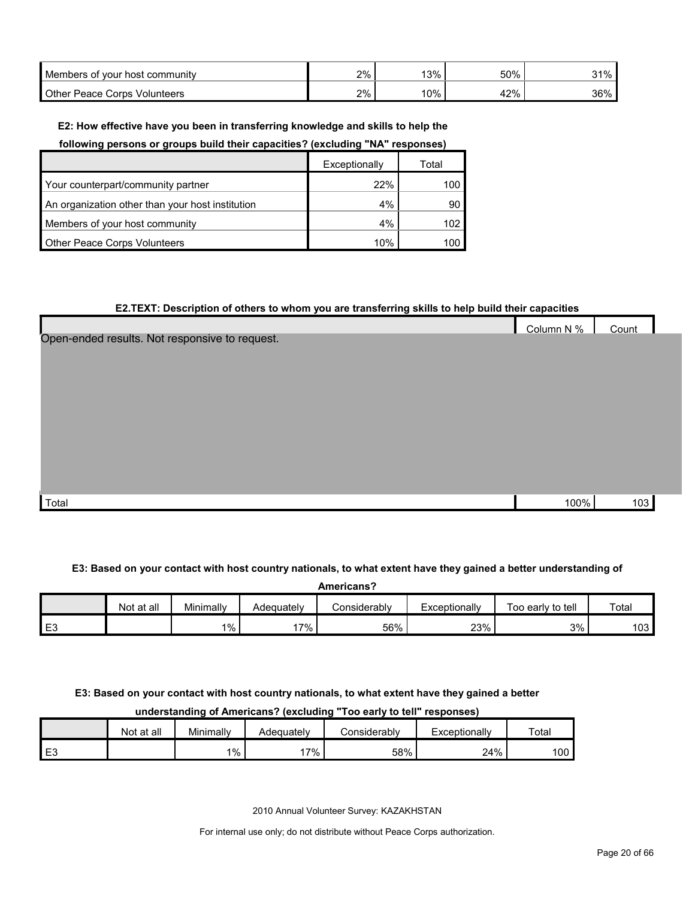| | | | | |
|---|---|---|---|---|
| Members of your host community | 2% | 13% | 50% | 31% |
| Other Peace Corps Volunteers | 2% | 10% | 42% | 36% |

**E2: How effective have you been in transferring knowledge and skills to help the following persons or groups build their capacities? (excluding "NA" responses)**

| | Exceptionally | Total |
|---|---|---|
| Your counterpart/community partner | 22% | 100 |
| An organization other than your host institution | 4% | 90 |
| Members of your host community | 4% | 102 |
| Other Peace Corps Volunteers | 10% | 100 |

**E2.TEXT: Description of others to whom you are transferring skills to help build their capacities**

| | Column N % | Count |
|---|---|---|
| Open-ended results. Not responsive to request. | | |
| Total | 100% | 103 |

**E3: Based on your contact with host country nationals, to what extent have they gained a better understanding of Americans?**

| | Not at all | Minimally | Adequately | Considerably | Exceptionally | Too early to tell | Total |
|---|---|---|---|---|---|---|---|
| E3 | | 1% | 17% | 56% | 23% | 3% | 103 |

**E3: Based on your contact with host country nationals, to what extent have they gained a better understanding of Americans? (excluding "Too early to tell" responses)**

| | Not at all | Minimally | Adequately | Considerably | Exceptionally | Total |
|---|---|---|---|---|---|---|
| E3 | | 1% | 17% | 58% | 24% | 100 |

2010 Annual Volunteer Survey: KAZAKHSTAN

For internal use only; do not distribute without Peace Corps authorization.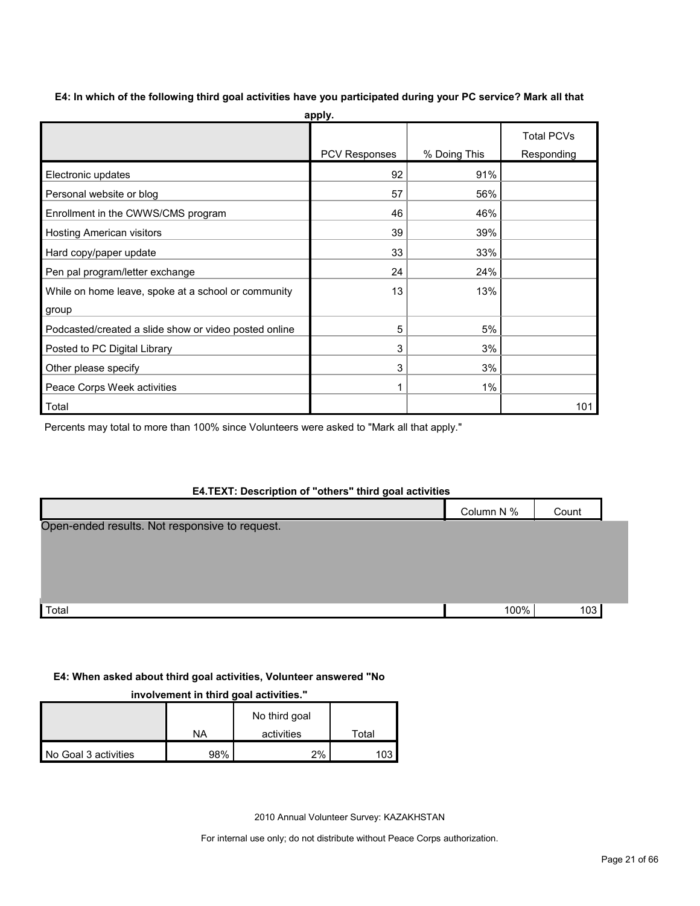**E4: In which of the following third goal activities have you participated during your PC service? Mark all that apply.**

| | PCV Responses | % Doing This | Total PCVs Responding |
|---|---|---|---|
| Electronic updates | 92 | 91% | |
| Personal website or blog | 57 | 56% | |
| Enrollment in the CWWS/CMS program | 46 | 46% | |
| Hosting American visitors | 39 | 39% | |
| Hard copy/paper update | 33 | 33% | |
| Pen pal program/letter exchange | 24 | 24% | |
| While on home leave, spoke at a school or community group | 13 | 13% | |
| Podcasted/created a slide show or video posted online | 5 | 5% | |
| Posted to PC Digital Library | 3 | 3% | |
| Other please specify | 3 | 3% | |
| Peace Corps Week activities | 1 | 1% | |
| Total | | | 101 |

Percents may total to more than 100% since Volunteers were asked to "Mark all that apply."

**E4.TEXT: Description of "others" third goal activities**

| | Column N % | Count |
|---|---|---|
| Open-ended results. Not responsive to request. | | |
| Total | 100% | 103 |

**E4: When asked about third goal activities, Volunteer answered "No involvement in third goal activities."**

| | NA | No third goal activities | Total |
|---|---|---|---|
| No Goal 3 activities | 98% | 2% | 103 |

2010 Annual Volunteer Survey: KAZAKHSTAN

For internal use only; do not distribute without Peace Corps authorization.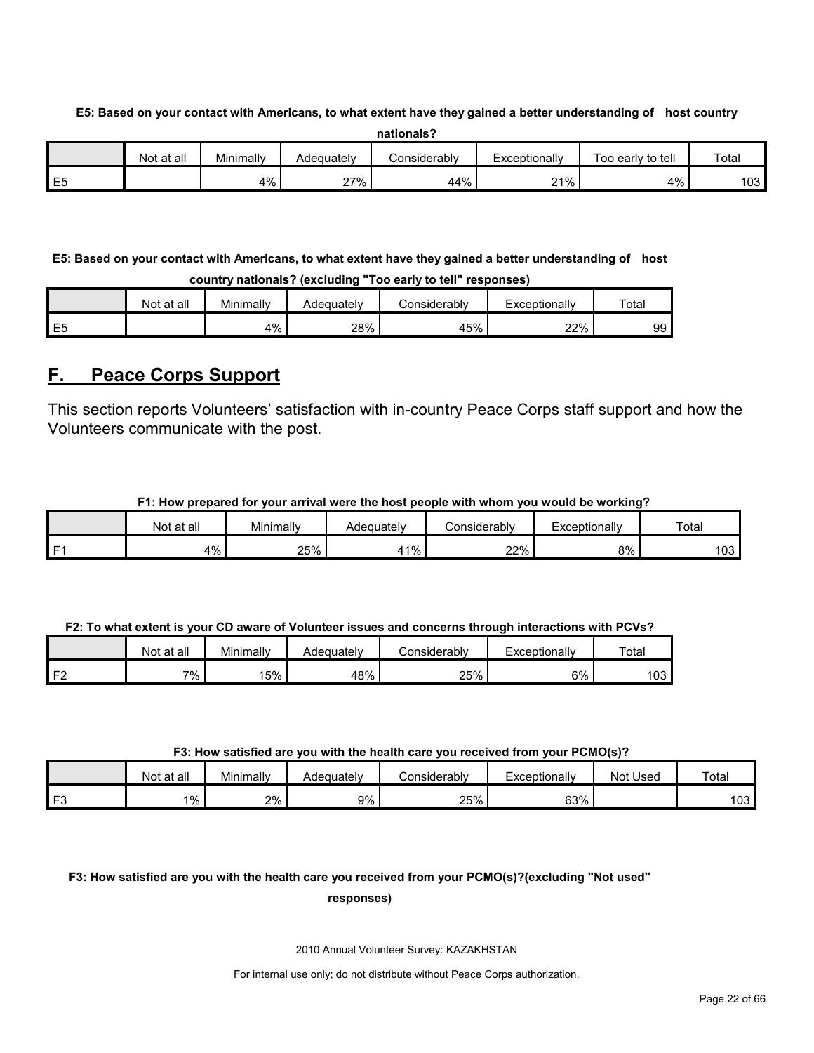**E5: Based on your contact with Americans, to what extent have they gained a better understanding of host country nationals?**

| | Not at all | Minimally | Adequately | Considerably | Exceptionally | Too early to tell | Total |
|---|---|---|---|---|---|---|---|
| E5 | | 4% | 27% | 44% | 21% | 4% | 103 |

**E5: Based on your contact with Americans, to what extent have they gained a better understanding of host country nationals? (excluding "Too early to tell" responses)**

| | Not at all | Minimally | Adequately | Considerably | Exceptionally | Total |
|---|---|---|---|---|---|---|
| E5 | | 4% | 28% | 45% | 22% | 99 |

## F. Peace Corps Support

This section reports Volunteers' satisfaction with in-country Peace Corps staff support and how the Volunteers communicate with the post.

**F1: How prepared for your arrival were the host people with whom you would be working?**

| | Not at all | Minimally | Adequately | Considerably | Exceptionally | Total |
|---|---|---|---|---|---|---|
| F1 | 4% | 25% | 41% | 22% | 8% | 103 |

**F2: To what extent is your CD aware of Volunteer issues and concerns through interactions with PCVs?**

| | Not at all | Minimally | Adequately | Considerably | Exceptionally | Total |
|---|---|---|---|---|---|---|
| F2 | 7% | 15% | 48% | 25% | 6% | 103 |

**F3: How satisfied are you with the health care you received from your PCMO(s)?**

| | Not at all | Minimally | Adequately | Considerably | Exceptionally | Not Used | Total |
|---|---|---|---|---|---|---|---|
| F3 | 1% | 2% | 9% | 25% | 63% | | 103 |

**F3: How satisfied are you with the health care you received from your PCMO(s)?(excluding "Not used" responses)**

2010 Annual Volunteer Survey: KAZAKHSTAN

For internal use only; do not distribute without Peace Corps authorization.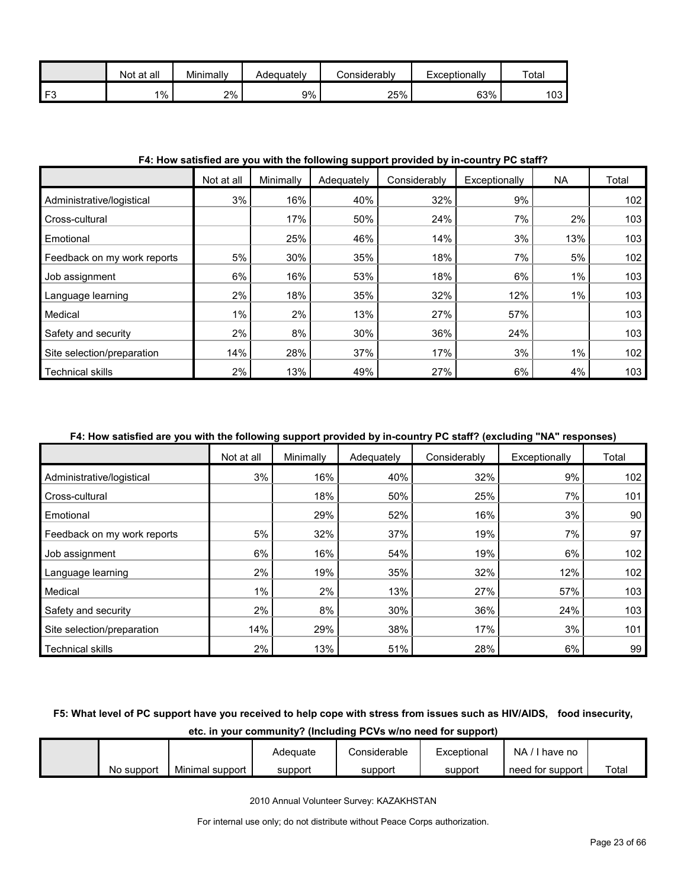| | Not at all | Minimally | Adequately | Considerably | Exceptionally | Total |
|---|---|---|---|---|---|---|
| F3 | 1% | 2% | 9% | 25% | 63% | 103 |

**F4: How satisfied are you with the following support provided by in-country PC staff?**

| | Not at all | Minimally | Adequately | Considerably | Exceptionally | NA | Total |
|---|---|---|---|---|---|---|---|
| Administrative/logistical | 3% | 16% | 40% | 32% | 9% | | 102 |
| Cross-cultural | | 17% | 50% | 24% | 7% | 2% | 103 |
| Emotional | | 25% | 46% | 14% | 3% | 13% | 103 |
| Feedback on my work reports | 5% | 30% | 35% | 18% | 7% | 5% | 102 |
| Job assignment | 6% | 16% | 53% | 18% | 6% | 1% | 103 |
| Language learning | 2% | 18% | 35% | 32% | 12% | 1% | 103 |
| Medical | 1% | 2% | 13% | 27% | 57% | | 103 |
| Safety and security | 2% | 8% | 30% | 36% | 24% | | 103 |
| Site selection/preparation | 14% | 28% | 37% | 17% | 3% | 1% | 102 |
| Technical skills | 2% | 13% | 49% | 27% | 6% | 4% | 103 |

**F4: How satisfied are you with the following support provided by in-country PC staff? (excluding "NA" responses)**

| | Not at all | Minimally | Adequately | Considerably | Exceptionally | Total |
|---|---|---|---|---|---|---|
| Administrative/logistical | 3% | 16% | 40% | 32% | 9% | 102 |
| Cross-cultural | | 18% | 50% | 25% | 7% | 101 |
| Emotional | | 29% | 52% | 16% | 3% | 90 |
| Feedback on my work reports | 5% | 32% | 37% | 19% | 7% | 97 |
| Job assignment | 6% | 16% | 54% | 19% | 6% | 102 |
| Language learning | 2% | 19% | 35% | 32% | 12% | 102 |
| Medical | 1% | 2% | 13% | 27% | 57% | 103 |
| Safety and security | 2% | 8% | 30% | 36% | 24% | 103 |
| Site selection/preparation | 14% | 29% | 38% | 17% | 3% | 101 |
| Technical skills | 2% | 13% | 51% | 28% | 6% | 99 |

**F5: What level of PC support have you received to help cope with stress from issues such as HIV/AIDS, food insecurity, etc. in your community? (Including PCVs w/no need for support)**

| | No support | Minimal support | Adequate support | Considerable support | Exceptional support | NA / I have no need for support | Total |
|---|---|---|---|---|---|---|---|

2010 Annual Volunteer Survey: KAZAKHSTAN

For internal use only; do not distribute without Peace Corps authorization.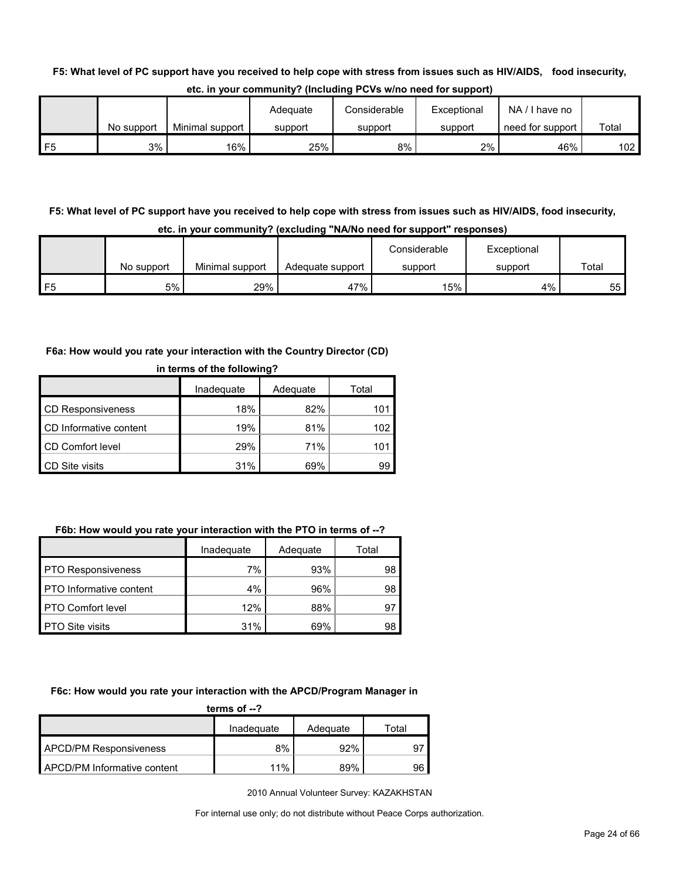**F5: What level of PC support have you received to help cope with stress from issues such as HIV/AIDS, food insecurity, etc. in your community? (Including PCVs w/no need for support)**

| | No support | Minimal support | Adequate support | Considerable support | Exceptional support | NA / I have no need for support | Total |
|---|---|---|---|---|---|---|---|
| F5 | 3% | 16% | 25% | 8% | 2% | 46% | 102 |

**F5: What level of PC support have you received to help cope with stress from issues such as HIV/AIDS, food insecurity, etc. in your community? (excluding "NA/No need for support" responses)**

| | No support | Minimal support | Adequate support | Considerable support | Exceptional support | Total |
|---|---|---|---|---|---|---|
| F5 | 5% | 29% | 47% | 15% | 4% | 55 |

**F6a: How would you rate your interaction with the Country Director (CD) in terms of the following?**

| | Inadequate | Adequate | Total |
|---|---|---|---|
| CD Responsiveness | 18% | 82% | 101 |
| CD Informative content | 19% | 81% | 102 |
| CD Comfort level | 29% | 71% | 101 |
| CD Site visits | 31% | 69% | 99 |

**F6b: How would you rate your interaction with the PTO in terms of --?**

| | Inadequate | Adequate | Total |
|---|---|---|---|
| PTO Responsiveness | 7% | 93% | 98 |
| PTO Informative content | 4% | 96% | 98 |
| PTO Comfort level | 12% | 88% | 97 |
| PTO Site visits | 31% | 69% | 98 |

**F6c: How would you rate your interaction with the APCD/Program Manager in terms of --?**

| | Inadequate | Adequate | Total |
|---|---|---|---|
| APCD/PM Responsiveness | 8% | 92% | 97 |
| APCD/PM Informative content | 11% | 89% | 96 |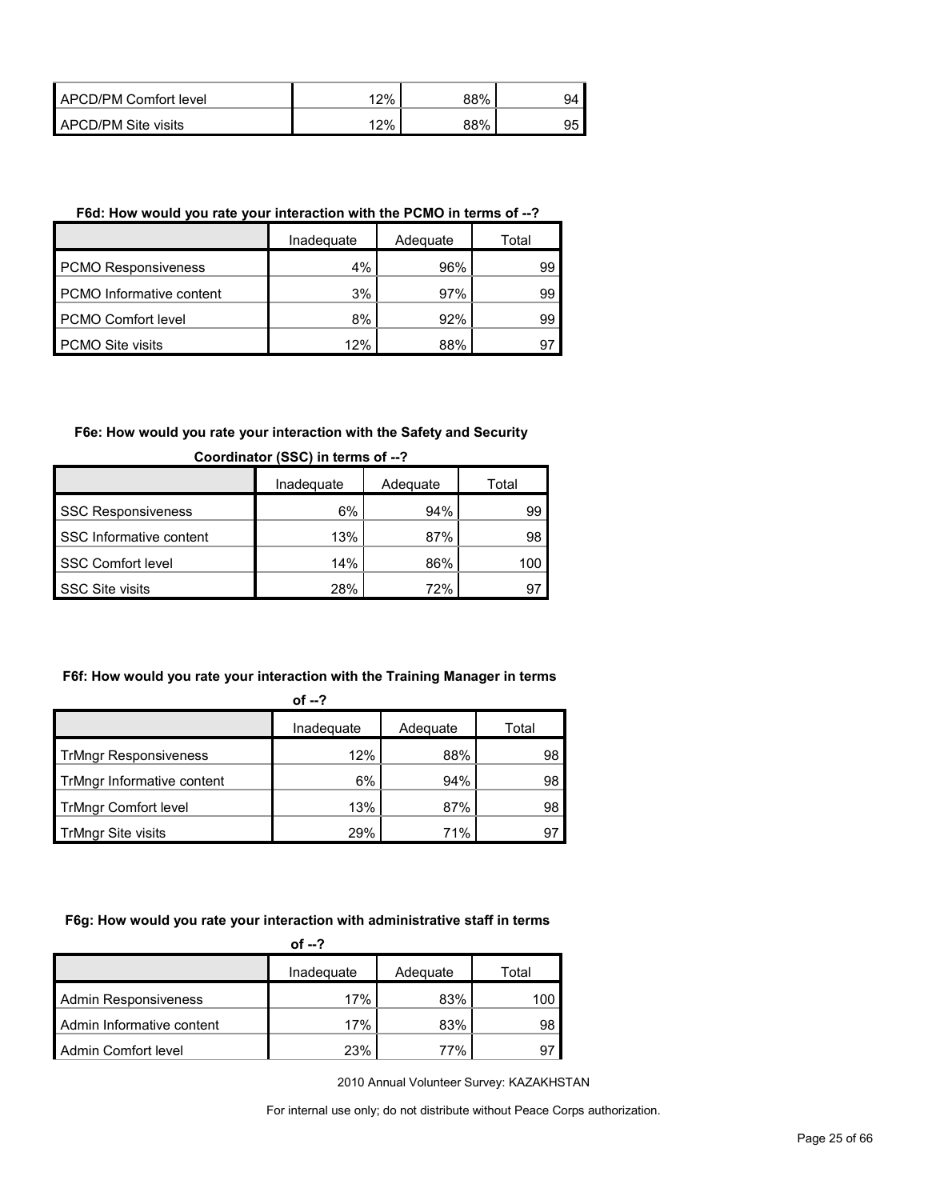| | | | |
|---|---|---|---|
| APCD/PM Comfort level | 12% | 88% | 94 |
| APCD/PM Site visits | 12% | 88% | 95 |

**F6d: How would you rate your interaction with the PCMO in terms of --?**

| | Inadequate | Adequate | Total |
|---|---|---|---|
| PCMO Responsiveness | 4% | 96% | 99 |
| PCMO Informative content | 3% | 97% | 99 |
| PCMO Comfort level | 8% | 92% | 99 |
| PCMO Site visits | 12% | 88% | 97 |

**F6e: How would you rate your interaction with the Safety and Security Coordinator (SSC) in terms of --?**

| | Inadequate | Adequate | Total |
|---|---|---|---|
| SSC Responsiveness | 6% | 94% | 99 |
| SSC Informative content | 13% | 87% | 98 |
| SSC Comfort level | 14% | 86% | 100 |
| SSC Site visits | 28% | 72% | 97 |

**F6f: How would you rate your interaction with the Training Manager in terms of --?**

| | Inadequate | Adequate | Total |
|---|---|---|---|
| TrMngr Responsiveness | 12% | 88% | 98 |
| TrMngr Informative content | 6% | 94% | 98 |
| TrMngr Comfort level | 13% | 87% | 98 |
| TrMngr Site visits | 29% | 71% | 97 |

**F6g: How would you rate your interaction with administrative staff in terms of --?**

| | Inadequate | Adequate | Total |
|---|---|---|---|
| Admin Responsiveness | 17% | 83% | 100 |
| Admin Informative content | 17% | 83% | 98 |
| Admin Comfort level | 23% | 77% | 97 |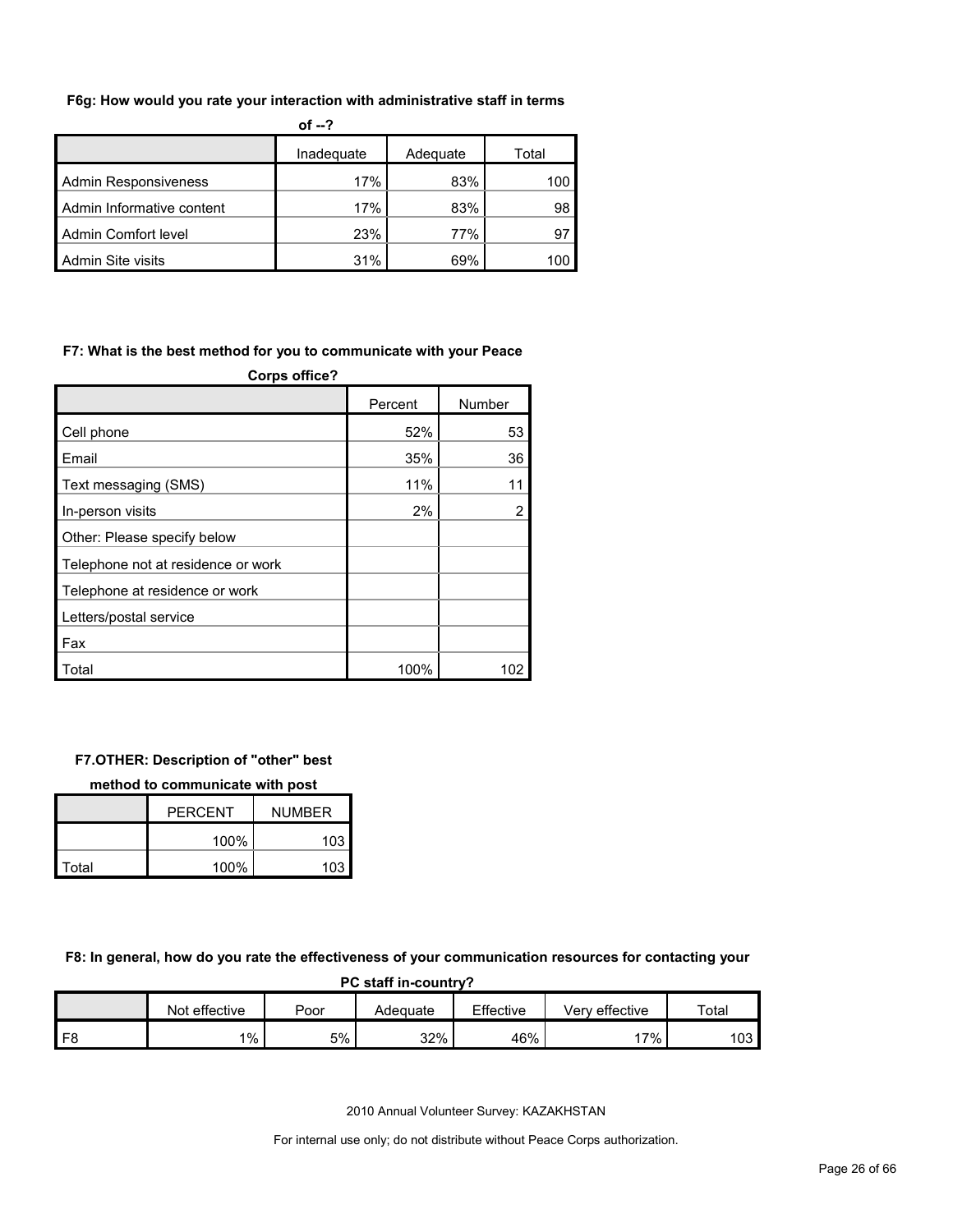**F6g: How would you rate your interaction with administrative staff in terms of --?**

| | Inadequate | Adequate | Total |
|---|---|---|---|
| Admin Responsiveness | 17% | 83% | 100 |
| Admin Informative content | 17% | 83% | 98 |
| Admin Comfort level | 23% | 77% | 97 |
| Admin Site visits | 31% | 69% | 100 |

**F7: What is the best method for you to communicate with your Peace Corps office?**

| | Percent | Number |
|---|---|---|
| Cell phone | 52% | 53 |
| Email | 35% | 36 |
| Text messaging (SMS) | 11% | 11 |
| In-person visits | 2% | 2 |
| Other: Please specify below | | |
| Telephone not at residence or work | | |
| Telephone at residence or work | | |
| Letters/postal service | | |
| Fax | | |
| Total | 100% | 102 |

**F7.OTHER: Description of "other" best method to communicate with post**

| | PERCENT | NUMBER |
|---|---|---|
| | 100% | 103 |
| Total | 100% | 103 |

**F8: In general, how do you rate the effectiveness of your communication resources for contacting your PC staff in-country?**

| | Not effective | Poor | Adequate | Effective | Very effective | Total |
|---|---|---|---|---|---|---|
| F8 | 1% | 5% | 32% | 46% | 17% | 103 |

2010 Annual Volunteer Survey: KAZAKHSTAN

For internal use only; do not distribute without Peace Corps authorization.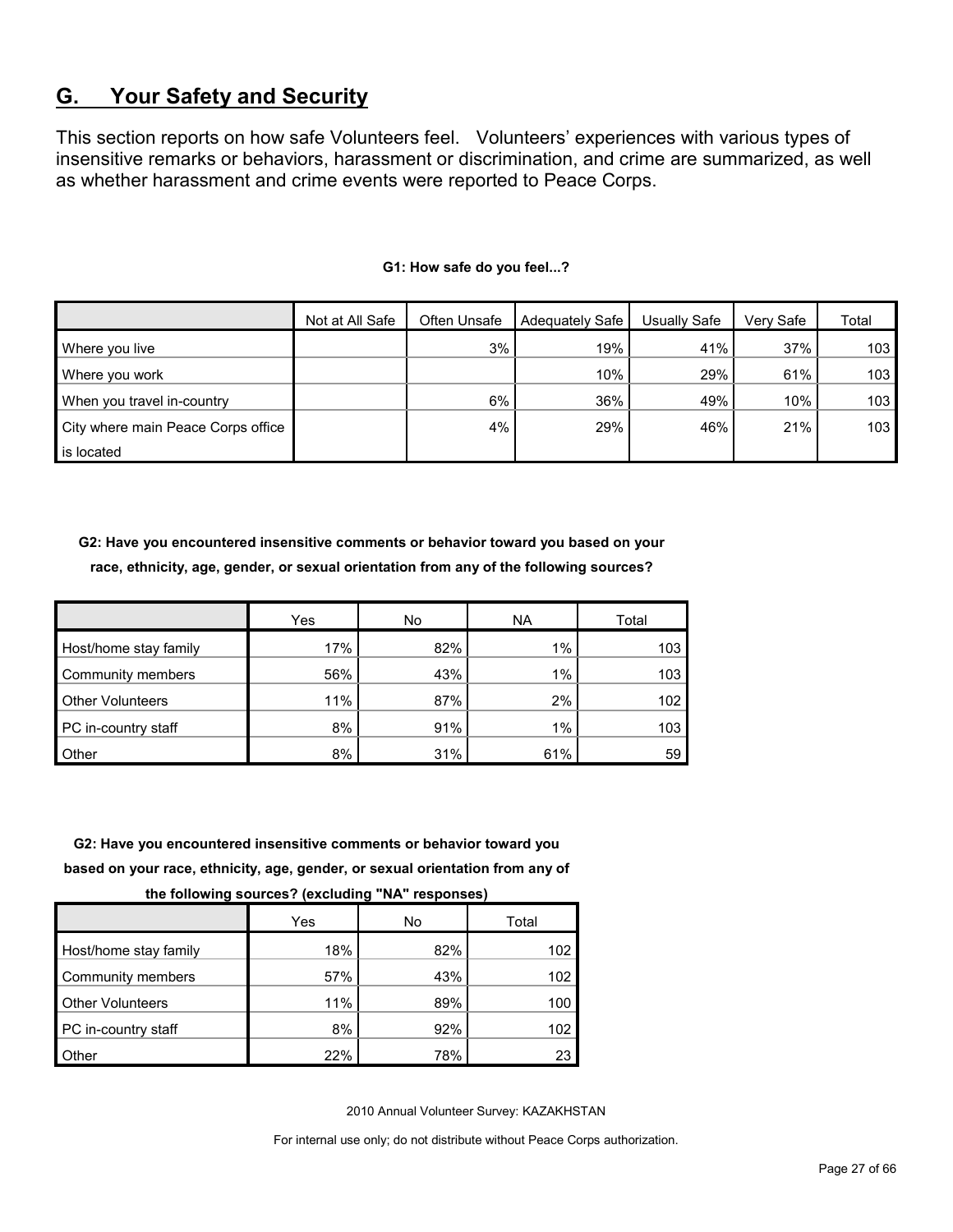## G. Your Safety and Security

This section reports on how safe Volunteers feel. Volunteers' experiences with various types of insensitive remarks or behaviors, harassment or discrimination, and crime are summarized, as well as whether harassment and crime events were reported to Peace Corps.

**G1: How safe do you feel...?**

| | Not at All Safe | Often Unsafe | Adequately Safe | Usually Safe | Very Safe | Total |
|---|---|---|---|---|---|---|
| Where you live | | 3% | 19% | 41% | 37% | 103 |
| Where you work | | | 10% | 29% | 61% | 103 |
| When you travel in-country | | 6% | 36% | 49% | 10% | 103 |
| City where main Peace Corps office is located | | 4% | 29% | 46% | 21% | 103 |

**G2: Have you encountered insensitive comments or behavior toward you based on your race, ethnicity, age, gender, or sexual orientation from any of the following sources?**

| | Yes | No | NA | Total |
|---|---|---|---|---|
| Host/home stay family | 17% | 82% | 1% | 103 |
| Community members | 56% | 43% | 1% | 103 |
| Other Volunteers | 11% | 87% | 2% | 102 |
| PC in-country staff | 8% | 91% | 1% | 103 |
| Other | 8% | 31% | 61% | 59 |

**G2: Have you encountered insensitive comments or behavior toward you based on your race, ethnicity, age, gender, or sexual orientation from any of the following sources? (excluding "NA" responses)**

| | Yes | No | Total |
|---|---|---|---|
| Host/home stay family | 18% | 82% | 102 |
| Community members | 57% | 43% | 102 |
| Other Volunteers | 11% | 89% | 100 |
| PC in-country staff | 8% | 92% | 102 |
| Other | 22% | 78% | 23 |

2010 Annual Volunteer Survey: KAZAKHSTAN

For internal use only; do not distribute without Peace Corps authorization.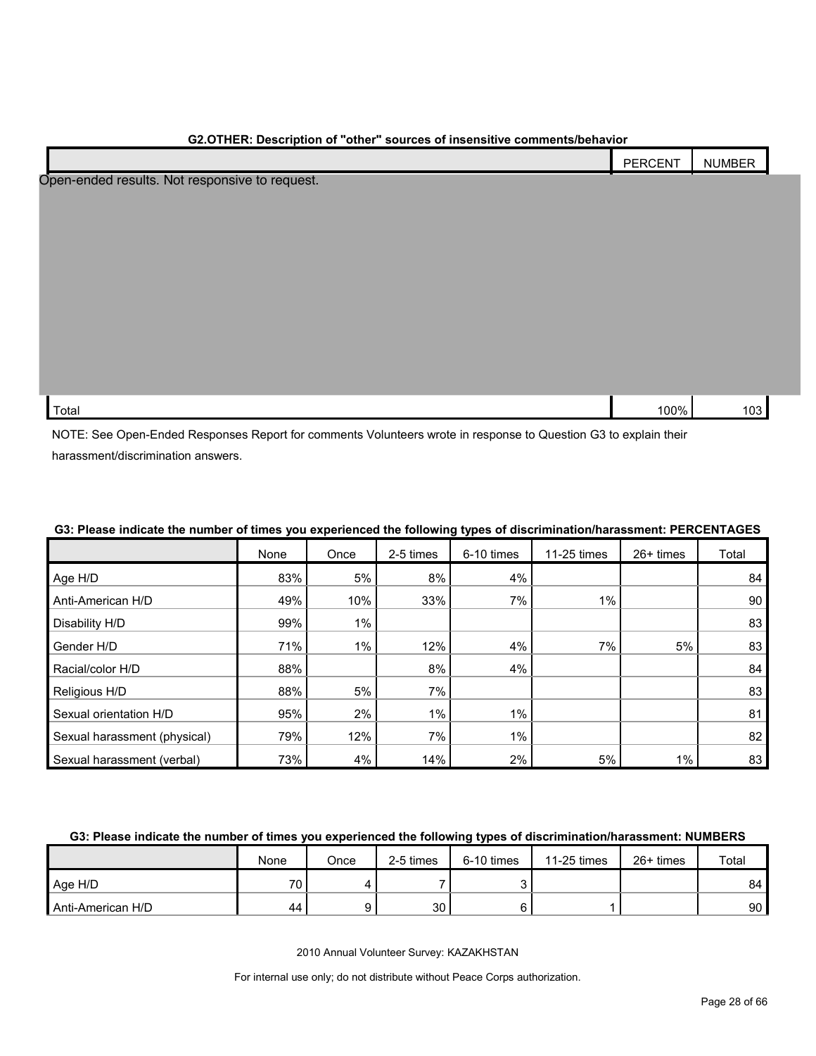**G2.OTHER: Description of "other" sources of insensitive comments/behavior**

| | PERCENT | NUMBER |
|---|---|---|
| Open-ended results. Not responsive to request. | | |
| Total | 100% | 103 |

NOTE: See Open-Ended Responses Report for comments Volunteers wrote in response to Question G3 to explain their harassment/discrimination answers.

**G3: Please indicate the number of times you experienced the following types of discrimination/harassment: PERCENTAGES**

| | None | Once | 2-5 times | 6-10 times | 11-25 times | 26+ times | Total |
|---|---|---|---|---|---|---|---|
| Age H/D | 83% | 5% | 8% | 4% | | | 84 |
| Anti-American H/D | 49% | 10% | 33% | 7% | 1% | | 90 |
| Disability H/D | 99% | 1% | | | | | 83 |
| Gender H/D | 71% | 1% | 12% | 4% | 7% | 5% | 83 |
| Racial/color H/D | 88% | | 8% | 4% | | | 84 |
| Religious H/D | 88% | 5% | 7% | | | | 83 |
| Sexual orientation H/D | 95% | 2% | 1% | 1% | | | 81 |
| Sexual harassment (physical) | 79% | 12% | 7% | 1% | | | 82 |
| Sexual harassment (verbal) | 73% | 4% | 14% | 2% | 5% | 1% | 83 |

**G3: Please indicate the number of times you experienced the following types of discrimination/harassment: NUMBERS**

| | None | Once | 2-5 times | 6-10 times | 11-25 times | 26+ times | Total |
|---|---|---|---|---|---|---|---|
| Age H/D | 70 | 4 | 7 | 3 | | | 84 |
| Anti-American H/D | 44 | 9 | 30 | 6 | 1 | | 90 |

2010 Annual Volunteer Survey: KAZAKHSTAN

For internal use only; do not distribute without Peace Corps authorization.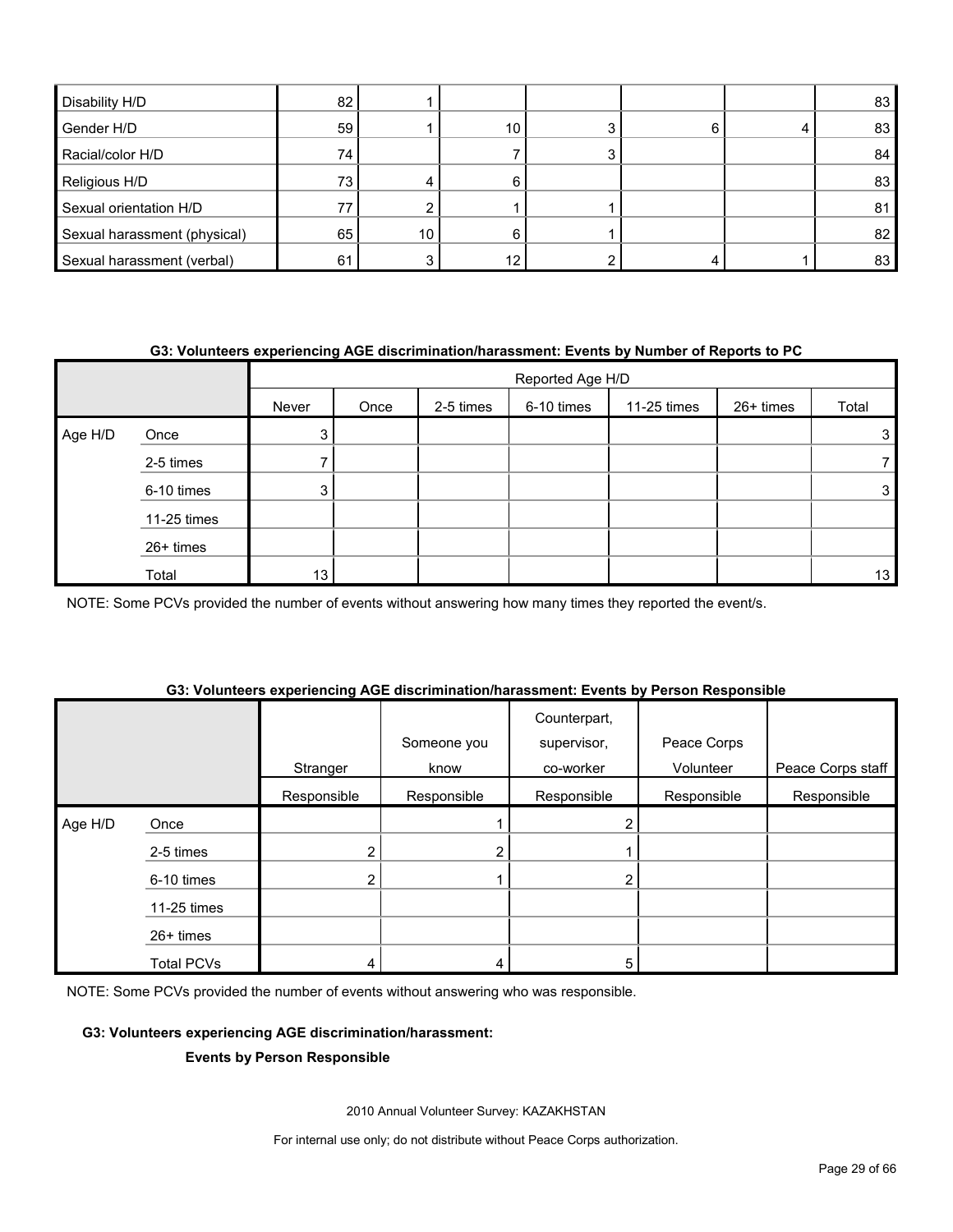| | | | | | | | |
|---|---|---|---|---|---|---|---|
| Disability H/D | 82 | 1 | | | | | 83 |
| Gender H/D | 59 | 1 | 10 | 3 | 6 | 4 | 83 |
| Racial/color H/D | 74 | | 7 | 3 | | | 84 |
| Religious H/D | 73 | 4 | 6 | | | | 83 |
| Sexual orientation H/D | 77 | 2 | 1 | 1 | | | 81 |
| Sexual harassment (physical) | 65 | 10 | 6 | 1 | | | 82 |
| Sexual harassment (verbal) | 61 | 3 | 12 | 2 | 4 | 1 | 83 |

**G3: Volunteers experiencing AGE discrimination/harassment: Events by Number of Reports to PC**

| | | Reported Age H/D | | | | | | |
|---|---|---|---|---|---|---|---|---|
| | | Never | Once | 2-5 times | 6-10 times | 11-25 times | 26+ times | Total |
| Age H/D | Once | 3 | | | | | | 3 |
| | 2-5 times | 7 | | | | | | 7 |
| | 6-10 times | 3 | | | | | | 3 |
| | 11-25 times | | | | | | | |
| | 26+ times | | | | | | | |
| | Total | 13 | | | | | | 13 |

NOTE: Some PCVs provided the number of events without answering how many times they reported the event/s.

**G3: Volunteers experiencing AGE discrimination/harassment: Events by Person Responsible**

| | | Stranger | Someone you know | Counterpart, supervisor, co-worker | Peace Corps Volunteer | Peace Corps staff |
|---|---|---|---|---|---|---|
| | | Responsible | Responsible | Responsible | Responsible | Responsible |
| Age H/D | Once | | 1 | 2 | | |
| | 2-5 times | 2 | 2 | 1 | | |
| | 6-10 times | 2 | 1 | 2 | | |
| | 11-25 times | | | | | |
| | 26+ times | | | | | |
| | Total PCVs | 4 | 4 | 5 | | |

NOTE: Some PCVs provided the number of events without answering who was responsible.

**G3: Volunteers experiencing AGE discrimination/harassment:**

**Events by Person Responsible**

2010 Annual Volunteer Survey: KAZAKHSTAN

For internal use only; do not distribute without Peace Corps authorization.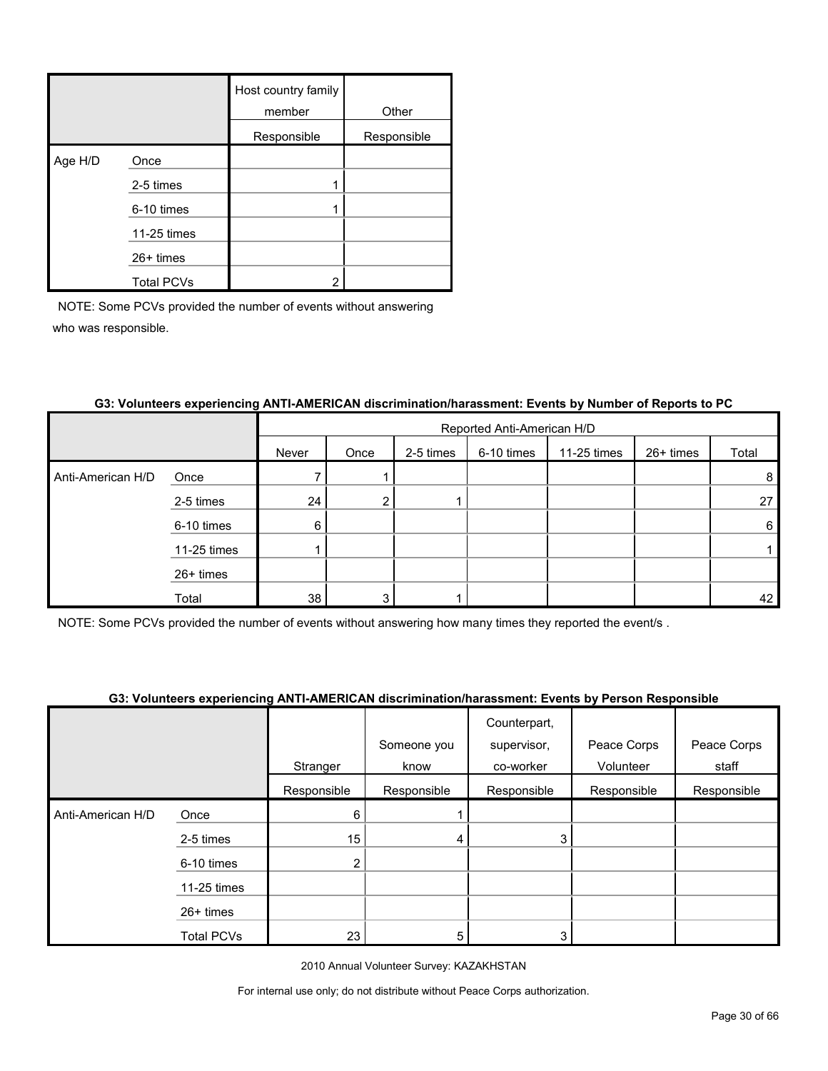| | | Host country family member | Other |
|---|---|---|---|
| | | Responsible | Responsible |
| Age H/D | Once | | |
| | 2-5 times | 1 | |
| | 6-10 times | 1 | |
| | 11-25 times | | |
| | 26+ times | | |
| | Total PCVs | 2 | |

NOTE: Some PCVs provided the number of events without answering who was responsible.

**G3: Volunteers experiencing ANTI-AMERICAN discrimination/harassment: Events by Number of Reports to PC**

| | | Reported Anti-American H/D | | | | | | |
|---|---|---|---|---|---|---|---|---|
| | | Never | Once | 2-5 times | 6-10 times | 11-25 times | 26+ times | Total |
| Anti-American H/D | Once | 7 | 1 | | | | | 8 |
| | 2-5 times | 24 | 2 | 1 | | | | 27 |
| | 6-10 times | 6 | | | | | | 6 |
| | 11-25 times | 1 | | | | | | 1 |
| | 26+ times | | | | | | | |
| | Total | 38 | 3 | 1 | | | | 42 |

NOTE: Some PCVs provided the number of events without answering how many times they reported the event/s .

**G3: Volunteers experiencing ANTI-AMERICAN discrimination/harassment: Events by Person Responsible**

| | | Stranger | Someone you know | Counterpart, supervisor, co-worker | Peace Corps Volunteer | Peace Corps staff |
|---|---|---|---|---|---|---|
| | | Responsible | Responsible | Responsible | Responsible | Responsible |
| Anti-American H/D | Once | 6 | 1 | | | |
| | 2-5 times | 15 | 4 | 3 | | |
| | 6-10 times | 2 | | | | |
| | 11-25 times | | | | | |
| | 26+ times | | | | | |
| | Total PCVs | 23 | 5 | 3 | | |

2010 Annual Volunteer Survey: KAZAKHSTAN

For internal use only; do not distribute without Peace Corps authorization.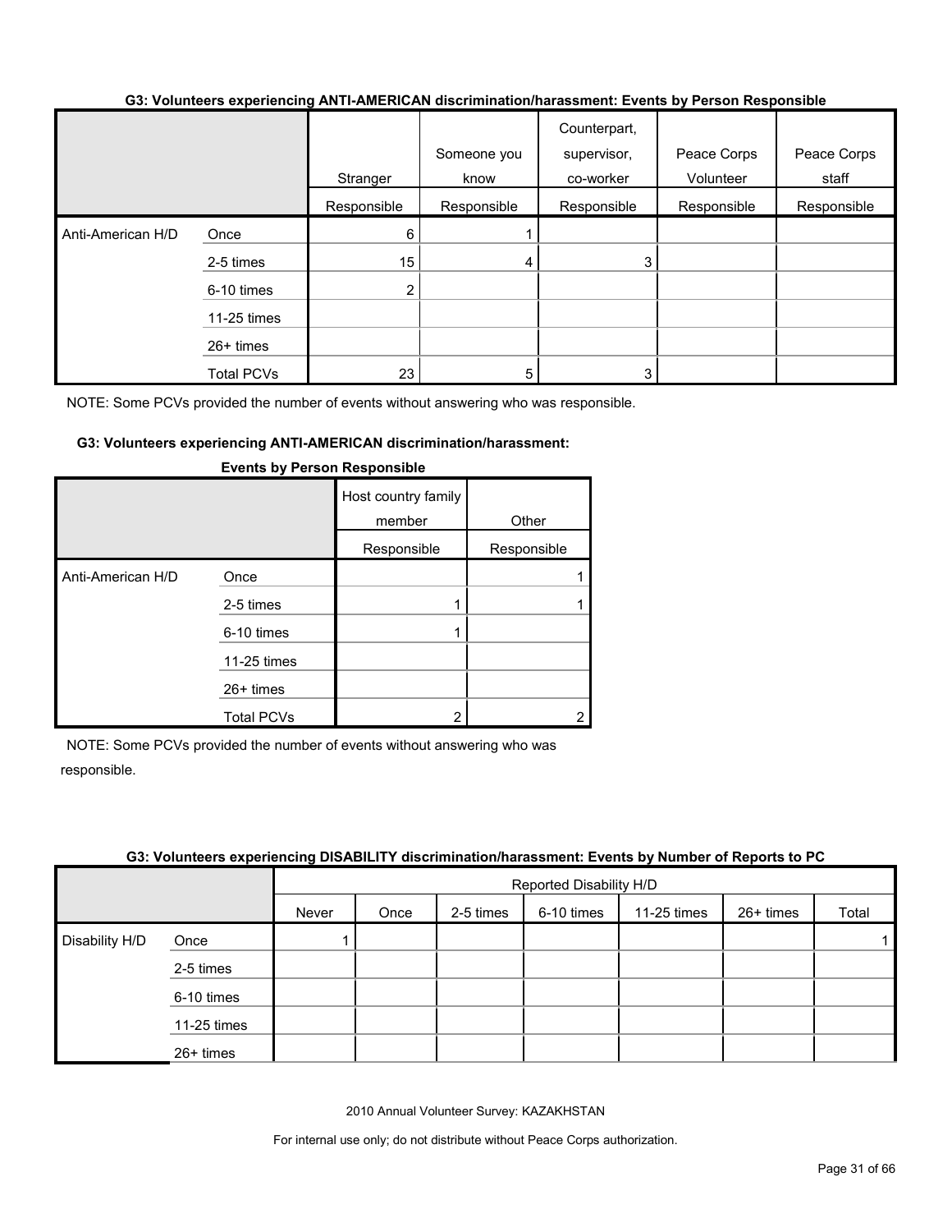#### G3: Volunteers experiencing ANTI-AMERICAN discrimination/harassment: Events by Person Responsible

| | | Stranger | Someone you know | Counterpart, supervisor, co-worker | Peace Corps Volunteer | Peace Corps staff |
|---|---|---|---|---|---|---|
| | | Responsible | Responsible | Responsible | Responsible | Responsible |
| Anti-American H/D | Once | 6 | 1 | | | |
| | 2-5 times | 15 | 4 | 3 | | |
| | 6-10 times | 2 | | | | |
| | 11-25 times | | | | | |
| | 26+ times | | | | | |
| | Total PCVs | 23 | 5 | 3 | | |

NOTE: Some PCVs provided the number of events without answering who was responsible.

#### G3: Volunteers experiencing ANTI-AMERICAN discrimination/harassment: Events by Person Responsible

| | | Host country family member | Other |
|---|---|---|---|
| | | Responsible | Responsible |
| Anti-American H/D | Once | | 1 |
| | 2-5 times | 1 | 1 |
| | 6-10 times | 1 | |
| | 11-25 times | | |
| | 26+ times | | |
| | Total PCVs | 2 | 2 |

NOTE: Some PCVs provided the number of events without answering who was responsible.

#### G3: Volunteers experiencing DISABILITY discrimination/harassment: Events by Number of Reports to PC

| | | Reported Disability H/D | | | | | | |
|---|---|---|---|---|---|---|---|---|
| | | Never | Once | 2-5 times | 6-10 times | 11-25 times | 26+ times | Total |
| Disability H/D | Once | 1 | | | | | | 1 |
| | 2-5 times | | | | | | | |
| | 6-10 times | | | | | | | |
| | 11-25 times | | | | | | | |
| | 26+ times | | | | | | | |

2010 Annual Volunteer Survey: KAZAKHSTAN

For internal use only; do not distribute without Peace Corps authorization.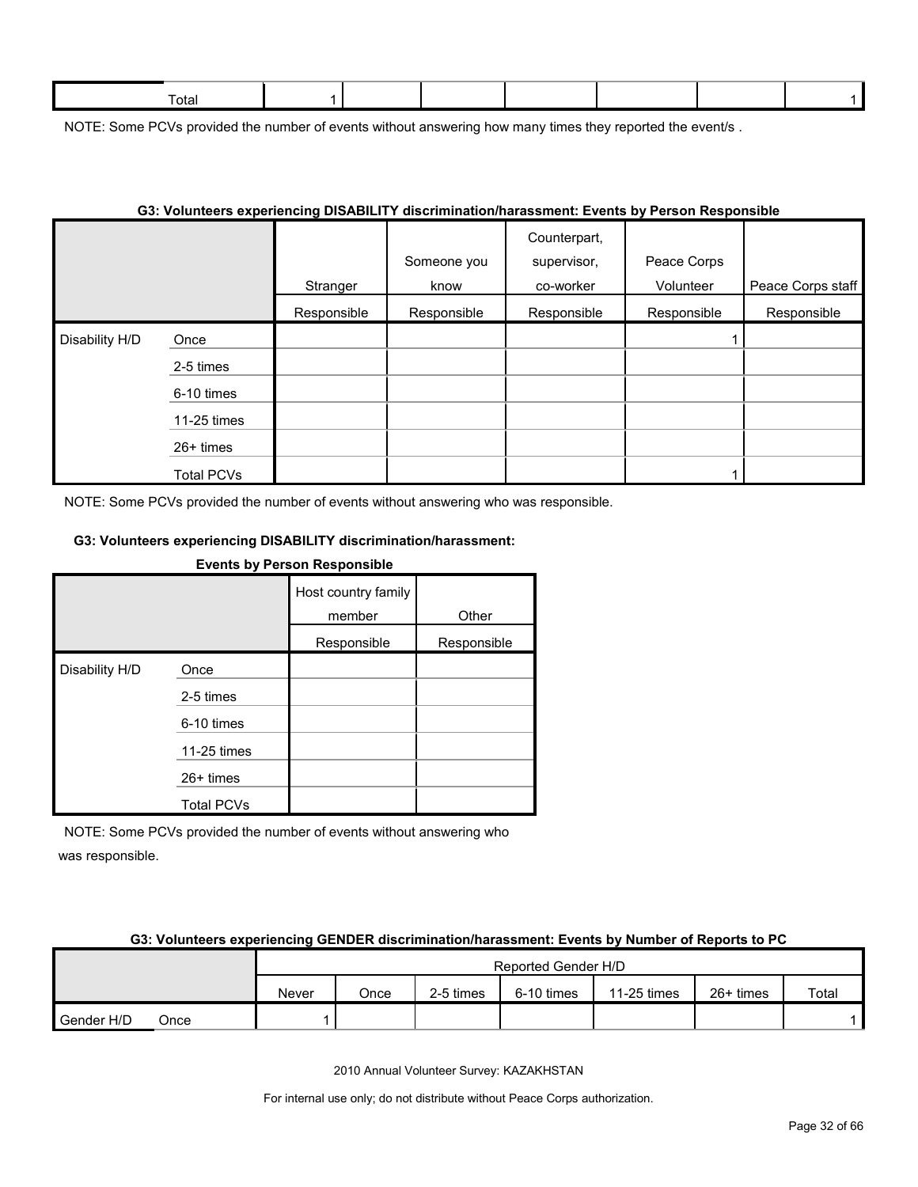| Total | 1 | | | | | | 1 |
|---|---|---|---|---|---|---|---|

NOTE: Some PCVs provided the number of events without answering how many times they reported the event/s .

**G3: Volunteers experiencing DISABILITY discrimination/harassment: Events by Person Responsible**

| | | Stranger | Someone you know | Counterpart, supervisor, co-worker | Peace Corps Volunteer | Peace Corps staff |
|---|---|---|---|---|---|---|
| | | Responsible | Responsible | Responsible | Responsible | Responsible |
| Disability H/D | Once | | | | 1 | |
| | 2-5 times | | | | | |
| | 6-10 times | | | | | |
| | 11-25 times | | | | | |
| | 26+ times | | | | | |
| | Total PCVs | | | | 1 | |

NOTE: Some PCVs provided the number of events without answering who was responsible.

**G3: Volunteers experiencing DISABILITY discrimination/harassment: Events by Person Responsible**

| | | Host country family member | Other |
|---|---|---|---|
| | | Responsible | Responsible |
| Disability H/D | Once | | |
| | 2-5 times | | |
| | 6-10 times | | |
| | 11-25 times | | |
| | 26+ times | | |
| | Total PCVs | | |

NOTE: Some PCVs provided the number of events without answering who was responsible.

**G3: Volunteers experiencing GENDER discrimination/harassment: Events by Number of Reports to PC**

| | | Reported Gender H/D | | | | | | |
|---|---|---|---|---|---|---|---|---|
| | | Never | Once | 2-5 times | 6-10 times | 11-25 times | 26+ times | Total |
| Gender H/D | Once | 1 | | | | | | 1 |

2010 Annual Volunteer Survey: KAZAKHSTAN

For internal use only; do not distribute without Peace Corps authorization.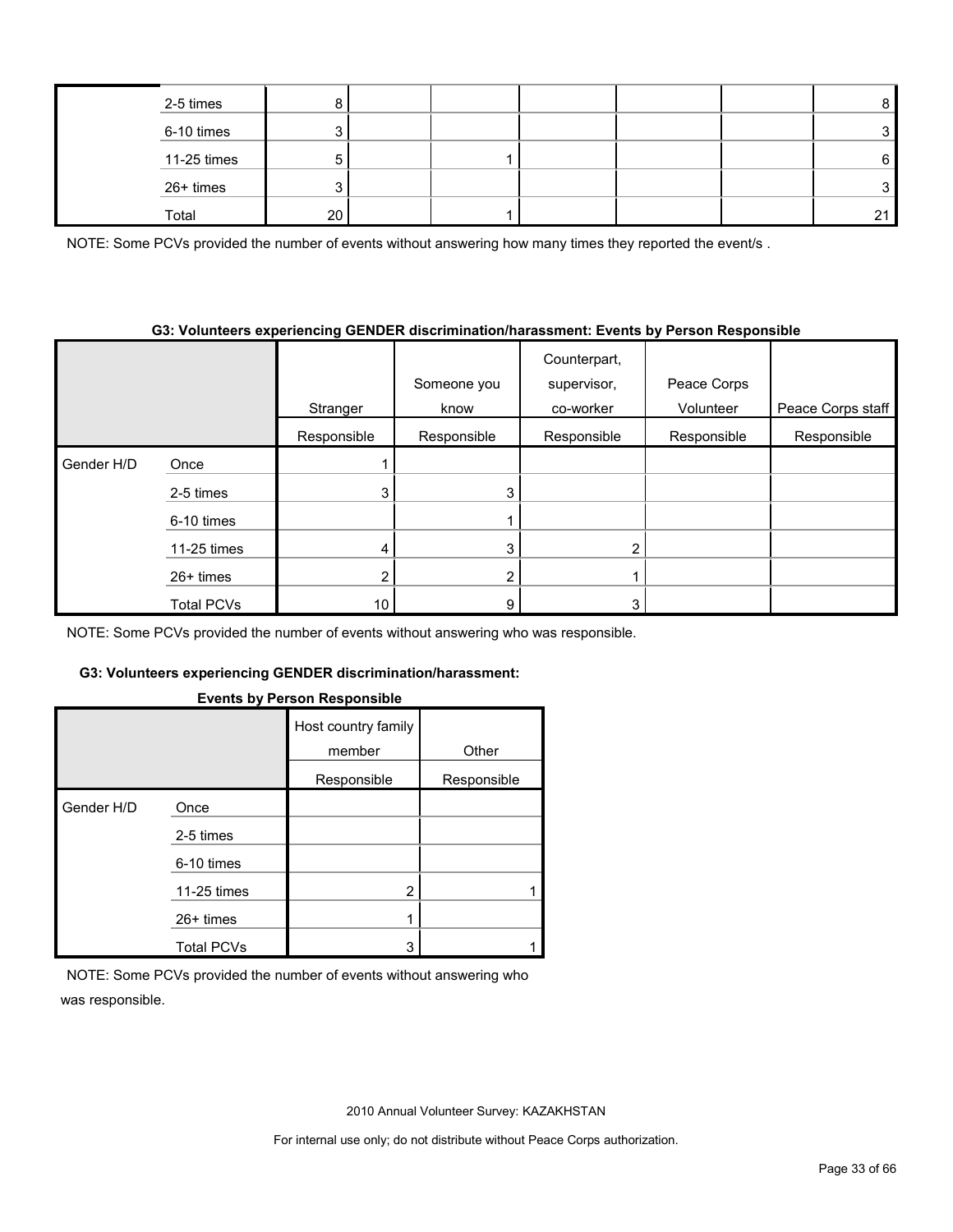| | | | | | | | | |
|---|---|---|---|---|---|---|---|---|
| | 2-5 times | 8 | | | | | | 8 |
| | 6-10 times | 3 | | | | | | 3 |
| | 11-25 times | 5 | | 1 | | | | 6 |
| | 26+ times | 3 | | | | | | 3 |
| | Total | 20 | | 1 | | | | 21 |

NOTE: Some PCVs provided the number of events without answering how many times they reported the event/s .

**G3: Volunteers experiencing GENDER discrimination/harassment: Events by Person Responsible**

| | | Stranger | Someone you know | Counterpart, supervisor, co-worker | Peace Corps Volunteer | Peace Corps staff |
|---|---|---|---|---|---|---|
| | | Responsible | Responsible | Responsible | Responsible | Responsible |
| Gender H/D | Once | 1 | | | | |
| | 2-5 times | 3 | 3 | | | |
| | 6-10 times | | 1 | | | |
| | 11-25 times | 4 | 3 | 2 | | |
| | 26+ times | 2 | 2 | 1 | | |
| | Total PCVs | 10 | 9 | 3 | | |

NOTE: Some PCVs provided the number of events without answering who was responsible.

**G3: Volunteers experiencing GENDER discrimination/harassment: Events by Person Responsible**

| | | Host country family member | Other |
|---|---|---|---|
| | | Responsible | Responsible |
| Gender H/D | Once | | |
| | 2-5 times | | |
| | 6-10 times | | |
| | 11-25 times | 2 | 1 |
| | 26+ times | 1 | |
| | Total PCVs | 3 | 1 |

NOTE: Some PCVs provided the number of events without answering who was responsible.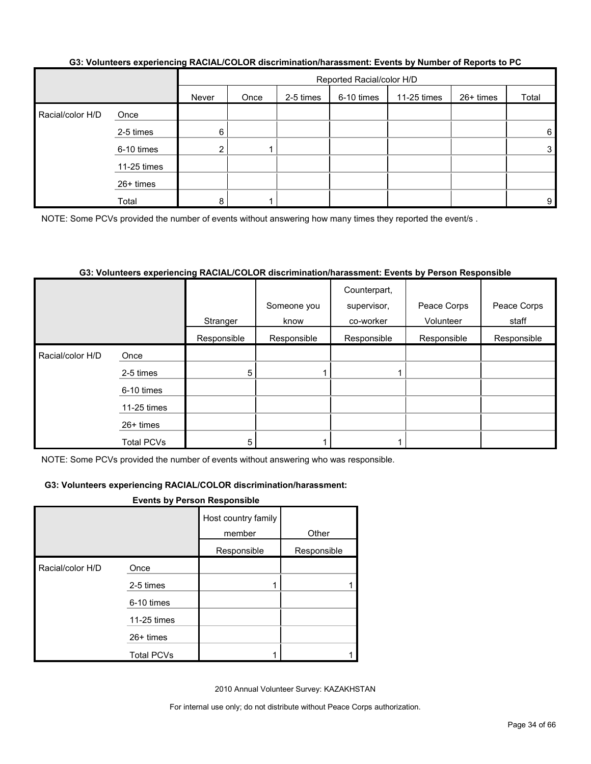**G3: Volunteers experiencing RACIAL/COLOR discrimination/harassment: Events by Number of Reports to PC**

| | | Reported Racial/color H/D | | | | | | |
|---|---|---|---|---|---|---|---|---|
| | | Never | Once | 2-5 times | 6-10 times | 11-25 times | 26+ times | Total |
| Racial/color H/D | Once | | | | | | | |
| | 2-5 times | 6 | | | | | | 6 |
| | 6-10 times | 2 | 1 | | | | | 3 |
| | 11-25 times | | | | | | | |
| | 26+ times | | | | | | | |
| | Total | 8 | 1 | | | | | 9 |

NOTE: Some PCVs provided the number of events without answering how many times they reported the event/s .

**G3: Volunteers experiencing RACIAL/COLOR discrimination/harassment: Events by Person Responsible**

| | | Stranger | Someone you know | Counterpart, supervisor, co-worker | Peace Corps Volunteer | Peace Corps staff |
|---|---|---|---|---|---|---|
| | | Responsible | Responsible | Responsible | Responsible | Responsible |
| Racial/color H/D | Once | | | | | |
| | 2-5 times | 5 | 1 | 1 | | |
| | 6-10 times | | | | | |
| | 11-25 times | | | | | |
| | 26+ times | | | | | |
| | Total PCVs | 5 | 1 | 1 | | |

NOTE: Some PCVs provided the number of events without answering who was responsible.

**G3: Volunteers experiencing RACIAL/COLOR discrimination/harassment: Events by Person Responsible**

| | | Host country family member | Other |
|---|---|---|---|
| | | Responsible | Responsible |
| Racial/color H/D | Once | | |
| | 2-5 times | 1 | 1 |
| | 6-10 times | | |
| | 11-25 times | | |
| | 26+ times | | |
| | Total PCVs | 1 | 1 |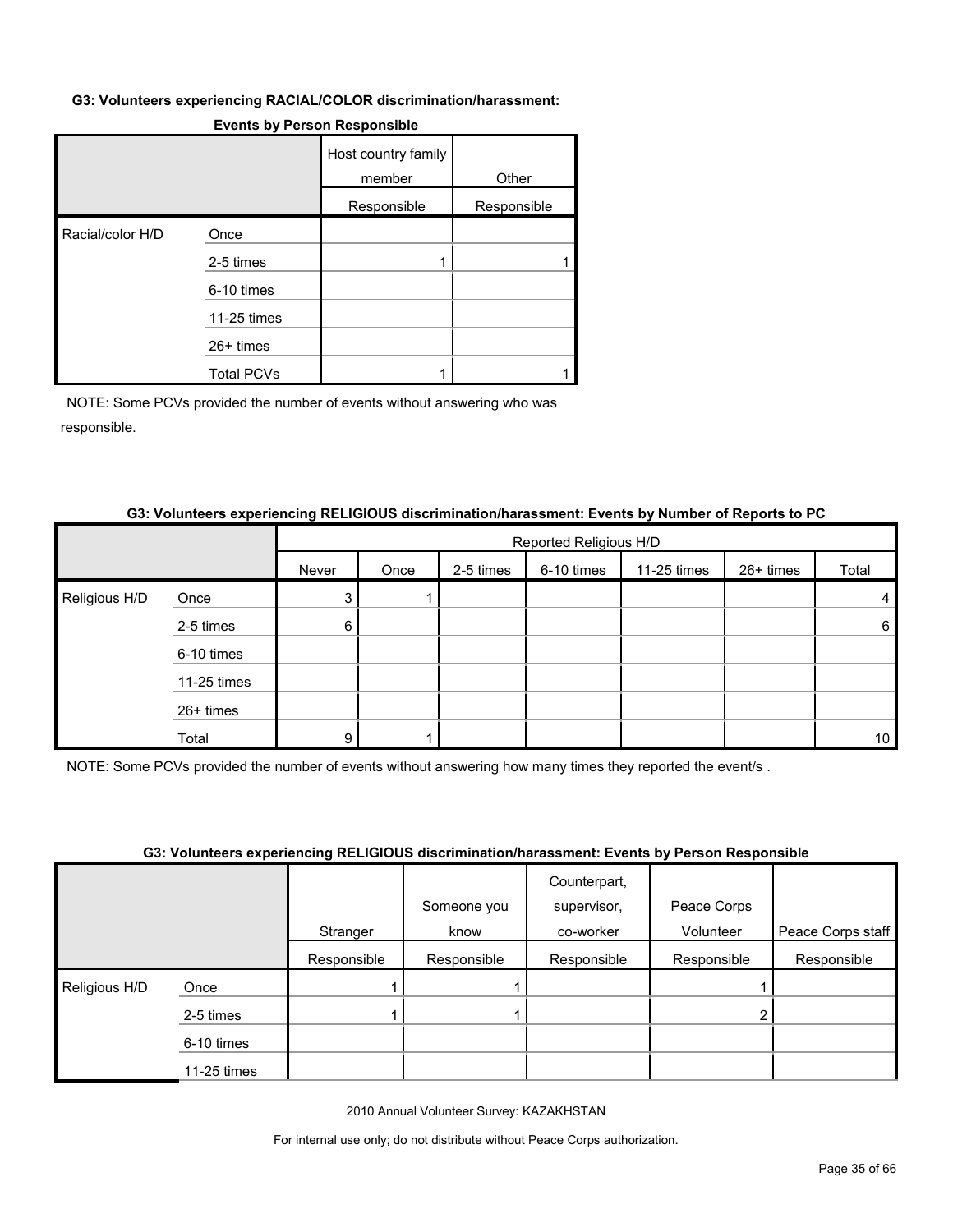**G3: Volunteers experiencing RACIAL/COLOR discrimination/harassment:**

**Events by Person Responsible**

| | | Host country family member | Other |
|---|---|---|---|
| | | Responsible | Responsible |
| Racial/color H/D | Once | | |
| | 2-5 times | 1 | 1 |
| | 6-10 times | | |
| | 11-25 times | | |
| | 26+ times | | |
| | Total PCVs | 1 | 1 |

NOTE: Some PCVs provided the number of events without answering who was responsible.

**G3: Volunteers experiencing RELIGIOUS discrimination/harassment: Events by Number of Reports to PC**

| | | Reported Religious H/D | | | | | | |
|---|---|---|---|---|---|---|---|---|
| | | Never | Once | 2-5 times | 6-10 times | 11-25 times | 26+ times | Total |
| Religious H/D | Once | 3 | 1 | | | | | 4 |
| | 2-5 times | 6 | | | | | | 6 |
| | 6-10 times | | | | | | | |
| | 11-25 times | | | | | | | |
| | 26+ times | | | | | | | |
| | Total | 9 | 1 | | | | | 10 |

NOTE: Some PCVs provided the number of events without answering how many times they reported the event/s .

**G3: Volunteers experiencing RELIGIOUS discrimination/harassment: Events by Person Responsible**

| | | Stranger | Someone you know | Counterpart, supervisor, co-worker | Peace Corps Volunteer | Peace Corps staff |
|---|---|---|---|---|---|---|
| | | Responsible | Responsible | Responsible | Responsible | Responsible |
| Religious H/D | Once | 1 | 1 | | 1 | |
| | 2-5 times | 1 | 1 | | 2 | |
| | 6-10 times | | | | | |
| | 11-25 times | | | | | |

2010 Annual Volunteer Survey: KAZAKHSTAN

For internal use only; do not distribute without Peace Corps authorization.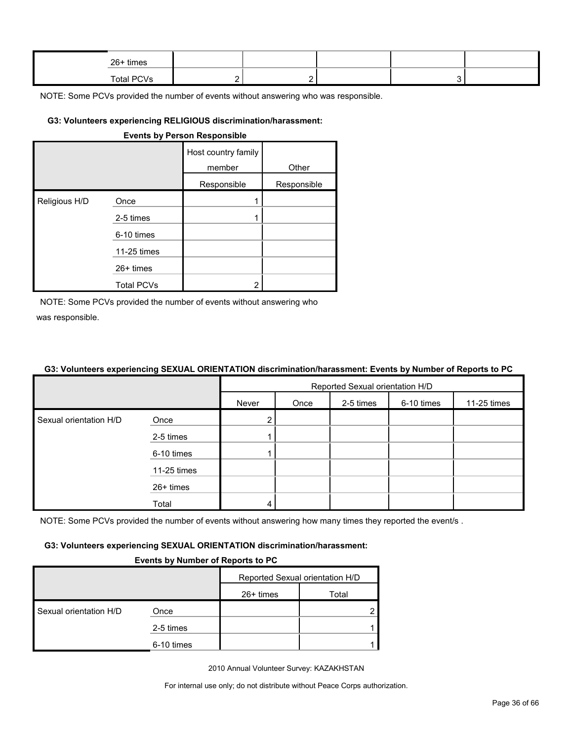| | | | | | | |
|---|---|---|---|---|---|---|
| | 26+ times | | | | | |
| | Total PCVs | 2 | 2 | | 3 | |

NOTE: Some PCVs provided the number of events without answering who was responsible.

**G3: Volunteers experiencing RELIGIOUS discrimination/harassment: Events by Person Responsible**

| | | Host country family member Responsible | Other Responsible |
|---|---|---|---|
| Religious H/D | Once | 1 | |
| | 2-5 times | 1 | |
| | 6-10 times | | |
| | 11-25 times | | |
| | 26+ times | | |
| | Total PCVs | 2 | |

NOTE: Some PCVs provided the number of events without answering who was responsible.

**G3: Volunteers experiencing SEXUAL ORIENTATION discrimination/harassment: Events by Number of Reports to PC**

| | | Reported Sexual orientation H/D | | | | | | |
|---|---|---|---|---|---|---|---|---|
| | | Never | Once | 2-5 times | 6-10 times | 11-25 times | 26+ times | Total |
| Sexual orientation H/D | Once | 2 | | | | | | 2 |
| | 2-5 times | 1 | | | | | | 1 |
| | 6-10 times | 1 | | | | | | 1 |
| | 11-25 times | | | | | | | |
| | 26+ times | | | | | | | |
| | Total | 4 | | | | | | |

NOTE: Some PCVs provided the number of events without answering how many times they reported the event/s .

2010 Annual Volunteer Survey: KAZAKHSTAN

For internal use only; do not distribute without Peace Corps authorization.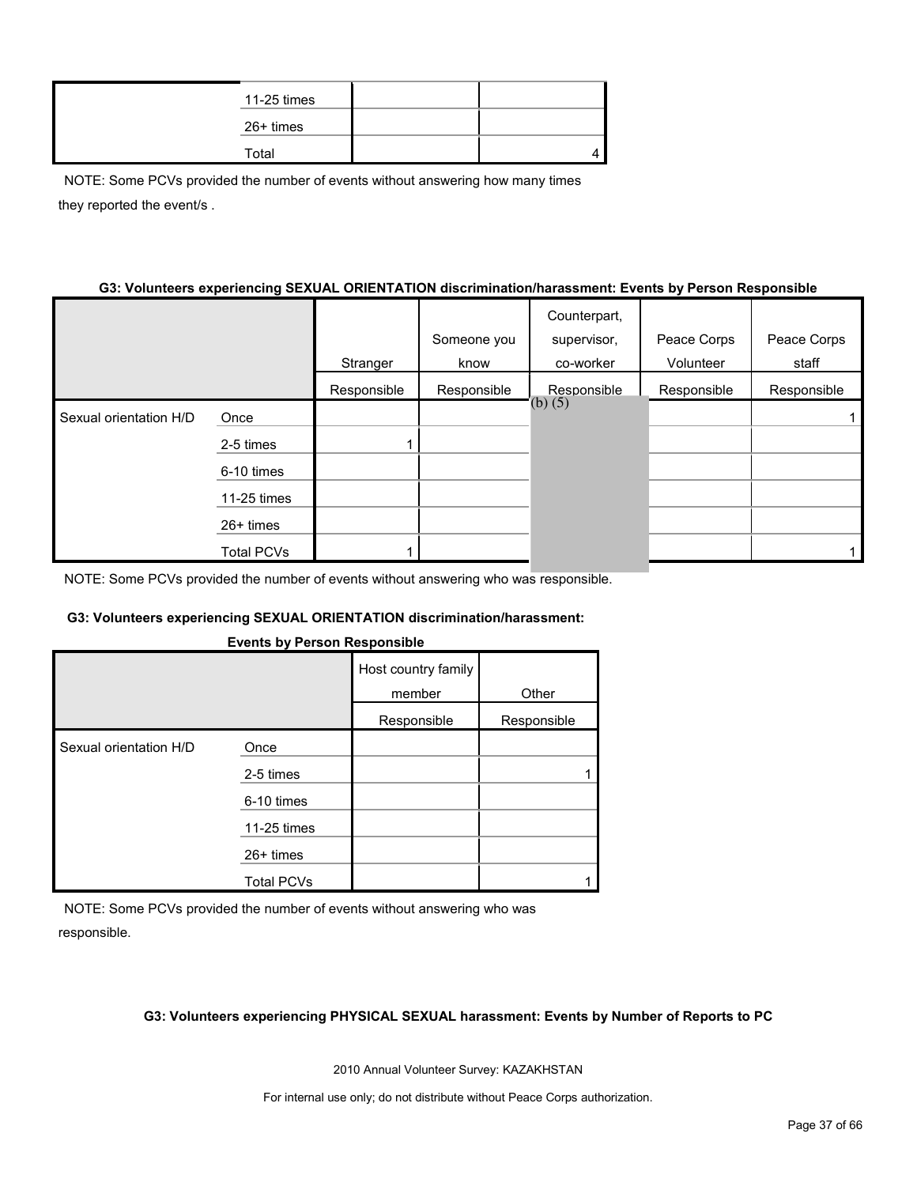| | | | |
|---|---|---|---|
| | 11-25 times | | |
| | 26+ times | | |
| | Total | | 4 |

NOTE: Some PCVs provided the number of events without answering how many times they reported the event/s .

**G3: Volunteers experiencing SEXUAL ORIENTATION discrimination/harassment: Events by Person Responsible**

| | | Stranger | Someone you know | Counterpart, supervisor, co-worker | Peace Corps Volunteer | Peace Corps staff |
|---|---|---|---|---|---|---|
| | | Responsible | Responsible | Responsible | Responsible | Responsible |
| Sexual orientation H/D | Once | | | (b) (5) | | 1 |
| | 2-5 times | 1 | | | | |
| | 6-10 times | | | | | |
| | 11-25 times | | | | | |
| | 26+ times | | | | | |
| | Total PCVs | 1 | | | | 1 |

NOTE: Some PCVs provided the number of events without answering who was responsible.

**G3: Volunteers experiencing SEXUAL ORIENTATION discrimination/harassment: Events by Person Responsible**

| | | Host country family member | Other |
|---|---|---|---|
| | | Responsible | Responsible |
| Sexual orientation H/D | Once | | |
| | 2-5 times | | 1 |
| | 6-10 times | | |
| | 11-25 times | | |
| | 26+ times | | |
| | Total PCVs | | 1 |

NOTE: Some PCVs provided the number of events without answering who was responsible.

**G3: Volunteers experiencing PHYSICAL SEXUAL harassment: Events by Number of Reports to PC**

2010 Annual Volunteer Survey: KAZAKHSTAN

For internal use only; do not distribute without Peace Corps authorization.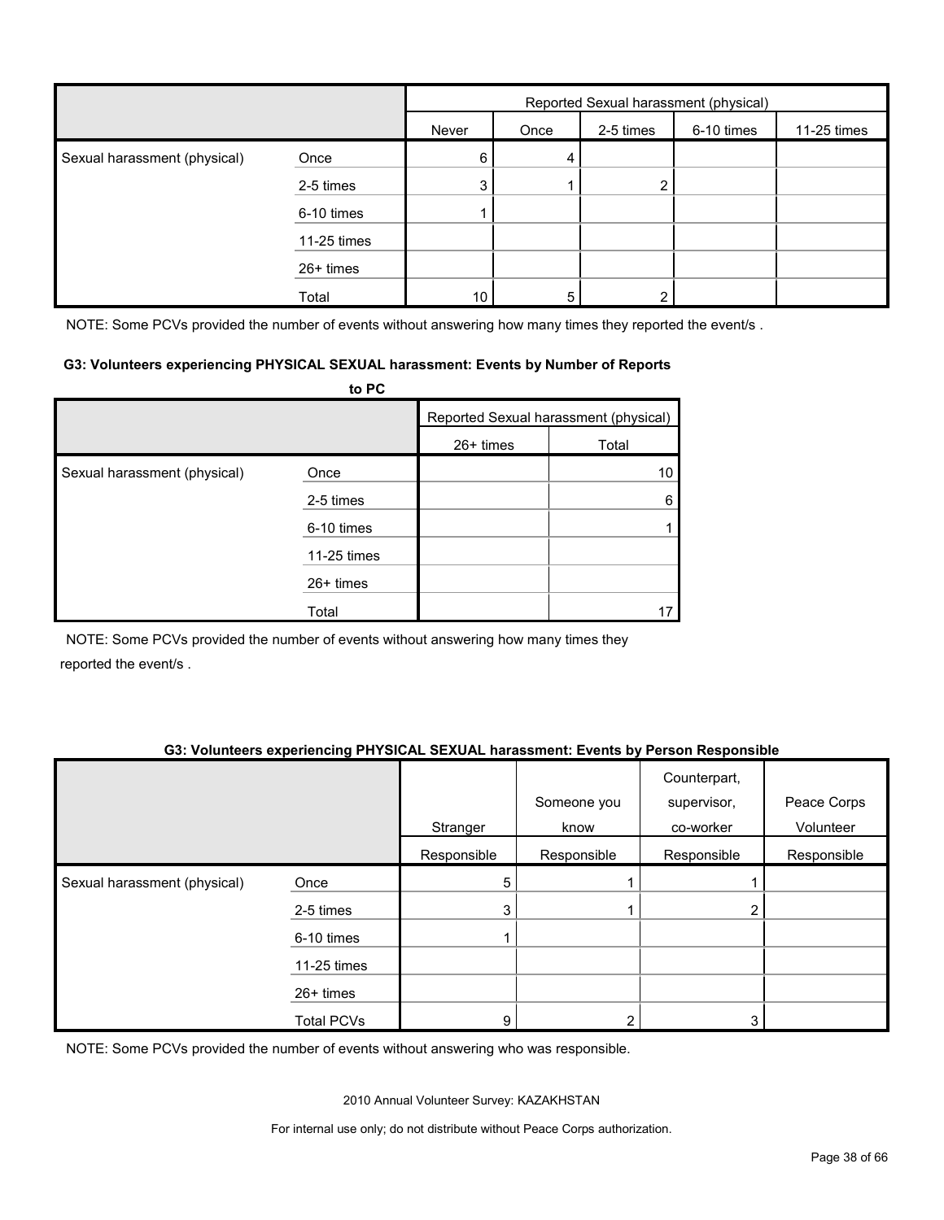| | | Reported Sexual harassment (physical) | | | | |
|---|---|---|---|---|---|---|
| | | Never | Once | 2-5 times | 6-10 times | 11-25 times |
| Sexual harassment (physical) | Once | 6 | 4 | | | |
| | 2-5 times | 3 | 1 | 2 | | |
| | 6-10 times | 1 | | | | |
| | 11-25 times | | | | | |
| | 26+ times | | | | | |
| | Total | 10 | 5 | 2 | | |

NOTE: Some PCVs provided the number of events without answering how many times they reported the event/s .

**G3: Volunteers experiencing PHYSICAL SEXUAL harassment: Events by Number of Reports to PC**

| | | Reported Sexual harassment (physical) | |
|---|---|---|---|
| | | 26+ times | Total |
| Sexual harassment (physical) | Once | | 10 |
| | 2-5 times | | 6 |
| | 6-10 times | | 1 |
| | 11-25 times | | |
| | 26+ times | | |
| | Total | | 17 |

NOTE: Some PCVs provided the number of events without answering how many times they reported the event/s .

**G3: Volunteers experiencing PHYSICAL SEXUAL harassment: Events by Person Responsible**

| | | Stranger | Someone you know | Counterpart, supervisor, co-worker | Peace Corps Volunteer |
|---|---|---|---|---|---|
| | | Responsible | Responsible | Responsible | Responsible |
| Sexual harassment (physical) | Once | 5 | 1 | 1 | |
| | 2-5 times | 3 | 1 | 2 | |
| | 6-10 times | 1 | | | |
| | 11-25 times | | | | |
| | 26+ times | | | | |
| | Total PCVs | 9 | 2 | 3 | |

NOTE: Some PCVs provided the number of events without answering who was responsible.

2010 Annual Volunteer Survey: KAZAKHSTAN

For internal use only; do not distribute without Peace Corps authorization.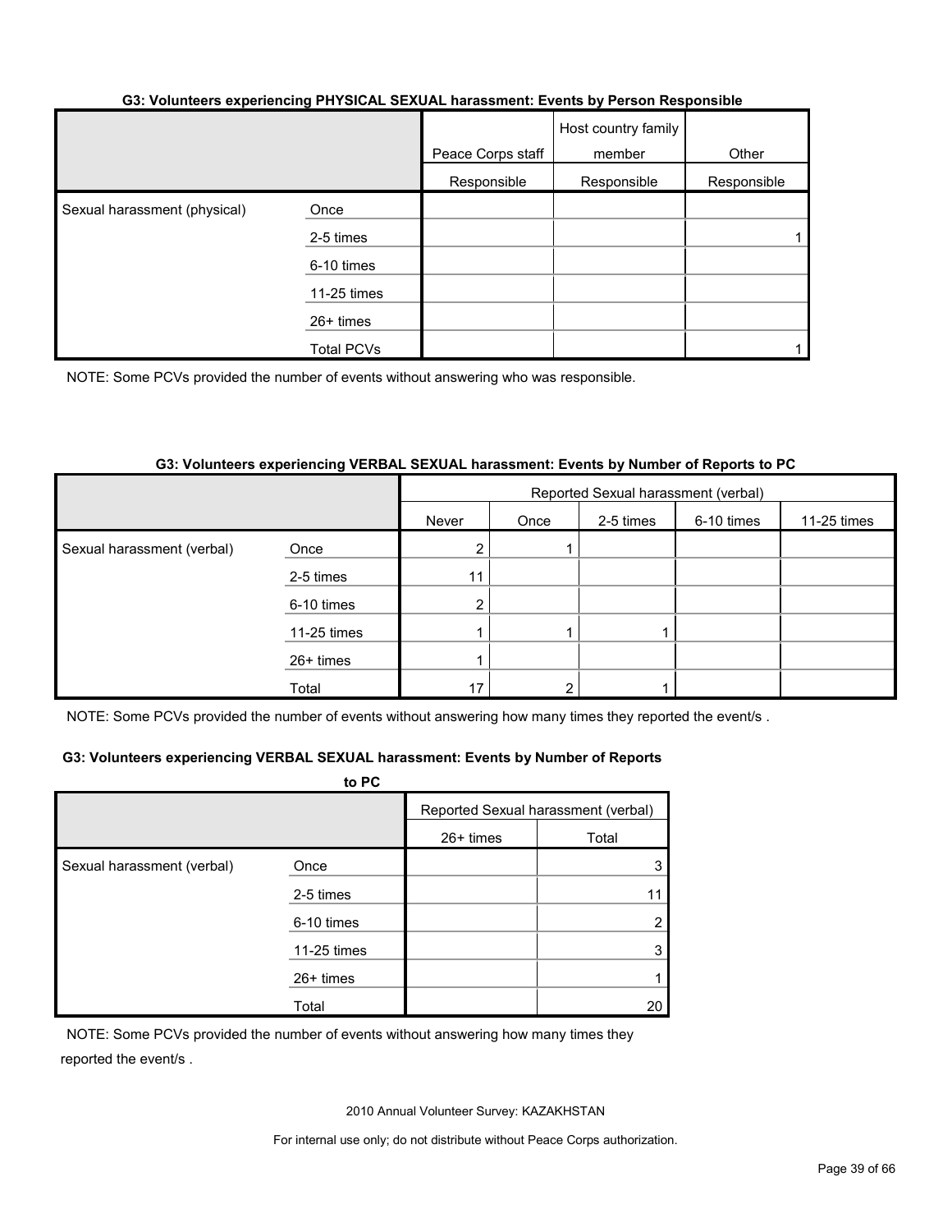**G3: Volunteers experiencing PHYSICAL SEXUAL harassment: Events by Person Responsible**

| | | Peace Corps staff | Host country family member | Other |
|---|---|---|---|---|
| | | Responsible | Responsible | Responsible |
| Sexual harassment (physical) | Once | | | |
| | 2-5 times | | | 1 |
| | 6-10 times | | | |
| | 11-25 times | | | |
| | 26+ times | | | |
| | Total PCVs | | | 1 |

NOTE: Some PCVs provided the number of events without answering who was responsible.

**G3: Volunteers experiencing VERBAL SEXUAL harassment: Events by Number of Reports to PC**

| | | Reported Sexual harassment (verbal) | | | | | | |
|---|---|---|---|---|---|---|---|---|
| | | Never | Once | 2-5 times | 6-10 times | 11-25 times | 26+ times | Total |
| Sexual harassment (verbal) | Once | 2 | 1 | | | | | 3 |
| | 2-5 times | 11 | | | | | | 11 |
| | 6-10 times | 2 | | | | | | 2 |
| | 11-25 times | 1 | 1 | 1 | | | | 3 |
| | 26+ times | 1 | | | | | | 1 |
| | Total | 17 | 2 | 1 | | | | 20 |

NOTE: Some PCVs provided the number of events without answering how many times they reported the event/s .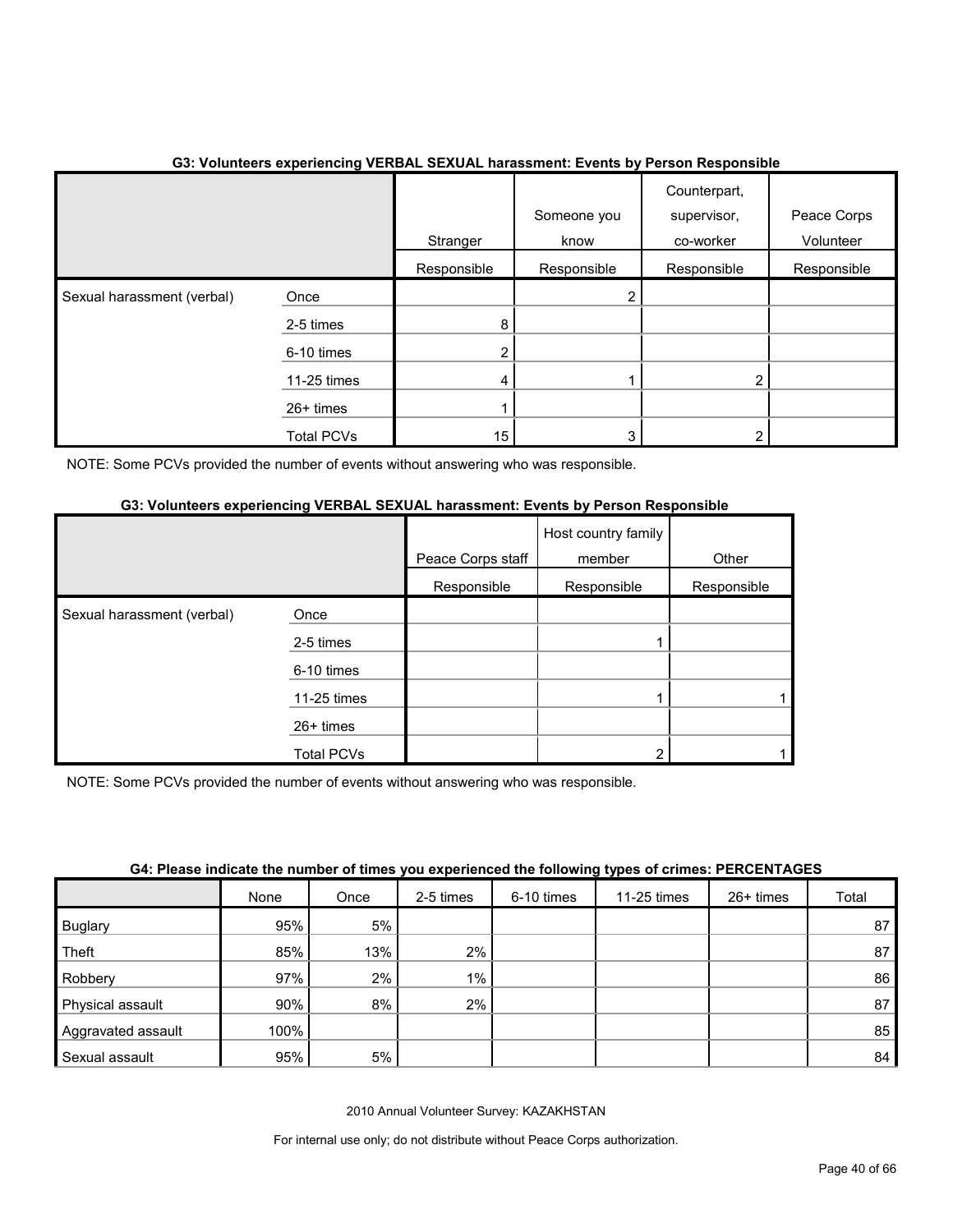#### G3: Volunteers experiencing VERBAL SEXUAL harassment: Events by Person Responsible

| | | Stranger Responsible | Someone you know Responsible | Counterpart, supervisor, co-worker Responsible | Peace Corps Volunteer Responsible |
|---|---|---|---|---|---|
| Sexual harassment (verbal) | Once | | 2 | | |
| | 2-5 times | 8 | | | |
| | 6-10 times | 2 | | | |
| | 11-25 times | 4 | 1 | 2 | |
| | 26+ times | 1 | | | |
| | Total PCVs | 15 | 3 | 2 | |

NOTE: Some PCVs provided the number of events without answering who was responsible.

#### G3: Volunteers experiencing VERBAL SEXUAL harassment: Events by Person Responsible

| | | Peace Corps staff Responsible | Host country family member Responsible | Other Responsible |
|---|---|---|---|---|
| Sexual harassment (verbal) | Once | | | |
| | 2-5 times | | 1 | |
| | 6-10 times | | | |
| | 11-25 times | | 1 | 1 |
| | 26+ times | | | |
| | Total PCVs | | 2 | 1 |

NOTE: Some PCVs provided the number of events without answering who was responsible.

#### G4: Please indicate the number of times you experienced the following types of crimes: PERCENTAGES

| | None | Once | 2-5 times | 6-10 times | 11-25 times | 26+ times | Total |
|---|---|---|---|---|---|---|---|
| Buglary | 95% | 5% | | | | | 87 |
| Theft | 85% | 13% | 2% | | | | 87 |
| Robbery | 97% | 2% | 1% | | | | 86 |
| Physical assault | 90% | 8% | 2% | | | | 87 |
| Aggravated assault | 100% | | | | | | 85 |
| Sexual assault | 95% | 5% | | | | | 84 |

2010 Annual Volunteer Survey: KAZAKHSTAN

For internal use only; do not distribute without Peace Corps authorization.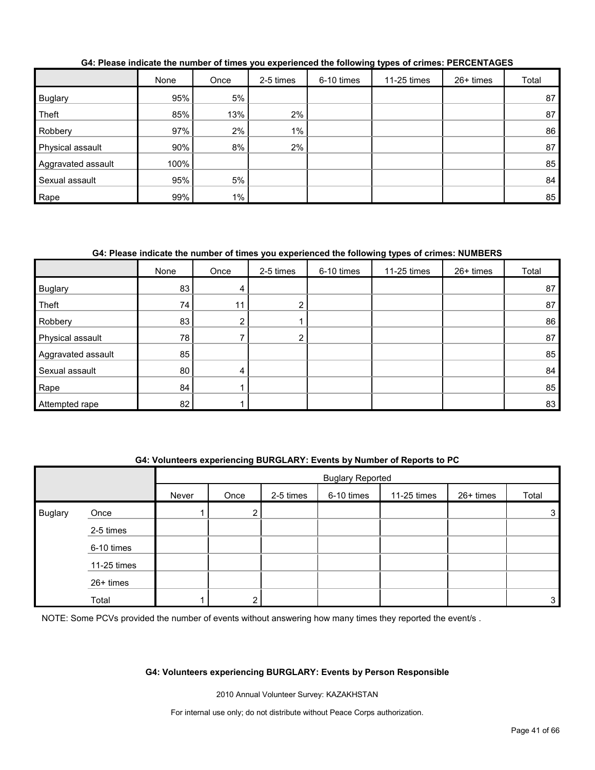**G4: Please indicate the number of times you experienced the following types of crimes: PERCENTAGES**

| | None | Once | 2-5 times | 6-10 times | 11-25 times | 26+ times | Total |
|---|---|---|---|---|---|---|---|
| Buglary | 95% | 5% | | | | | 87 |
| Theft | 85% | 13% | 2% | | | | 87 |
| Robbery | 97% | 2% | 1% | | | | 86 |
| Physical assault | 90% | 8% | 2% | | | | 87 |
| Aggravated assault | 100% | | | | | | 85 |
| Sexual assault | 95% | 5% | | | | | 84 |
| Rape | 99% | 1% | | | | | 85 |

**G4: Please indicate the number of times you experienced the following types of crimes: NUMBERS**

| | None | Once | 2-5 times | 6-10 times | 11-25 times | 26+ times | Total |
|---|---|---|---|---|---|---|---|
| Buglary | 83 | 4 | | | | | 87 |
| Theft | 74 | 11 | 2 | | | | 87 |
| Robbery | 83 | 2 | 1 | | | | 86 |
| Physical assault | 78 | 7 | 2 | | | | 87 |
| Aggravated assault | 85 | | | | | | 85 |
| Sexual assault | 80 | 4 | | | | | 84 |
| Rape | 84 | 1 | | | | | 85 |
| Attempted rape | 82 | 1 | | | | | 83 |

**G4: Volunteers experiencing BURGLARY: Events by Number of Reports to PC**

| | | Buglary Reported | | | | | | |
|---|---|---|---|---|---|---|---|---|
| | | Never | Once | 2-5 times | 6-10 times | 11-25 times | 26+ times | Total |
| Buglary | Once | 1 | 2 | | | | | 3 |
| | 2-5 times | | | | | | | |
| | 6-10 times | | | | | | | |
| | 11-25 times | | | | | | | |
| | 26+ times | | | | | | | |
| | Total | 1 | 2 | | | | | 3 |

NOTE: Some PCVs provided the number of events without answering how many times they reported the event/s .

**G4: Volunteers experiencing BURGLARY: Events by Person Responsible**

2010 Annual Volunteer Survey: KAZAKHSTAN

For internal use only; do not distribute without Peace Corps authorization.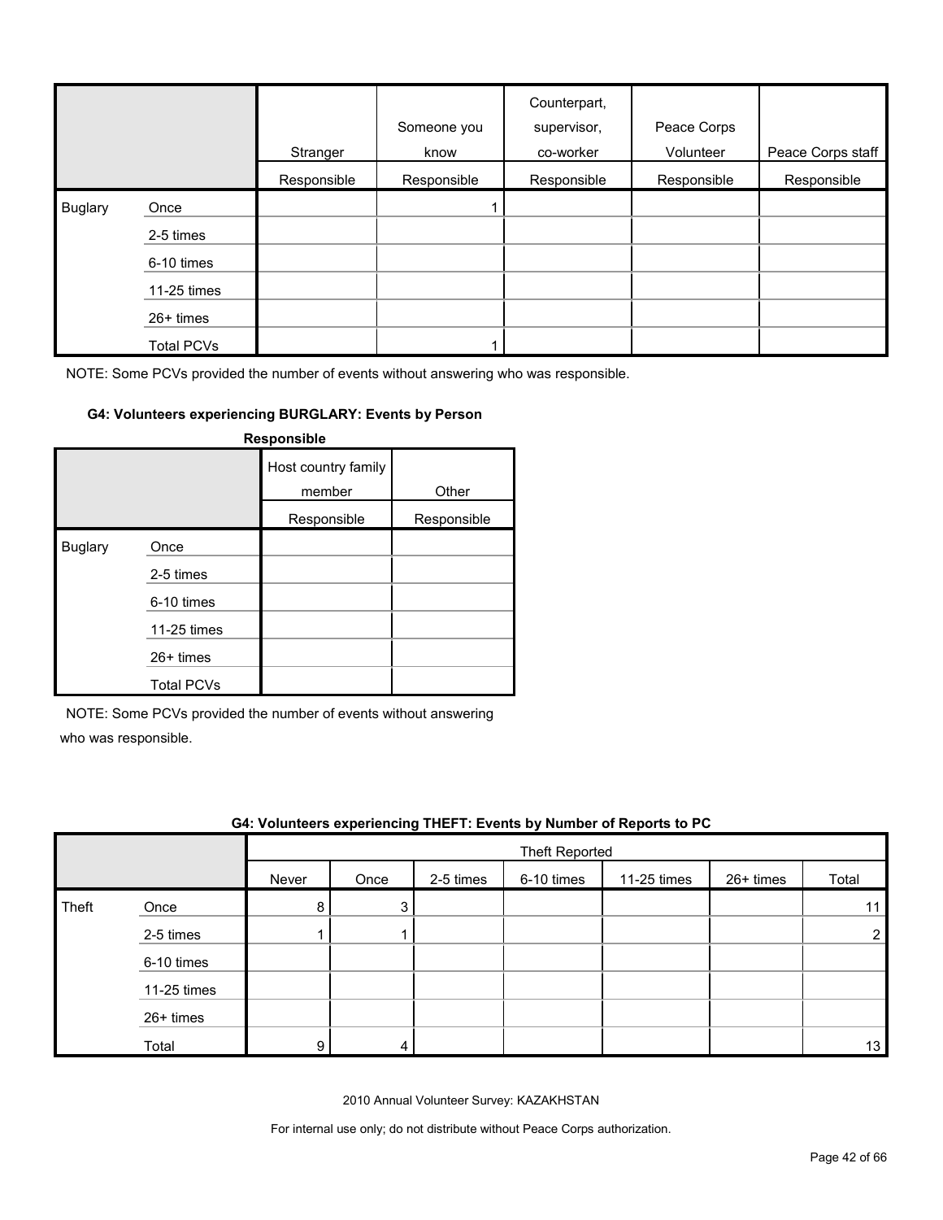| | | Stranger | Someone you know | Counterpart, supervisor, co-worker | Peace Corps Volunteer | Peace Corps staff |
|---|---|---|---|---|---|---|
| | | Responsible | Responsible | Responsible | Responsible | Responsible |
| Buglary | Once | | 1 | | | |
| | 2-5 times | | | | | |
| | 6-10 times | | | | | |
| | 11-25 times | | | | | |
| | 26+ times | | | | | |
| | Total PCVs | | 1 | | | |

NOTE: Some PCVs provided the number of events without answering who was responsible.

**G4: Volunteers experiencing BURGLARY: Events by Person Responsible**

| | | Host country family member | Other |
|---|---|---|---|
| | | Responsible | Responsible |
| Buglary | Once | | |
| | 2-5 times | | |
| | 6-10 times | | |
| | 11-25 times | | |
| | 26+ times | | |
| | Total PCVs | | |

NOTE: Some PCVs provided the number of events without answering who was responsible.

**G4: Volunteers experiencing THEFT: Events by Number of Reports to PC**

| | | Theft Reported | | | | | | |
|---|---|---|---|---|---|---|---|---|
| | | Never | Once | 2-5 times | 6-10 times | 11-25 times | 26+ times | Total |
| Theft | Once | 8 | 3 | | | | | 11 |
| | 2-5 times | 1 | 1 | | | | | 2 |
| | 6-10 times | | | | | | | |
| | 11-25 times | | | | | | | |
| | 26+ times | | | | | | | |
| | Total | 9 | 4 | | | | | 13 |

2010 Annual Volunteer Survey: KAZAKHSTAN

For internal use only; do not distribute without Peace Corps authorization.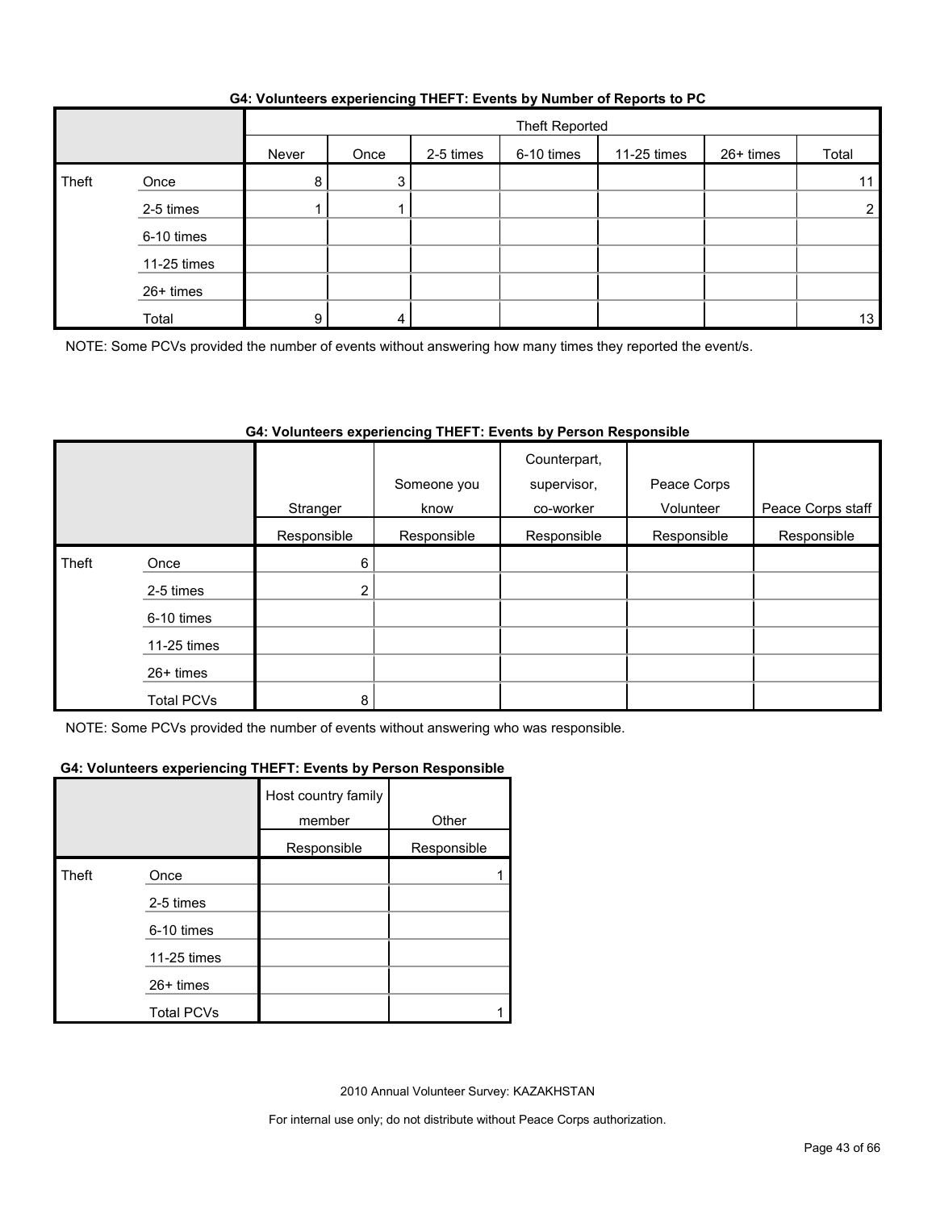**G4: Volunteers experiencing THEFT: Events by Number of Reports to PC**

| | | Theft Reported | | | | | | |
|---|---|---|---|---|---|---|---|---|
| | | Never | Once | 2-5 times | 6-10 times | 11-25 times | 26+ times | Total |
| Theft | Once | 8 | 3 | | | | | 11 |
| | 2-5 times | 1 | 1 | | | | | 2 |
| | 6-10 times | | | | | | | |
| | 11-25 times | | | | | | | |
| | 26+ times | | | | | | | |
| | Total | 9 | 4 | | | | | 13 |

NOTE: Some PCVs provided the number of events without answering how many times they reported the event/s.

**G4: Volunteers experiencing THEFT: Events by Person Responsible**

| | | Stranger | Someone you know | Counterpart, supervisor, co-worker | Peace Corps Volunteer | Peace Corps staff |
|---|---|---|---|---|---|---|
| | | Responsible | Responsible | Responsible | Responsible | Responsible |
| Theft | Once | 6 | | | | |
| | 2-5 times | 2 | | | | |
| | 6-10 times | | | | | |
| | 11-25 times | | | | | |
| | 26+ times | | | | | |
| | Total PCVs | 8 | | | | |

NOTE: Some PCVs provided the number of events without answering who was responsible.

**G4: Volunteers experiencing THEFT: Events by Person Responsible**

| | | Host country family member | Other |
|---|---|---|---|
| | | Responsible | Responsible |
| Theft | Once | | 1 |
| | 2-5 times | | |
| | 6-10 times | | |
| | 11-25 times | | |
| | 26+ times | | |
| | Total PCVs | | 1 |

2010 Annual Volunteer Survey: KAZAKHSTAN

For internal use only; do not distribute without Peace Corps authorization.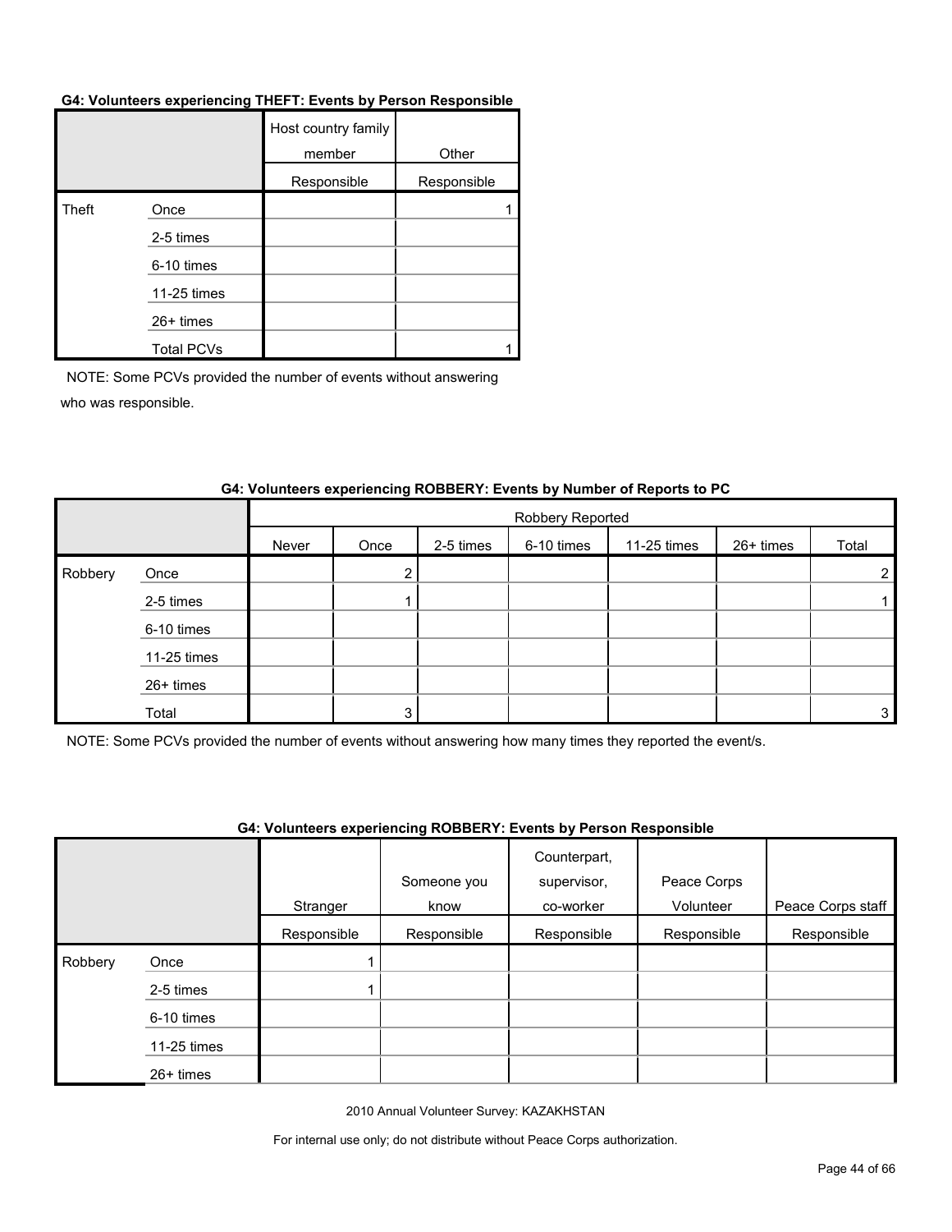**G4: Volunteers experiencing THEFT: Events by Person Responsible**

| | | Host country family member | Other |
|---|---|---|---|
| | | Responsible | Responsible |
| Theft | Once | | 1 |
| | 2-5 times | | |
| | 6-10 times | | |
| | 11-25 times | | |
| | 26+ times | | |
| | Total PCVs | | 1 |

NOTE: Some PCVs provided the number of events without answering who was responsible.

**G4: Volunteers experiencing ROBBERY: Events by Number of Reports to PC**

| | | Robbery Reported | | | | | | |
|---|---|---|---|---|---|---|---|---|
| | | Never | Once | 2-5 times | 6-10 times | 11-25 times | 26+ times | Total |
| Robbery | Once | | 2 | | | | | 2 |
| | 2-5 times | | 1 | | | | | 1 |
| | 6-10 times | | | | | | | |
| | 11-25 times | | | | | | | |
| | 26+ times | | | | | | | |
| | Total | | 3 | | | | | 3 |

NOTE: Some PCVs provided the number of events without answering how many times they reported the event/s.

**G4: Volunteers experiencing ROBBERY: Events by Person Responsible**

| | | Stranger | Someone you know | Counterpart, supervisor, co-worker | Peace Corps Volunteer | Peace Corps staff |
|---|---|---|---|---|---|---|
| | | Responsible | Responsible | Responsible | Responsible | Responsible |
| Robbery | Once | 1 | | | | |
| | 2-5 times | 1 | | | | |
| | 6-10 times | | | | | |
| | 11-25 times | | | | | |
| | 26+ times | | | | | |

2010 Annual Volunteer Survey: KAZAKHSTAN

For internal use only; do not distribute without Peace Corps authorization.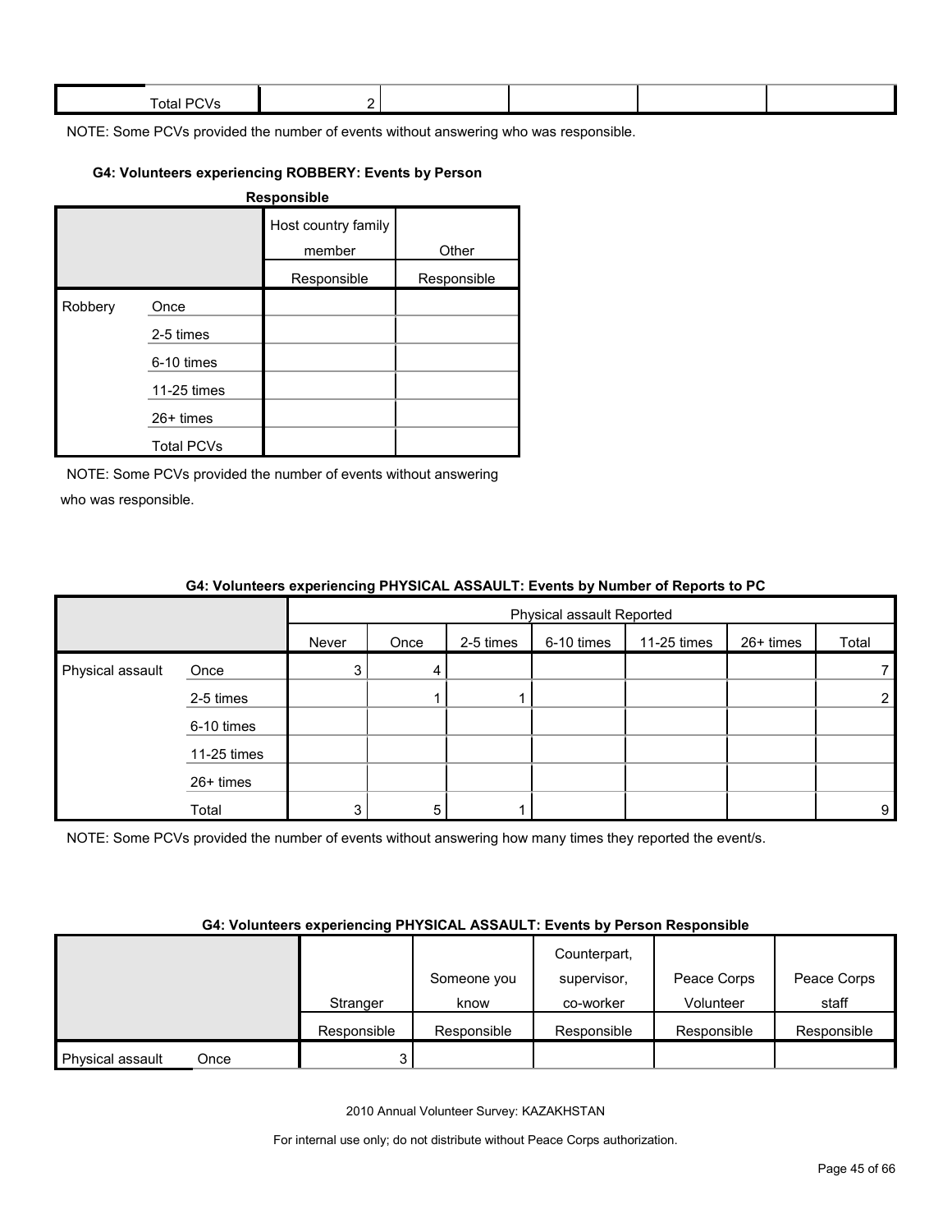| Total PCVs | 2 | | | | |
|---|---|---|---|---|---|

NOTE: Some PCVs provided the number of events without answering who was responsible.

#### G4: Volunteers experiencing ROBBERY: Events by Person Responsible

| | | Host country family member | Other |
|---|---|---|---|
| | | Responsible | Responsible |
| Robbery | Once | | |
| | 2-5 times | | |
| | 6-10 times | | |
| | 11-25 times | | |
| | 26+ times | | |
| | Total PCVs | | |

NOTE: Some PCVs provided the number of events without answering who was responsible.

#### G4: Volunteers experiencing PHYSICAL ASSAULT: Events by Number of Reports to PC

| | | Physical assault Reported | | | | | | |
|---|---|---|---|---|---|---|---|---|
| | | Never | Once | 2-5 times | 6-10 times | 11-25 times | 26+ times | Total |
| Physical assault | Once | 3 | 4 | | | | | 7 |
| | 2-5 times | | 1 | 1 | | | | 2 |
| | 6-10 times | | | | | | | |
| | 11-25 times | | | | | | | |
| | 26+ times | | | | | | | |
| | Total | 3 | 5 | 1 | | | | 9 |

NOTE: Some PCVs provided the number of events without answering how many times they reported the event/s.

#### G4: Volunteers experiencing PHYSICAL ASSAULT: Events by Person Responsible

| | | Stranger | Someone you know | Counterpart, supervisor, co-worker | Peace Corps Volunteer | Peace Corps staff |
|---|---|---|---|---|---|---|
| | | Responsible | Responsible | Responsible | Responsible | Responsible |
| Physical assault | Once | 3 | | | | |

2010 Annual Volunteer Survey: KAZAKHSTAN

For internal use only; do not distribute without Peace Corps authorization.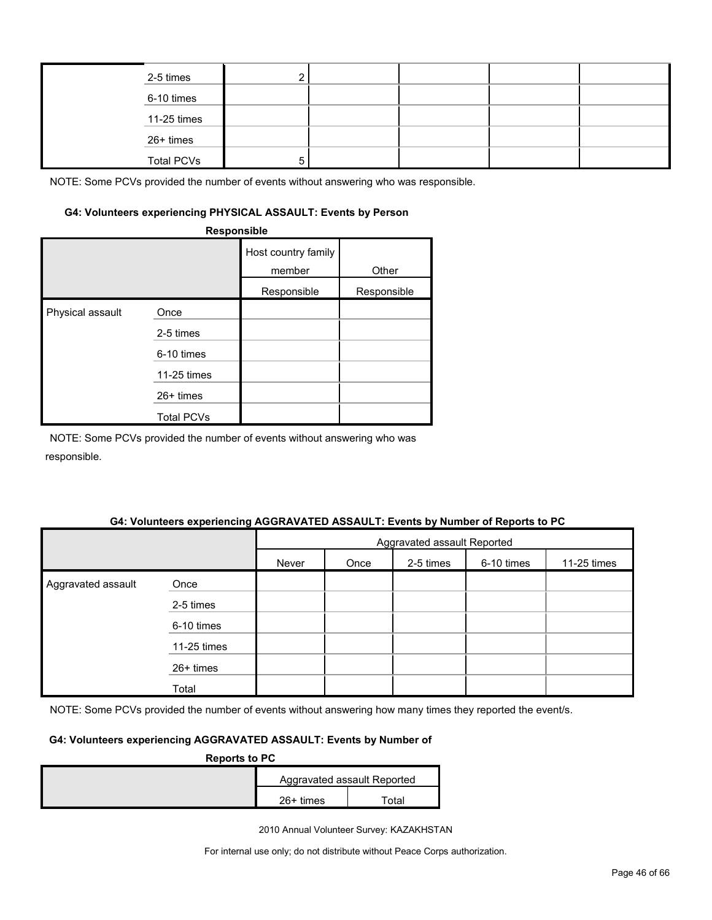| | | | | | | |
|---|---|---|---|---|---|---|
| | 2-5 times | 2 | | | | |
| | 6-10 times | | | | | |
| | 11-25 times | | | | | |
| | 26+ times | | | | | |
| | Total PCVs | 5 | | | | |

NOTE: Some PCVs provided the number of events without answering who was responsible.

#### G4: Volunteers experiencing PHYSICAL ASSAULT: Events by Person Responsible

| | | Host country family member | Other |
|---|---|---|---|
| | | Responsible | Responsible |
| Physical assault | Once | | |
| | 2-5 times | | |
| | 6-10 times | | |
| | 11-25 times | | |
| | 26+ times | | |
| | Total PCVs | | |

NOTE: Some PCVs provided the number of events without answering who was responsible.

#### G4: Volunteers experiencing AGGRAVATED ASSAULT: Events by Number of Reports to PC

| | | Aggravated assault Reported | | | | |
|---|---|---|---|---|---|---|
| | | Never | Once | 2-5 times | 6-10 times | 11-25 times |
| Aggravated assault | Once | | | | | |
| | 2-5 times | | | | | |
| | 6-10 times | | | | | |
| | 11-25 times | | | | | |
| | 26+ times | | | | | |
| | Total | | | | | |

NOTE: Some PCVs provided the number of events without answering how many times they reported the event/s.

#### G4: Volunteers experiencing AGGRAVATED ASSAULT: Events by Number of Reports to PC

| | Aggravated assault Reported | |
|---|---|---|
| | 26+ times | Total |

2010 Annual Volunteer Survey: KAZAKHSTAN

For internal use only; do not distribute without Peace Corps authorization.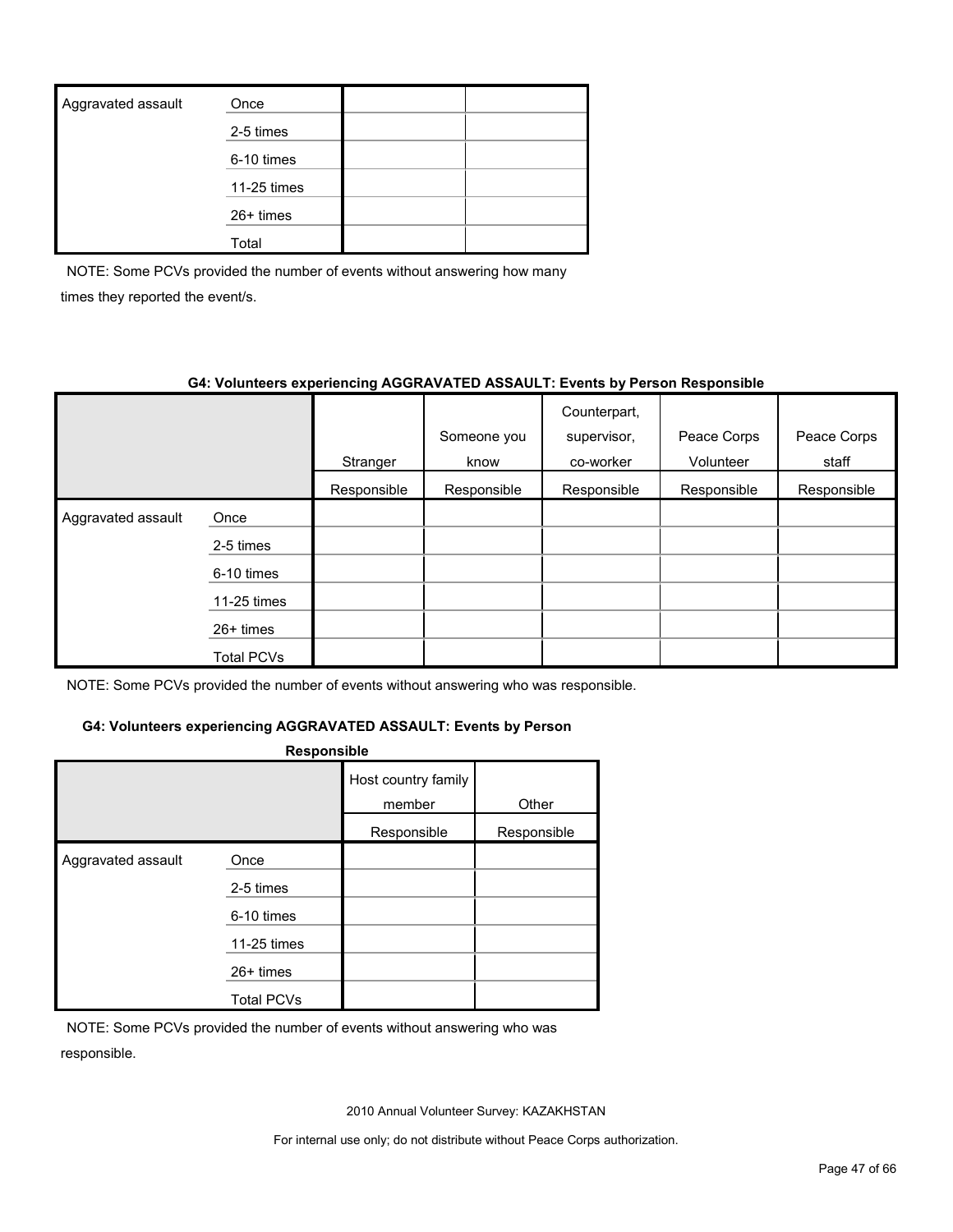| | | | |
|---|---|---|---|
| Aggravated assault | Once | | |
| | 2-5 times | | |
| | 6-10 times | | |
| | 11-25 times | | |
| | 26+ times | | |
| | Total | | |

NOTE: Some PCVs provided the number of events without answering how many times they reported the event/s.

**G4: Volunteers experiencing AGGRAVATED ASSAULT: Events by Person Responsible**

| | | Stranger | Someone you know | Counterpart, supervisor, co-worker | Peace Corps Volunteer | Peace Corps staff |
|---|---|---|---|---|---|---|
| | | Responsible | Responsible | Responsible | Responsible | Responsible |
| Aggravated assault | Once | | | | | |
| | 2-5 times | | | | | |
| | 6-10 times | | | | | |
| | 11-25 times | | | | | |
| | 26+ times | | | | | |
| | Total PCVs | | | | | |

NOTE: Some PCVs provided the number of events without answering who was responsible.

**G4: Volunteers experiencing AGGRAVATED ASSAULT: Events by Person Responsible**

| | | Host country family member | Other |
|---|---|---|---|
| | | Responsible | Responsible |
| Aggravated assault | Once | | |
| | 2-5 times | | |
| | 6-10 times | | |
| | 11-25 times | | |
| | 26+ times | | |
| | Total PCVs | | |

NOTE: Some PCVs provided the number of events without answering who was responsible.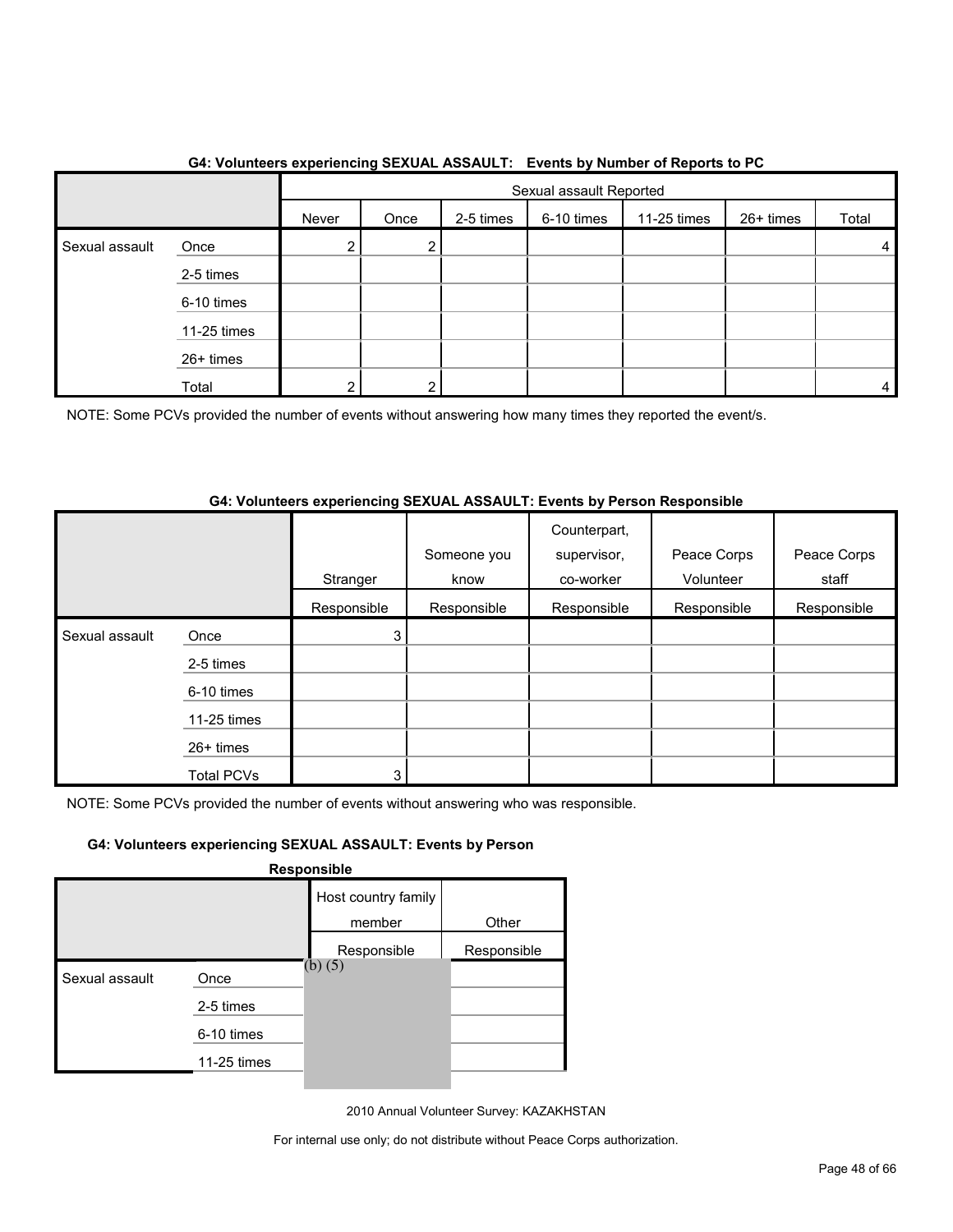**G4: Volunteers experiencing SEXUAL ASSAULT: Events by Number of Reports to PC**

| | | Sexual assault Reported | | | | | | |
|---|---|---|---|---|---|---|---|---|
| | | Never | Once | 2-5 times | 6-10 times | 11-25 times | 26+ times | Total |
| Sexual assault | Once | 2 | 2 | | | | | 4 |
| | 2-5 times | | | | | | | |
| | 6-10 times | | | | | | | |
| | 11-25 times | | | | | | | |
| | 26+ times | | | | | | | |
| | Total | 2 | 2 | | | | | 4 |

NOTE: Some PCVs provided the number of events without answering how many times they reported the event/s.

**G4: Volunteers experiencing SEXUAL ASSAULT: Events by Person Responsible**

| | | Stranger | Someone you know | Counterpart, supervisor, co-worker | Peace Corps Volunteer | Peace Corps staff |
|---|---|---|---|---|---|---|
| | | Responsible | Responsible | Responsible | Responsible | Responsible |
| Sexual assault | Once | 3 | | | | |
| | 2-5 times | | | | | |
| | 6-10 times | | | | | |
| | 11-25 times | | | | | |
| | 26+ times | | | | | |
| | Total PCVs | 3 | | | | |

NOTE: Some PCVs provided the number of events without answering who was responsible.

**G4: Volunteers experiencing SEXUAL ASSAULT: Events by Person Responsible**

| | | Host country family member | Other |
|---|---|---|---|
| | | Responsible | Responsible |
| Sexual assault | Once | (b) (5) | |
| | 2-5 times | | |
| | 6-10 times | | |
| | 11-25 times | | |

2010 Annual Volunteer Survey: KAZAKHSTAN

For internal use only; do not distribute without Peace Corps authorization.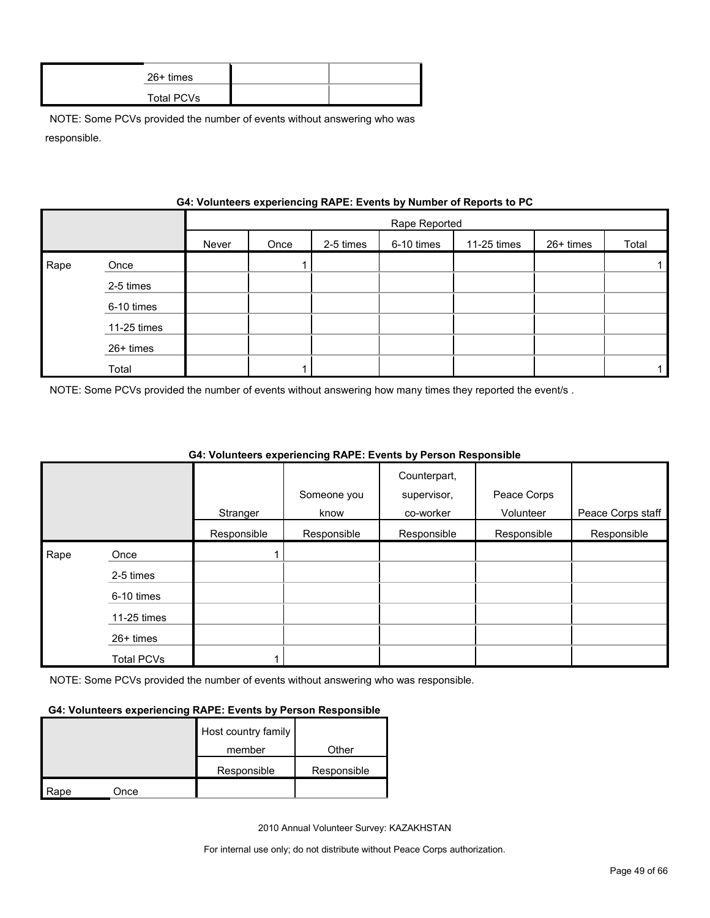| | | | |
|---|---|---|---|
| | 26+ times | | |
| | Total PCVs | | |

NOTE: Some PCVs provided the number of events without answering who was responsible.

**G4: Volunteers experiencing RAPE: Events by Number of Reports to PC**

| | | Rape Reported | | | | | | |
|---|---|---|---|---|---|---|---|---|
| | | Never | Once | 2-5 times | 6-10 times | 11-25 times | 26+ times | Total |
| Rape | Once | | 1 | | | | | 1 |
| | 2-5 times | | | | | | | |
| | 6-10 times | | | | | | | |
| | 11-25 times | | | | | | | |
| | 26+ times | | | | | | | |
| | Total | | 1 | | | | | 1 |

NOTE: Some PCVs provided the number of events without answering how many times they reported the event/s .

**G4: Volunteers experiencing RAPE: Events by Person Responsible**

| | | Stranger | Someone you know | Counterpart, supervisor, co-worker | Peace Corps Volunteer | Peace Corps staff |
|---|---|---|---|---|---|---|
| | | Responsible | Responsible | Responsible | Responsible | Responsible |
| Rape | Once | 1 | | | | |
| | 2-5 times | | | | | |
| | 6-10 times | | | | | |
| | 11-25 times | | | | | |
| | 26+ times | | | | | |
| | Total PCVs | 1 | | | | |

NOTE: Some PCVs provided the number of events without answering who was responsible.

**G4: Volunteers experiencing RAPE: Events by Person Responsible**

| | | Host country family member | Other |
|---|---|---|---|
| | | Responsible | Responsible |
| Rape | Once | | |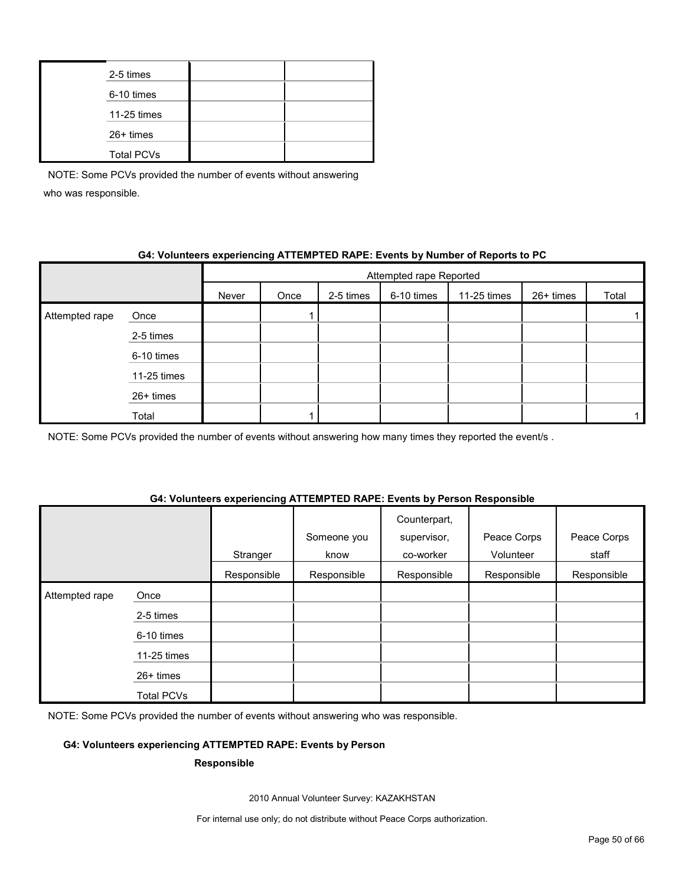| | | | |
|---|---|---|---|
| | 2-5 times | | |
| | 6-10 times | | |
| | 11-25 times | | |
| | 26+ times | | |
| | Total PCVs | | |

NOTE: Some PCVs provided the number of events without answering who was responsible.

**G4: Volunteers experiencing ATTEMPTED RAPE: Events by Number of Reports to PC**

| | | Attempted rape Reported | | | | | | |
|---|---|---|---|---|---|---|---|---|
| | | Never | Once | 2-5 times | 6-10 times | 11-25 times | 26+ times | Total |
| Attempted rape | Once | | 1 | | | | | 1 |
| | 2-5 times | | | | | | | |
| | 6-10 times | | | | | | | |
| | 11-25 times | | | | | | | |
| | 26+ times | | | | | | | |
| | Total | | 1 | | | | | 1 |

NOTE: Some PCVs provided the number of events without answering how many times they reported the event/s .

**G4: Volunteers experiencing ATTEMPTED RAPE: Events by Person Responsible**

| | | Stranger | Someone you know | Counterpart, supervisor, co-worker | Peace Corps Volunteer | Peace Corps staff |
|---|---|---|---|---|---|---|
| | | Responsible | Responsible | Responsible | Responsible | Responsible |
| Attempted rape | Once | | | | | |
| | 2-5 times | | | | | |
| | 6-10 times | | | | | |
| | 11-25 times | | | | | |
| | 26+ times | | | | | |
| | Total PCVs | | | | | |

NOTE: Some PCVs provided the number of events without answering who was responsible.

**G4: Volunteers experiencing ATTEMPTED RAPE: Events by Person Responsible**

2010 Annual Volunteer Survey: KAZAKHSTAN

For internal use only; do not distribute without Peace Corps authorization.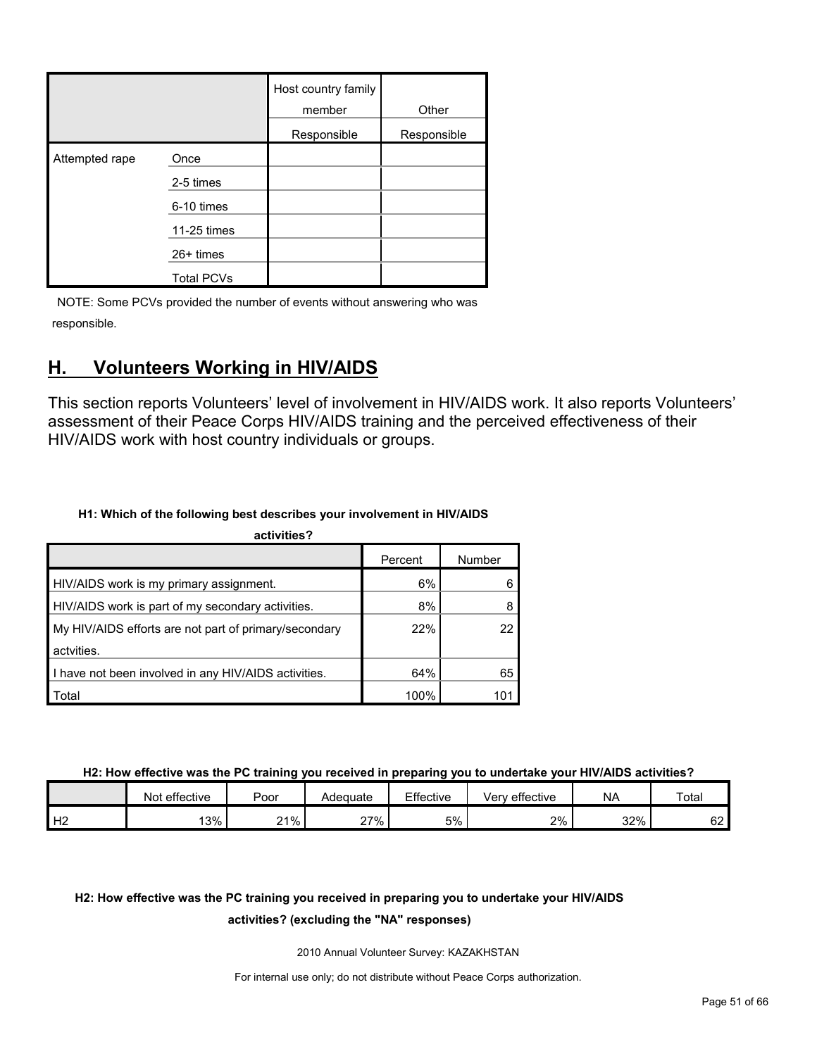| | | Host country family member | Other |
|---|---|---|---|
| | | Responsible | Responsible |
| Attempted rape | Once | | |
| | 2-5 times | | |
| | 6-10 times | | |
| | 11-25 times | | |
| | 26+ times | | |
| | Total PCVs | | |

NOTE: Some PCVs provided the number of events without answering who was responsible.

## H. Volunteers Working in HIV/AIDS

This section reports Volunteers' level of involvement in HIV/AIDS work. It also reports Volunteers' assessment of their Peace Corps HIV/AIDS training and the perceived effectiveness of their HIV/AIDS work with host country individuals or groups.

**H1: Which of the following best describes your involvement in HIV/AIDS activities?**

| | Percent | Number |
|---|---|---|
| HIV/AIDS work is my primary assignment. | 6% | 6 |
| HIV/AIDS work is part of my secondary activities. | 8% | 8 |
| My HIV/AIDS efforts are not part of primary/secondary actvities. | 22% | 22 |
| I have not been involved in any HIV/AIDS activities. | 64% | 65 |
| Total | 100% | 101 |

**H2: How effective was the PC training you received in preparing you to undertake your HIV/AIDS activities?**

| | Not effective | Poor | Adequate | Effective | Very effective | NA | Total |
|---|---|---|---|---|---|---|---|
| H2 | 13% | 21% | 27% | 5% | 2% | 32% | 62 |

**H2: How effective was the PC training you received in preparing you to undertake your HIV/AIDS activities? (excluding the "NA" responses)**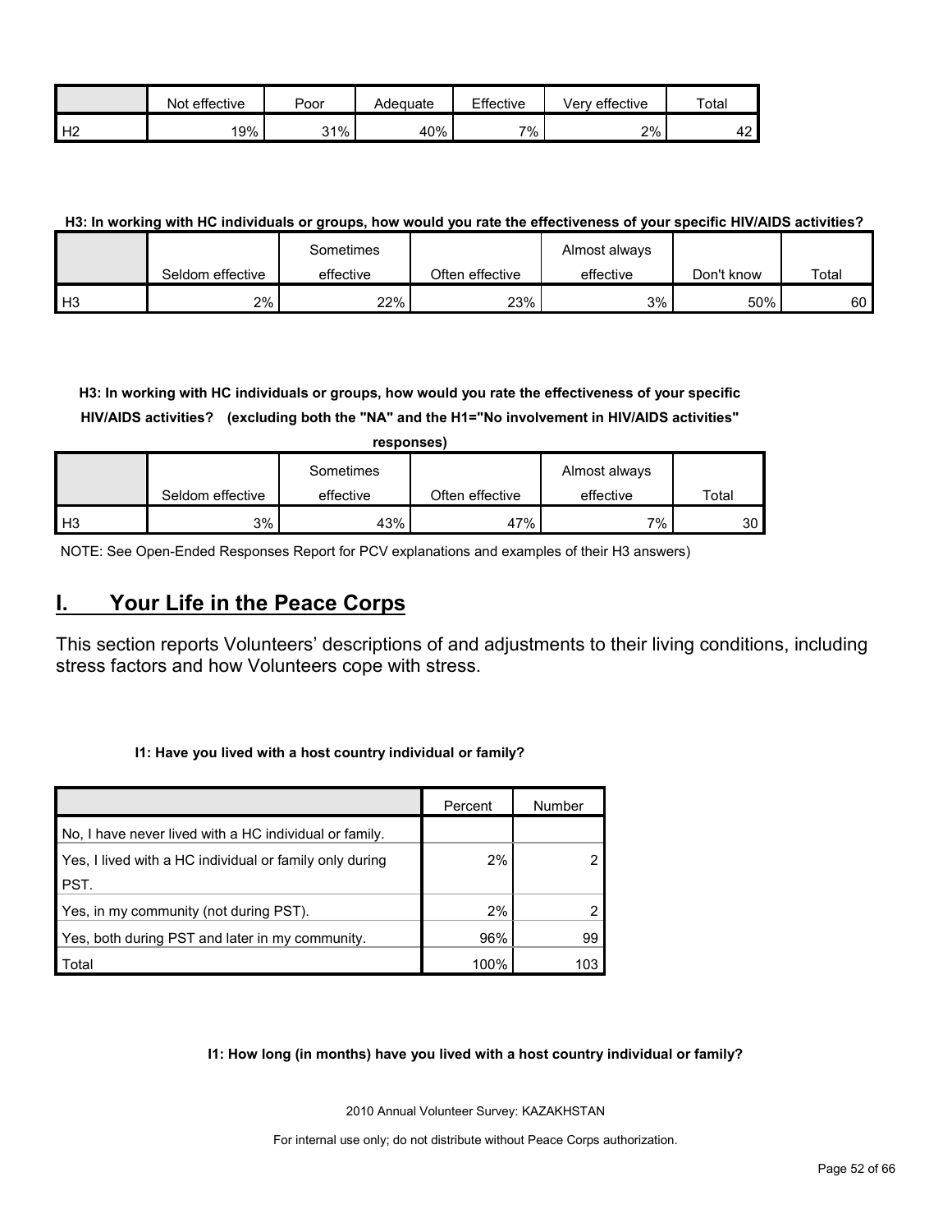| | Not effective | Poor | Adequate | Effective | Very effective | Total |
|---|---|---|---|---|---|---|
| H2 | 19% | 31% | 40% | 7% | 2% | 42 |

**H3: In working with HC individuals or groups, how would you rate the effectiveness of your specific HIV/AIDS activities?**

| | Seldom effective | Sometimes effective | Often effective | Almost always effective | Don't know | Total |
|---|---|---|---|---|---|---|
| H3 | 2% | 22% | 23% | 3% | 50% | 60 |

**H3: In working with HC individuals or groups, how would you rate the effectiveness of your specific HIV/AIDS activities? (excluding both the "NA" and the H1="No involvement in HIV/AIDS activities" responses)**

| | Seldom effective | Sometimes effective | Often effective | Almost always effective | Total |
|---|---|---|---|---|---|
| H3 | 3% | 43% | 47% | 7% | 30 |

NOTE: See Open-Ended Responses Report for PCV explanations and examples of their H3 answers)

# I. Your Life in the Peace Corps

This section reports Volunteers' descriptions of and adjustments to their living conditions, including stress factors and how Volunteers cope with stress.

**I1: Have you lived with a host country individual or family?**

| | Percent | Number |
|---|---|---|
| No, I have never lived with a HC individual or family. | | |
| Yes, I lived with a HC individual or family only during PST. | 2% | 2 |
| Yes, in my community (not during PST). | 2% | 2 |
| Yes, both during PST and later in my community. | 96% | 99 |
| Total | 100% | 103 |

**I1: How long (in months) have you lived with a host country individual or family?**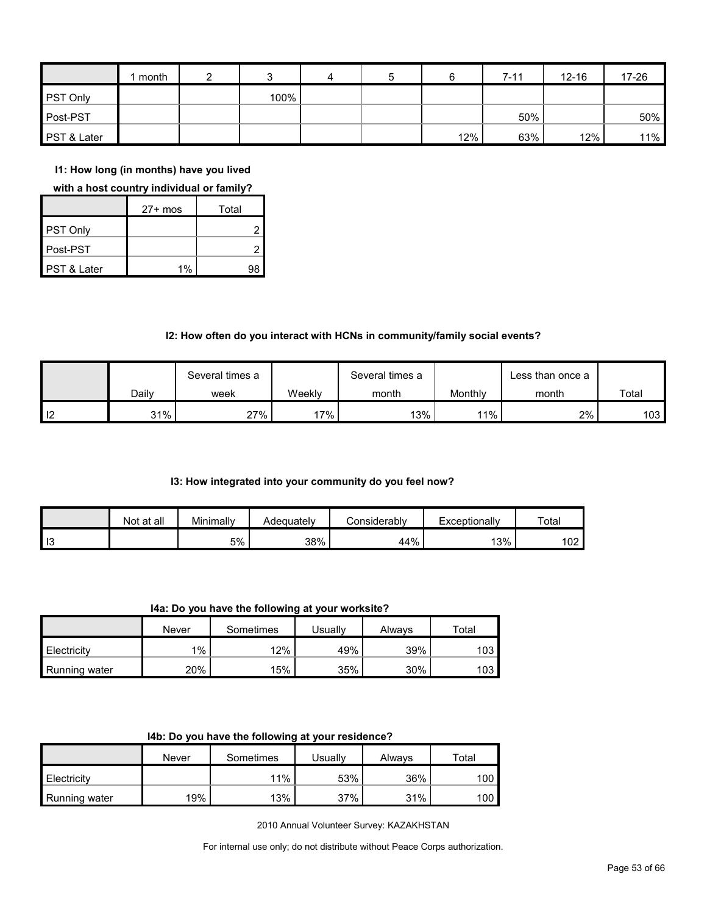| | 1 month | 2 | 3 | 4 | 5 | 6 | 7-11 | 12-16 | 17-26 |
|---|---|---|---|---|---|---|---|---|---|
| PST Only | | | 100% | | | | | | |
| Post-PST | | | | | | | 50% | | 50% |
| PST & Later | | | | | | 12% | 63% | 12% | 11% |

**I1: How long (in months) have you lived with a host country individual or family?**

| | 27+ mos | Total |
|---|---|---|
| PST Only | | 2 |
| Post-PST | | 2 |
| PST & Later | 1% | 98 |

**I2: How often do you interact with HCNs in community/family social events?**

| | Daily | Several times a week | Weekly | Several times a month | Monthly | Less than once a month | Total |
|---|---|---|---|---|---|---|---|
| I2 | 31% | 27% | 17% | 13% | 11% | 2% | 103 |

**I3: How integrated into your community do you feel now?**

| | Not at all | Minimally | Adequately | Considerably | Exceptionally | Total |
|---|---|---|---|---|---|---|
| I3 | | 5% | 38% | 44% | 13% | 102 |

**I4a: Do you have the following at your worksite?**

| | Never | Sometimes | Usually | Always | Total |
|---|---|---|---|---|---|
| Electricity | 1% | 12% | 49% | 39% | 103 |
| Running water | 20% | 15% | 35% | 30% | 103 |

**I4b: Do you have the following at your residence?**

| | Never | Sometimes | Usually | Always | Total |
|---|---|---|---|---|---|
| Electricity | | 11% | 53% | 36% | 100 |
| Running water | 19% | 13% | 37% | 31% | 100 |

2010 Annual Volunteer Survey: KAZAKHSTAN

For internal use only; do not distribute without Peace Corps authorization.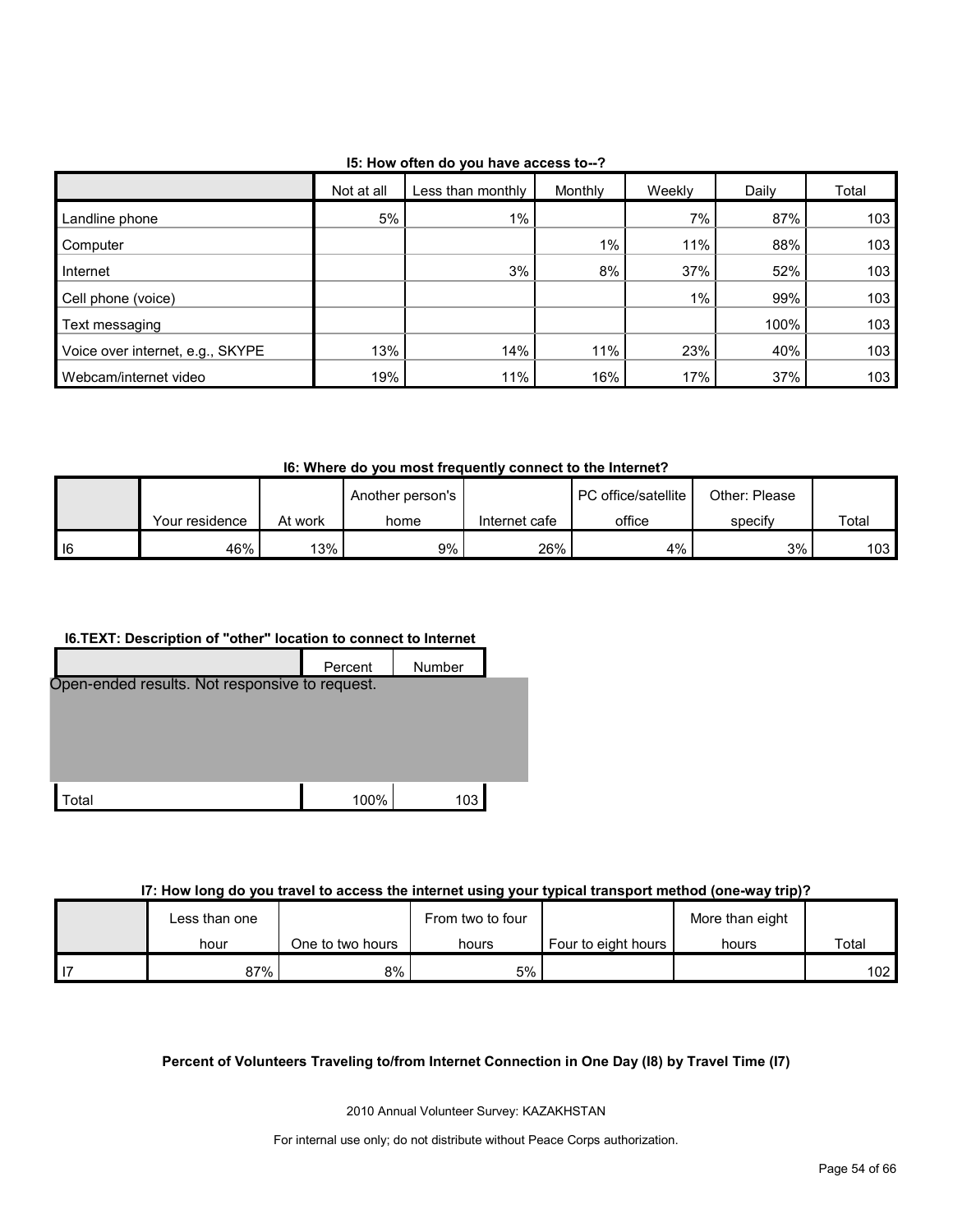**I5: How often do you have access to--?**

| | Not at all | Less than monthly | Monthly | Weekly | Daily | Total |
|---|---|---|---|---|---|---|
| Landline phone | 5% | 1% | | 7% | 87% | 103 |
| Computer | | | 1% | 11% | 88% | 103 |
| Internet | | 3% | 8% | 37% | 52% | 103 |
| Cell phone (voice) | | | | 1% | 99% | 103 |
| Text messaging | | | | | 100% | 103 |
| Voice over internet, e.g., SKYPE | 13% | 14% | 11% | 23% | 40% | 103 |
| Webcam/internet video | 19% | 11% | 16% | 17% | 37% | 103 |

**I6: Where do you most frequently connect to the Internet?**

| | Your residence | At work | Another person's home | Internet cafe | PC office/satellite office | Other: Please specify | Total |
|---|---|---|---|---|---|---|---|
| I6 | 46% | 13% | 9% | 26% | 4% | 3% | 103 |

**I6.TEXT: Description of "other" location to connect to Internet**

| | Percent | Number |
|---|---|---|
| Open-ended results. Not responsive to request. | | |
| Total | 100% | 103 |

**I7: How long do you travel to access the internet using your typical transport method (one-way trip)?**

| | Less than one hour | One to two hours | From two to four hours | Four to eight hours | More than eight hours | Total |
|---|---|---|---|---|---|---|
| I7 | 87% | 8% | 5% | | | 102 |

**Percent of Volunteers Traveling to/from Internet Connection in One Day (I8) by Travel Time (I7)**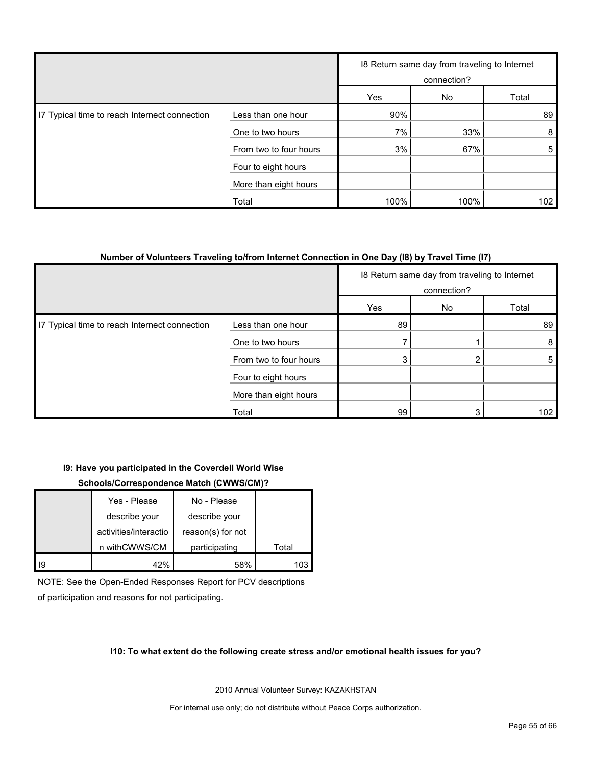| | | I8 Return same day from traveling to Internet connection? | | |
|---|---|---|---|---|
| | | Yes | No | Total |
| I7 Typical time to reach Internet connection | Less than one hour | 90% | | 89 |
| | One to two hours | 7% | 33% | 8 |
| | From two to four hours | 3% | 67% | 5 |
| | Four to eight hours | | | |
| | More than eight hours | | | |
| | Total | 100% | 100% | 102 |

**Number of Volunteers Traveling to/from Internet Connection in One Day (I8) by Travel Time (I7)**

| | | I8 Return same day from traveling to Internet connection? | | |
|---|---|---|---|---|
| | | Yes | No | Total |
| I7 Typical time to reach Internet connection | Less than one hour | 89 | | 89 |
| | One to two hours | 7 | 1 | 8 |
| | From two to four hours | 3 | 2 | 5 |
| | Four to eight hours | | | |
| | More than eight hours | | | |
| | Total | 99 | 3 | 102 |

**I9: Have you participated in the Coverdell World Wise Schools/Correspondence Match (CWWS/CM)?**

| | Yes - Please describe your activities/interaction withCWWS/CM | No - Please describe your reason(s) for not participating | Total |
|---|---|---|---|
| I9 | 42% | 58% | 103 |

NOTE: See the Open-Ended Responses Report for PCV descriptions of participation and reasons for not participating.

**I10: To what extent do the following create stress and/or emotional health issues for you?**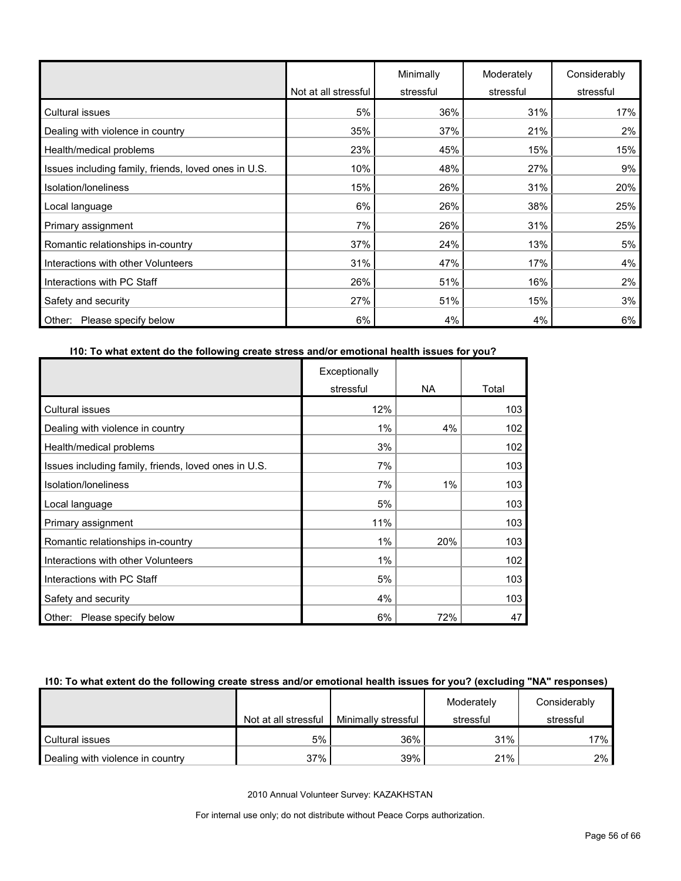| | Not at all stressful | Minimally stressful | Moderately stressful | Considerably stressful |
|---|---|---|---|---|
| Cultural issues | 5% | 36% | 31% | 17% |
| Dealing with violence in country | 35% | 37% | 21% | 2% |
| Health/medical problems | 23% | 45% | 15% | 15% |
| Issues including family, friends, loved ones in U.S. | 10% | 48% | 27% | 9% |
| Isolation/loneliness | 15% | 26% | 31% | 20% |
| Local language | 6% | 26% | 38% | 25% |
| Primary assignment | 7% | 26% | 31% | 25% |
| Romantic relationships in-country | 37% | 24% | 13% | 5% |
| Interactions with other Volunteers | 31% | 47% | 17% | 4% |
| Interactions with PC Staff | 26% | 51% | 16% | 2% |
| Safety and security | 27% | 51% | 15% | 3% |
| Other: Please specify below | 6% | 4% | 4% | 6% |

**I10: To what extent do the following create stress and/or emotional health issues for you?**

| | Exceptionally stressful | NA | Total |
|---|---|---|---|
| Cultural issues | 12% | | 103 |
| Dealing with violence in country | 1% | 4% | 102 |
| Health/medical problems | 3% | | 102 |
| Issues including family, friends, loved ones in U.S. | 7% | | 103 |
| Isolation/loneliness | 7% | 1% | 103 |
| Local language | 5% | | 103 |
| Primary assignment | 11% | | 103 |
| Romantic relationships in-country | 1% | 20% | 103 |
| Interactions with other Volunteers | 1% | | 102 |
| Interactions with PC Staff | 5% | | 103 |
| Safety and security | 4% | | 103 |
| Other: Please specify below | 6% | 72% | 47 |

**I10: To what extent do the following create stress and/or emotional health issues for you? (excluding "NA" responses)**

| | Not at all stressful | Minimally stressful | Moderately stressful | Considerably stressful |
|---|---|---|---|---|
| Cultural issues | 5% | 36% | 31% | 17% |
| Dealing with violence in country | 37% | 39% | 21% | 2% |

2010 Annual Volunteer Survey: KAZAKHSTAN

For internal use only; do not distribute without Peace Corps authorization.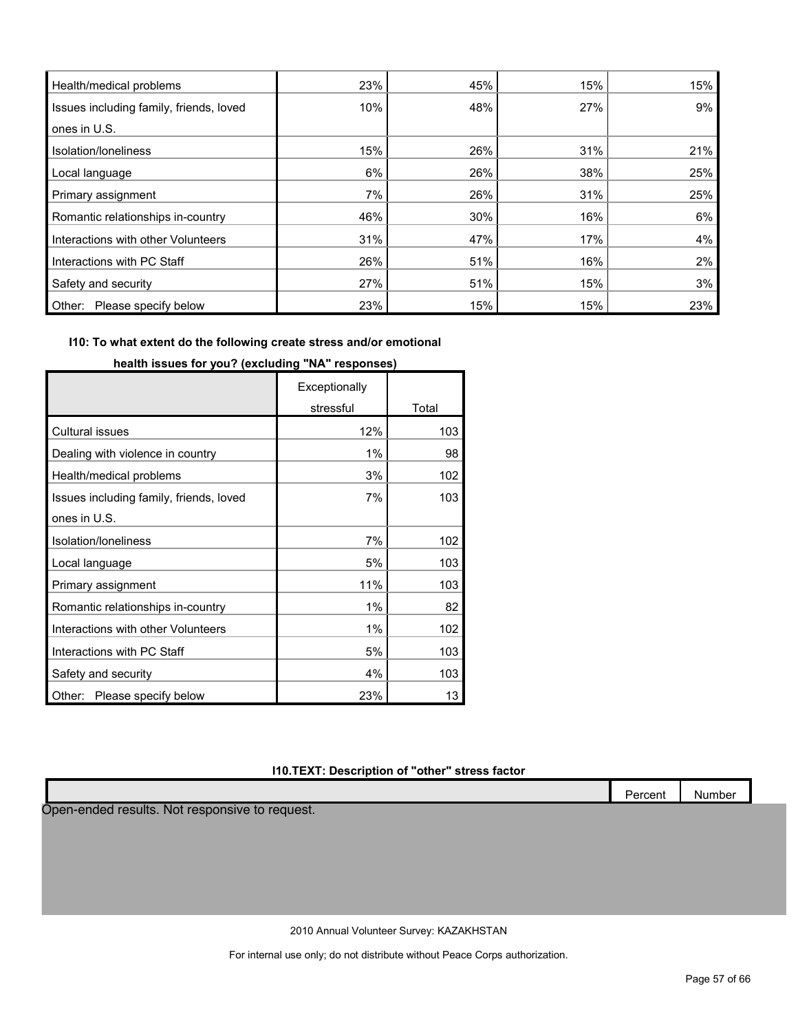| | | | | |
|---|---|---|---|---|
| Health/medical problems | 23% | 45% | 15% | 15% |
| Issues including family, friends, loved ones in U.S. | 10% | 48% | 27% | 9% |
| Isolation/loneliness | 15% | 26% | 31% | 21% |
| Local language | 6% | 26% | 38% | 25% |
| Primary assignment | 7% | 26% | 31% | 25% |
| Romantic relationships in-country | 46% | 30% | 16% | 6% |
| Interactions with other Volunteers | 31% | 47% | 17% | 4% |
| Interactions with PC Staff | 26% | 51% | 16% | 2% |
| Safety and security | 27% | 51% | 15% | 3% |
| Other: Please specify below | 23% | 15% | 15% | 23% |

**I10: To what extent do the following create stress and/or emotional health issues for you? (excluding "NA" responses)**

| | Exceptionally stressful | Total |
|---|---|---|
| Cultural issues | 12% | 103 |
| Dealing with violence in country | 1% | 98 |
| Health/medical problems | 3% | 102 |
| Issues including family, friends, loved ones in U.S. | 7% | 103 |
| Isolation/loneliness | 7% | 102 |
| Local language | 5% | 103 |
| Primary assignment | 11% | 103 |
| Romantic relationships in-country | 1% | 82 |
| Interactions with other Volunteers | 1% | 102 |
| Interactions with PC Staff | 5% | 103 |
| Safety and security | 4% | 103 |
| Other: Please specify below | 23% | 13 |

**I10.TEXT: Description of "other" stress factor**

| | Percent | Number |
|---|---|---|

Open-ended results. Not responsive to request.

2010 Annual Volunteer Survey: KAZAKHSTAN

For internal use only; do not distribute without Peace Corps authorization.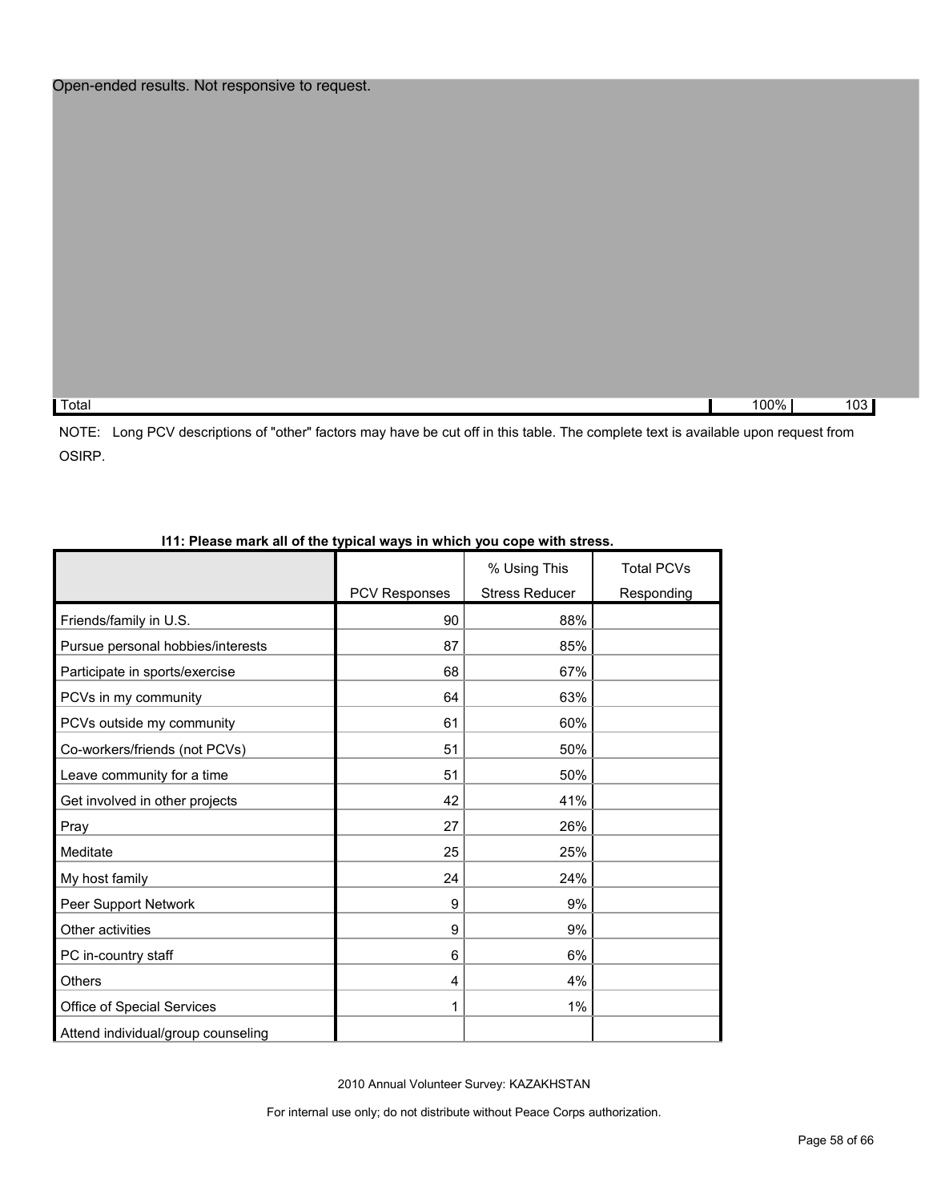Open-ended results. Not responsive to request.

| | | |
|---|---|---|
| Total | 100% | 103 |

NOTE: Long PCV descriptions of "other" factors may have be cut off in this table. The complete text is available upon request from OSIRP.

**I11: Please mark all of the typical ways in which you cope with stress.**

| | PCV Responses | % Using This Stress Reducer | Total PCVs Responding |
|---|---|---|---|
| Friends/family in U.S. | 90 | 88% | |
| Pursue personal hobbies/interests | 87 | 85% | |
| Participate in sports/exercise | 68 | 67% | |
| PCVs in my community | 64 | 63% | |
| PCVs outside my community | 61 | 60% | |
| Co-workers/friends (not PCVs) | 51 | 50% | |
| Leave community for a time | 51 | 50% | |
| Get involved in other projects | 42 | 41% | |
| Pray | 27 | 26% | |
| Meditate | 25 | 25% | |
| My host family | 24 | 24% | |
| Peer Support Network | 9 | 9% | |
| Other activities | 9 | 9% | |
| PC in-country staff | 6 | 6% | |
| Others | 4 | 4% | |
| Office of Special Services | 1 | 1% | |
| Attend individual/group counseling | | | |

2010 Annual Volunteer Survey: KAZAKHSTAN

For internal use only; do not distribute without Peace Corps authorization.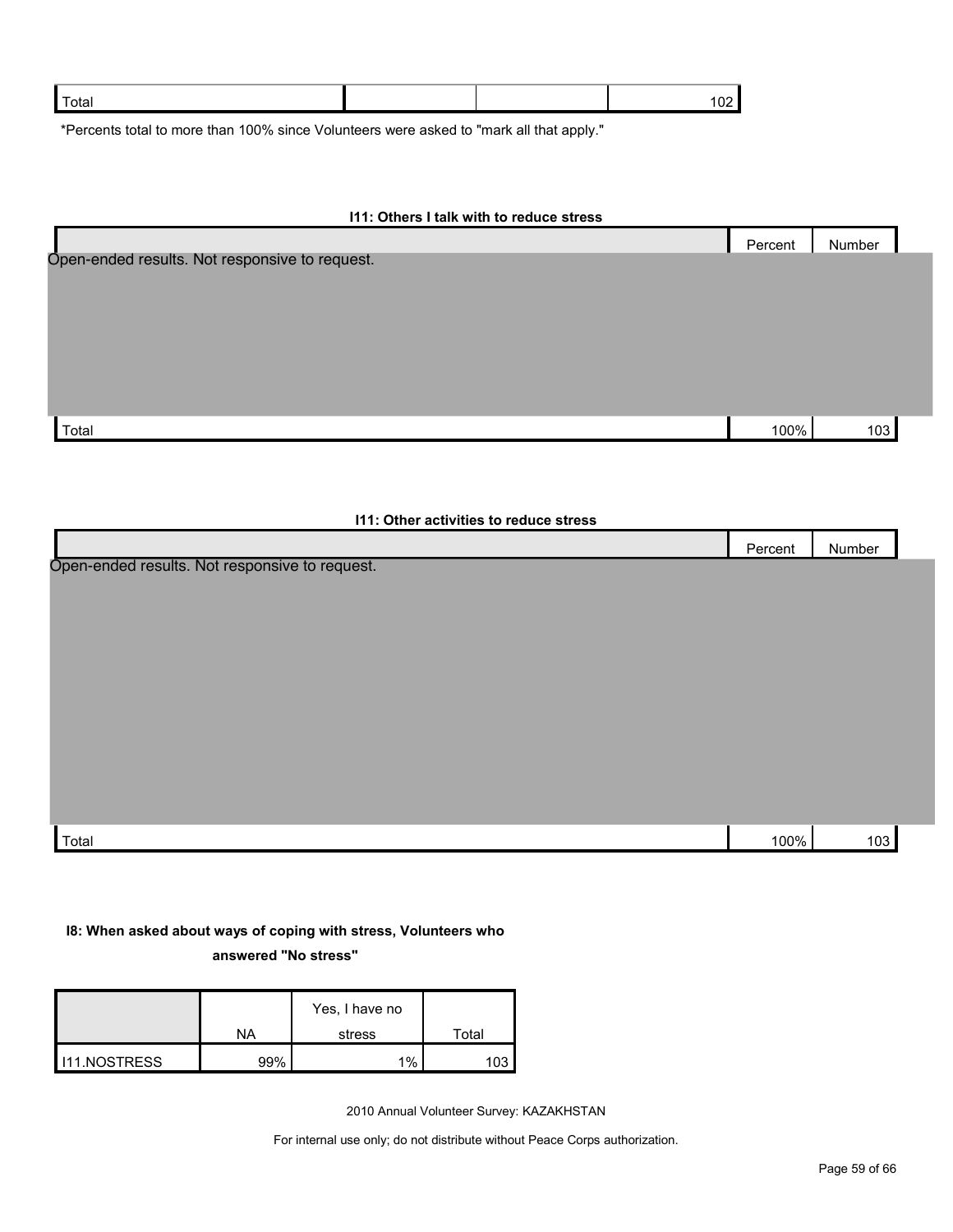| Total | | | 102 |
|---|---|---|---|

*Percents total to more than 100% since Volunteers were asked to "mark all that apply."

**I11: Others I talk with to reduce stress**

| | Percent | Number |
|---|---|---|
| Open-ended results. Not responsive to request. | | |
| Total | 100% | 103 |

**I11: Other activities to reduce stress**

| | Percent | Number |
|---|---|---|
| Open-ended results. Not responsive to request. | | |
| Total | 100% | 103 |

**I8: When asked about ways of coping with stress, Volunteers who answered "No stress"**

| | NA | Yes, I have no stress | Total |
|---|---|---|---|
| I11.NOSTRESS | 99% | 1% | 103 |

2010 Annual Volunteer Survey: KAZAKHSTAN

For internal use only; do not distribute without Peace Corps authorization.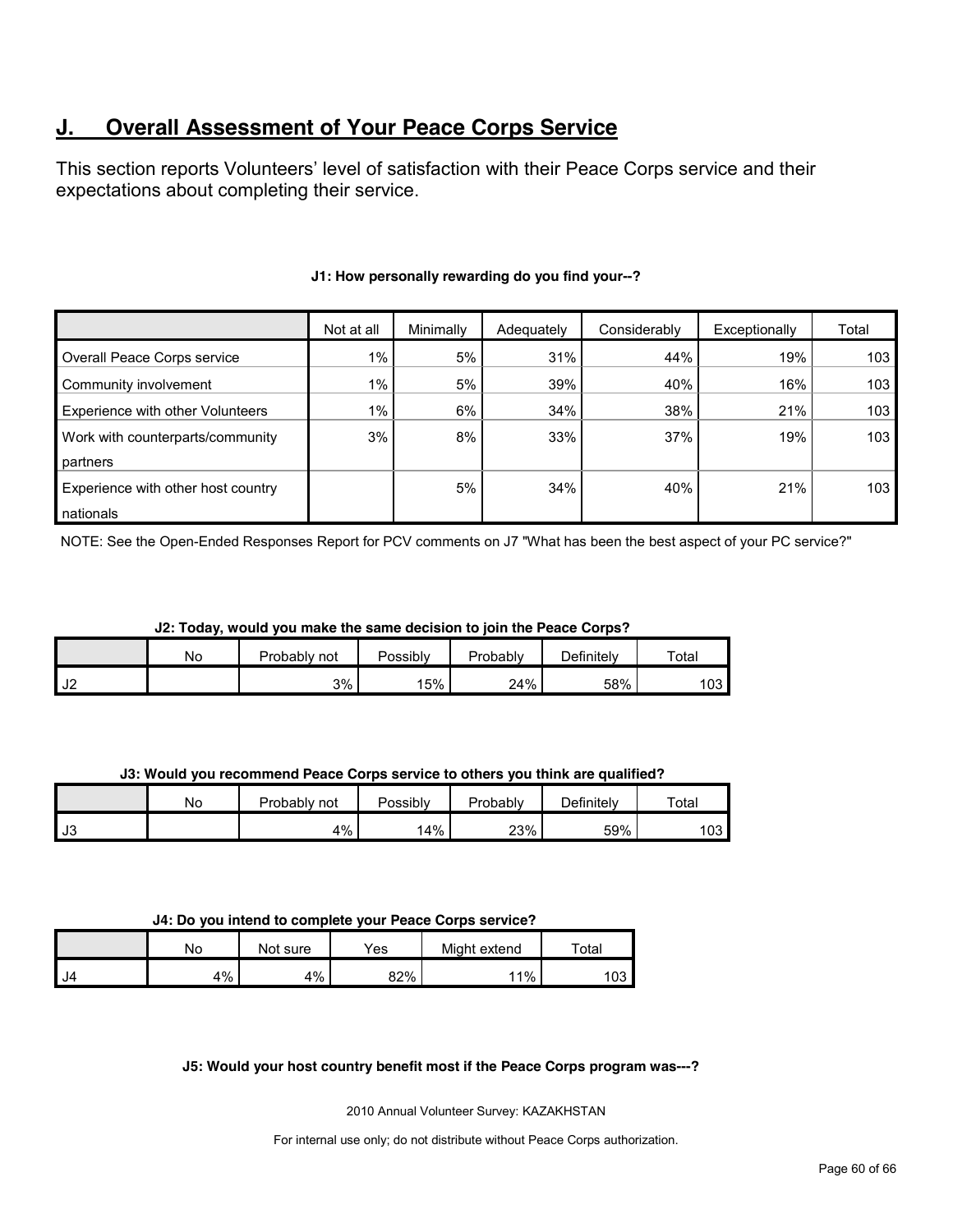## J. Overall Assessment of Your Peace Corps Service

This section reports Volunteers' level of satisfaction with their Peace Corps service and their expectations about completing their service.

**J1: How personally rewarding do you find your--?**

| | Not at all | Minimally | Adequately | Considerably | Exceptionally | Total |
|---|---|---|---|---|---|---|
| Overall Peace Corps service | 1% | 5% | 31% | 44% | 19% | 103 |
| Community involvement | 1% | 5% | 39% | 40% | 16% | 103 |
| Experience with other Volunteers | 1% | 6% | 34% | 38% | 21% | 103 |
| Work with counterparts/community partners | 3% | 8% | 33% | 37% | 19% | 103 |
| Experience with other host country nationals | | 5% | 34% | 40% | 21% | 103 |

NOTE: See the Open-Ended Responses Report for PCV comments on J7 "What has been the best aspect of your PC service?"

**J2: Today, would you make the same decision to join the Peace Corps?**

| | No | Probably not | Possibly | Probably | Definitely | Total |
|---|---|---|---|---|---|---|
| J2 | | 3% | 15% | 24% | 58% | 103 |

**J3: Would you recommend Peace Corps service to others you think are qualified?**

| | No | Probably not | Possibly | Probably | Definitely | Total |
|---|---|---|---|---|---|---|
| J3 | | 4% | 14% | 23% | 59% | 103 |

**J4: Do you intend to complete your Peace Corps service?**

| | No | Not sure | Yes | Might extend | Total |
|---|---|---|---|---|---|
| J4 | 4% | 4% | 82% | 11% | 103 |

**J5: Would your host country benefit most if the Peace Corps program was---?**

2010 Annual Volunteer Survey: KAZAKHSTAN

For internal use only; do not distribute without Peace Corps authorization.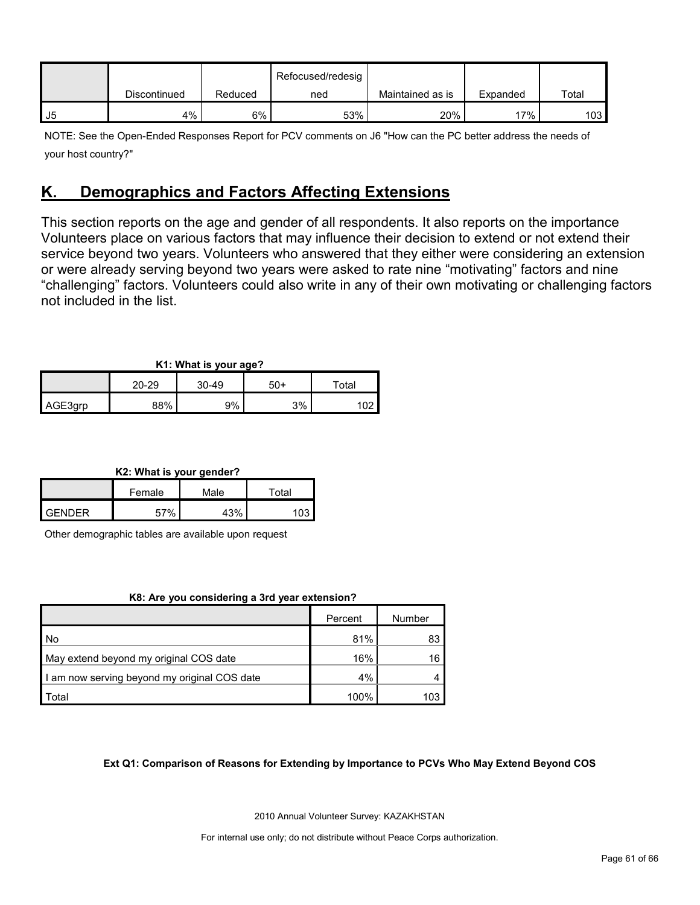| | Discontinued | Reduced | Refocused/redesigned | Maintained as is | Expanded | Total |
|---|---|---|---|---|---|---|
| J5 | 4% | 6% | 53% | 20% | 17% | 103 |

NOTE: See the Open-Ended Responses Report for PCV comments on J6 "How can the PC better address the needs of your host country?"

## K. Demographics and Factors Affecting Extensions

This section reports on the age and gender of all respondents. It also reports on the importance Volunteers place on various factors that may influence their decision to extend or not extend their service beyond two years. Volunteers who answered that they either were considering an extension or were already serving beyond two years were asked to rate nine "motivating" factors and nine "challenging" factors. Volunteers could also write in any of their own motivating or challenging factors not included in the list.

**K1: What is your age?**

| | 20-29 | 30-49 | 50+ | Total |
|---|---|---|---|---|
| AGE3grp | 88% | 9% | 3% | 102 |

**K2: What is your gender?**

| | Female | Male | Total |
|---|---|---|---|
| GENDER | 57% | 43% | 103 |

Other demographic tables are available upon request

**K8: Are you considering a 3rd year extension?**

| | Percent | Number |
|---|---|---|
| No | 81% | 83 |
| May extend beyond my original COS date | 16% | 16 |
| I am now serving beyond my original COS date | 4% | 4 |
| Total | 100% | 103 |

**Ext Q1: Comparison of Reasons for Extending by Importance to PCVs Who May Extend Beyond COS**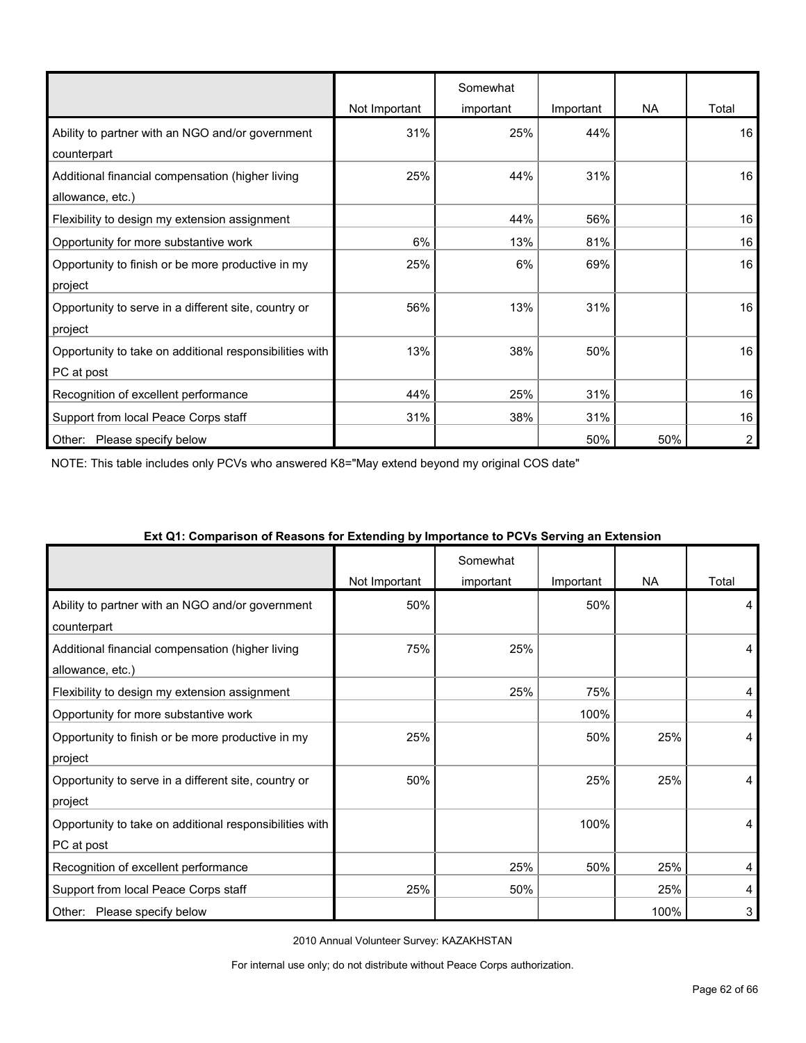|  | Not Important | Somewhat important | Important | NA | Total |
|---|---|---|---|---|---|
| Ability to partner with an NGO and/or government counterpart | 31% | 25% | 44% |  | 16 |
| Additional financial compensation (higher living allowance, etc.) | 25% | 44% | 31% |  | 16 |
| Flexibility to design my extension assignment |  | 44% | 56% |  | 16 |
| Opportunity for more substantive work | 6% | 13% | 81% |  | 16 |
| Opportunity to finish or be more productive in my project | 25% | 6% | 69% |  | 16 |
| Opportunity to serve in a different site, country or project | 56% | 13% | 31% |  | 16 |
| Opportunity to take on additional responsibilities with PC at post | 13% | 38% | 50% |  | 16 |
| Recognition of excellent performance | 44% | 25% | 31% |  | 16 |
| Support from local Peace Corps staff | 31% | 38% | 31% |  | 16 |
| Other: Please specify below |  |  | 50% | 50% | 2 |

NOTE: This table includes only PCVs who answered K8="May extend beyond my original COS date"

**Ext Q1: Comparison of Reasons for Extending by Importance to PCVs Serving an Extension**

|  | Not Important | Somewhat important | Important | NA | Total |
|---|---|---|---|---|---|
| Ability to partner with an NGO and/or government counterpart | 50% |  | 50% |  | 4 |
| Additional financial compensation (higher living allowance, etc.) | 75% | 25% |  |  | 4 |
| Flexibility to design my extension assignment |  | 25% | 75% |  | 4 |
| Opportunity for more substantive work |  |  | 100% |  | 4 |
| Opportunity to finish or be more productive in my project | 25% |  | 50% | 25% | 4 |
| Opportunity to serve in a different site, country or project | 50% |  | 25% | 25% | 4 |
| Opportunity to take on additional responsibilities with PC at post |  |  | 100% |  | 4 |
| Recognition of excellent performance |  | 25% | 50% | 25% | 4 |
| Support from local Peace Corps staff | 25% | 50% |  | 25% | 4 |
| Other: Please specify below |  |  |  | 100% | 3 |

2010 Annual Volunteer Survey: KAZAKHSTAN

For internal use only; do not distribute without Peace Corps authorization.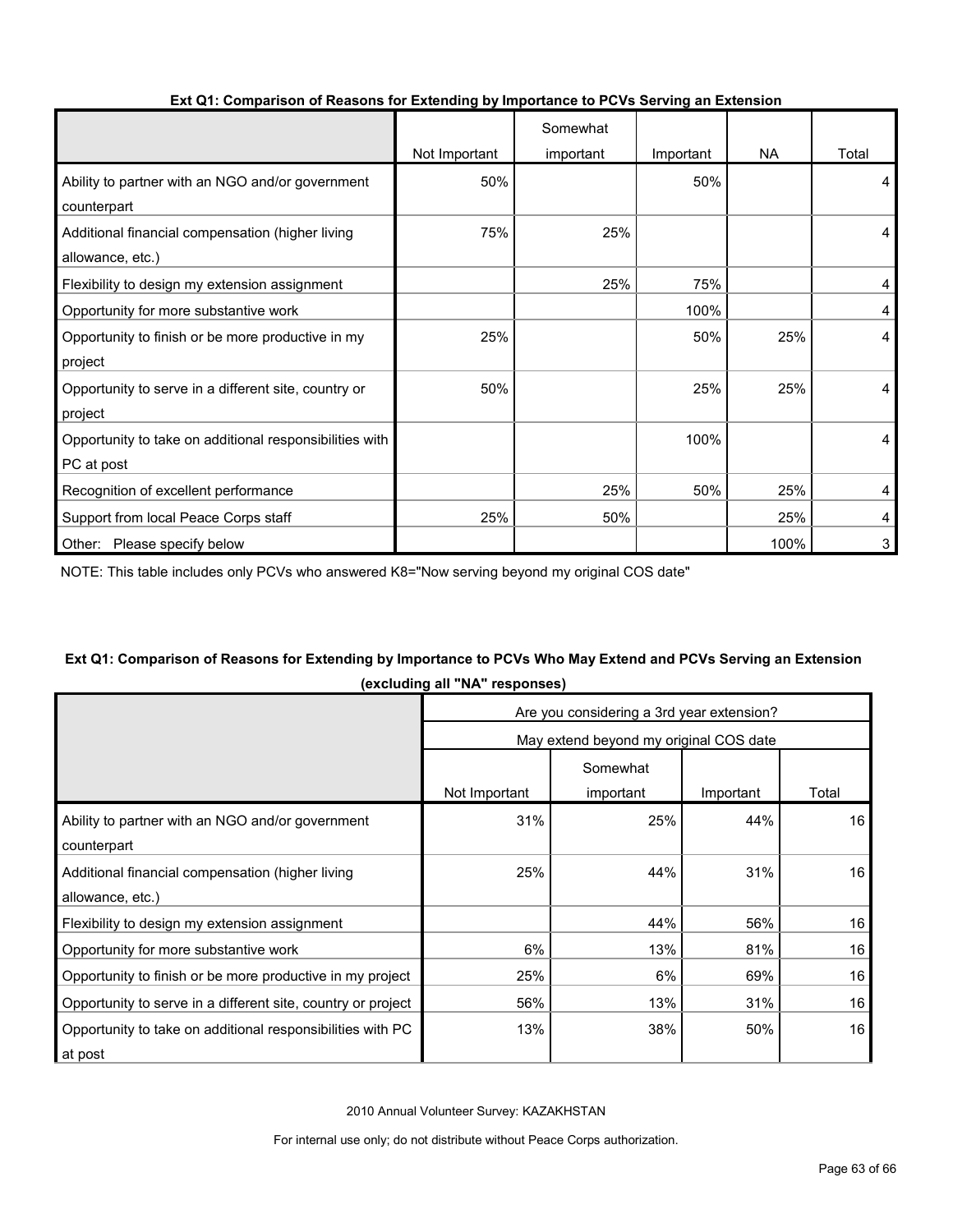**Ext Q1: Comparison of Reasons for Extending by Importance to PCVs Serving an Extension**

| | Not Important | Somewhat important | Important | NA | Total |
|---|---|---|---|---|---|
| Ability to partner with an NGO and/or government counterpart | 50% | | 50% | | 4 |
| Additional financial compensation (higher living allowance, etc.) | 75% | 25% | | | 4 |
| Flexibility to design my extension assignment | | 25% | 75% | | 4 |
| Opportunity for more substantive work | | | 100% | | 4 |
| Opportunity to finish or be more productive in my project | 25% | | 50% | 25% | 4 |
| Opportunity to serve in a different site, country or project | 50% | | 25% | 25% | 4 |
| Opportunity to take on additional responsibilities with PC at post | | | 100% | | 4 |
| Recognition of excellent performance | | 25% | 50% | 25% | 4 |
| Support from local Peace Corps staff | 25% | 50% | | 25% | 4 |
| Other: Please specify below | | | | 100% | 3 |

NOTE: This table includes only PCVs who answered K8="Now serving beyond my original COS date"

**Ext Q1: Comparison of Reasons for Extending by Importance to PCVs Who May Extend and PCVs Serving an Extension (excluding all "NA" responses)**

| | Are you considering a 3rd year extension? | | | |
|---|---|---|---|---|
| | May extend beyond my original COS date | | | |
| | Not Important | Somewhat important | Important | Total |
| Ability to partner with an NGO and/or government counterpart | 31% | 25% | 44% | 16 |
| Additional financial compensation (higher living allowance, etc.) | 25% | 44% | 31% | 16 |
| Flexibility to design my extension assignment | | 44% | 56% | 16 |
| Opportunity for more substantive work | 6% | 13% | 81% | 16 |
| Opportunity to finish or be more productive in my project | 25% | 6% | 69% | 16 |
| Opportunity to serve in a different site, country or project | 56% | 13% | 31% | 16 |
| Opportunity to take on additional responsibilities with PC at post | 13% | 38% | 50% | 16 |

2010 Annual Volunteer Survey: KAZAKHSTAN

For internal use only; do not distribute without Peace Corps authorization.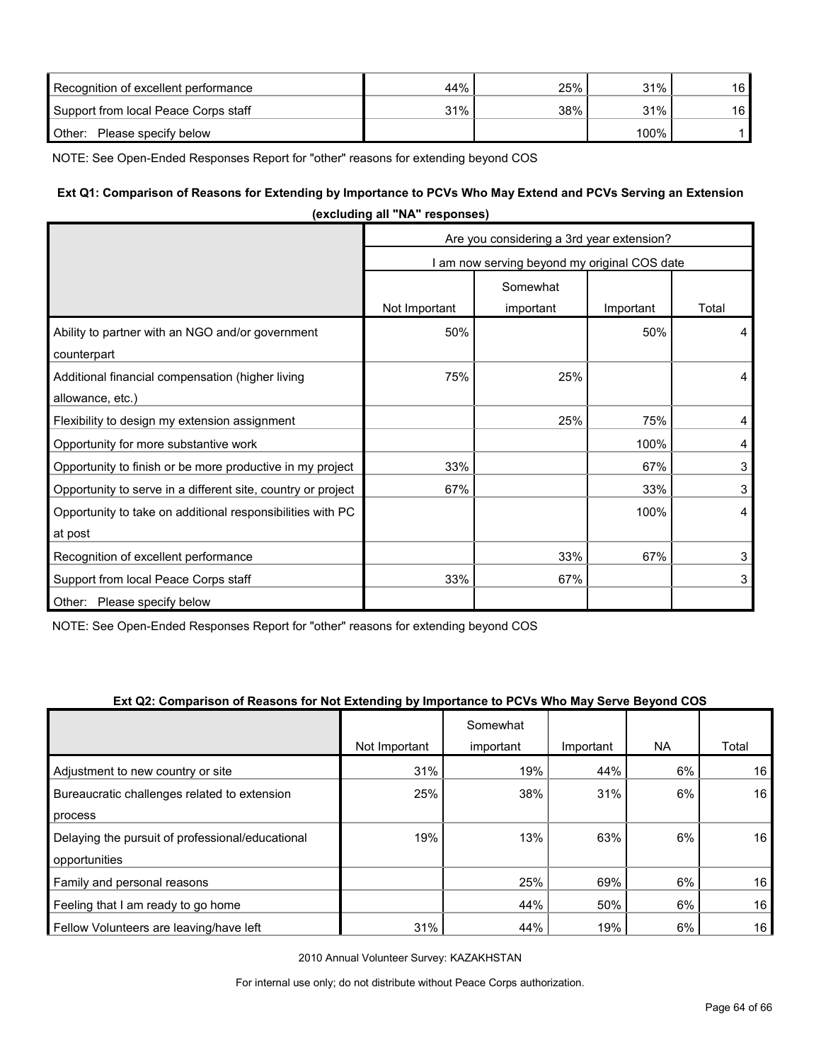| | | | | |
|---|---|---|---|---|
| Recognition of excellent performance | 44% | 25% | 31% | 16 |
| Support from local Peace Corps staff | 31% | 38% | 31% | 16 |
| Other: Please specify below | | | 100% | 1 |

NOTE: See Open-Ended Responses Report for "other" reasons for extending beyond COS

**Ext Q1: Comparison of Reasons for Extending by Importance to PCVs Who May Extend and PCVs Serving an Extension (excluding all "NA" responses)**

| | Are you considering a 3rd year extension? | | | |
|---|---|---|---|---|
| | I am now serving beyond my original COS date | | | |
| | Not Important | Somewhat important | Important | Total |
| Ability to partner with an NGO and/or government counterpart | 50% | | 50% | 4 |
| Additional financial compensation (higher living allowance, etc.) | 75% | 25% | | 4 |
| Flexibility to design my extension assignment | | 25% | 75% | 4 |
| Opportunity for more substantive work | | | 100% | 4 |
| Opportunity to finish or be more productive in my project | 33% | | 67% | 3 |
| Opportunity to serve in a different site, country or project | 67% | | 33% | 3 |
| Opportunity to take on additional responsibilities with PC at post | | | 100% | 4 |
| Recognition of excellent performance | | 33% | 67% | 3 |
| Support from local Peace Corps staff | 33% | 67% | | 3 |
| Other: Please specify below | | | | |

NOTE: See Open-Ended Responses Report for "other" reasons for extending beyond COS

**Ext Q2: Comparison of Reasons for Not Extending by Importance to PCVs Who May Serve Beyond COS**

| | Not Important | Somewhat important | Important | NA | Total |
|---|---|---|---|---|---|
| Adjustment to new country or site | 31% | 19% | 44% | 6% | 16 |
| Bureaucratic challenges related to extension process | 25% | 38% | 31% | 6% | 16 |
| Delaying the pursuit of professional/educational opportunities | 19% | 13% | 63% | 6% | 16 |
| Family and personal reasons | | 25% | 69% | 6% | 16 |
| Feeling that I am ready to go home | | 44% | 50% | 6% | 16 |
| Fellow Volunteers are leaving/have left | 31% | 44% | 19% | 6% | 16 |

2010 Annual Volunteer Survey: KAZAKHSTAN

For internal use only; do not distribute without Peace Corps authorization.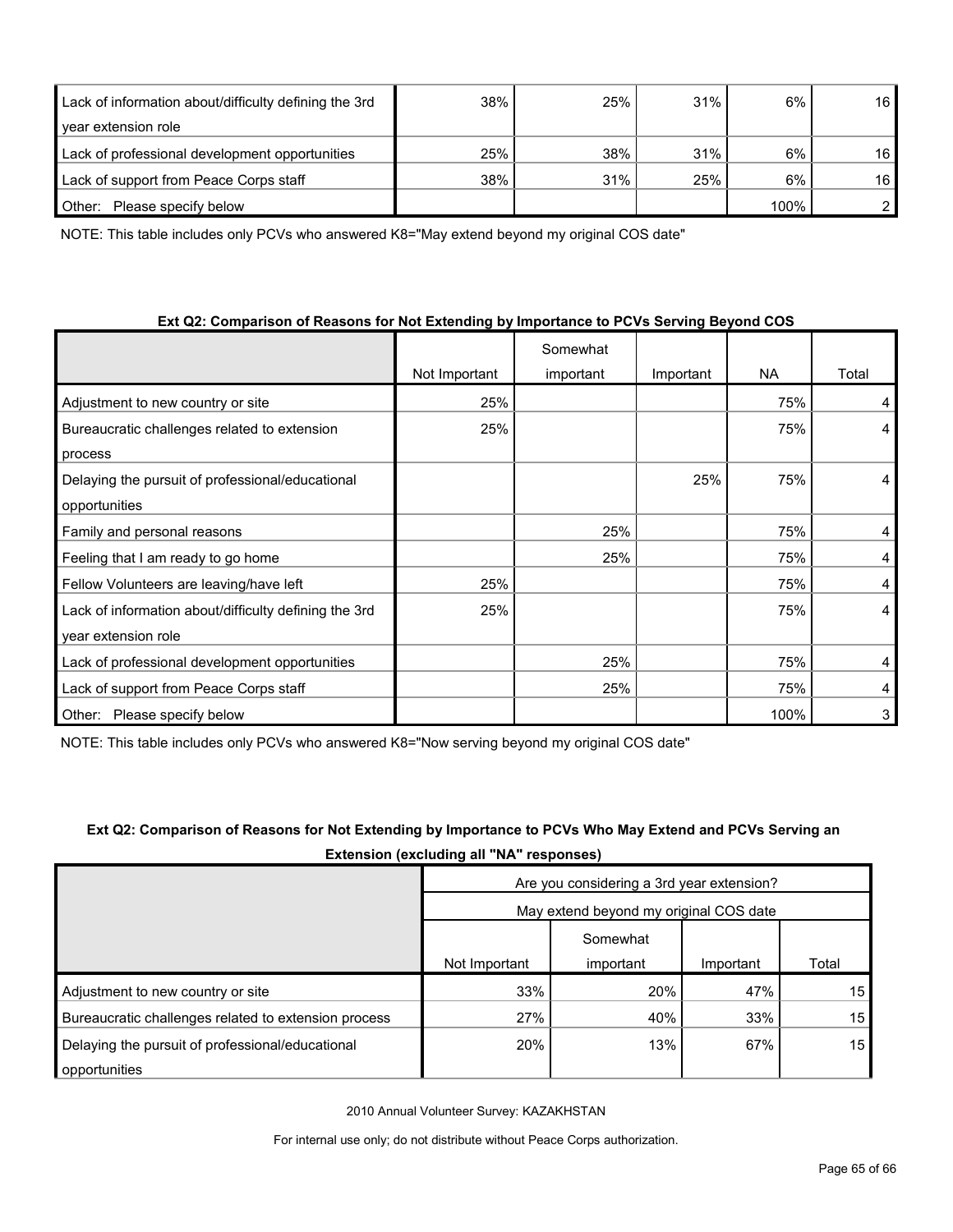| | | | | | |
|---|---|---|---|---|---|
| Lack of information about/difficulty defining the 3rd year extension role | 38% | 25% | 31% | 6% | 16 |
| Lack of professional development opportunities | 25% | 38% | 31% | 6% | 16 |
| Lack of support from Peace Corps staff | 38% | 31% | 25% | 6% | 16 |
| Other: Please specify below | | | | 100% | 2 |

NOTE: This table includes only PCVs who answered K8="May extend beyond my original COS date"

**Ext Q2: Comparison of Reasons for Not Extending by Importance to PCVs Serving Beyond COS**

| | Not Important | Somewhat important | Important | NA | Total |
|---|---|---|---|---|---|
| Adjustment to new country or site | 25% | | | 75% | 4 |
| Bureaucratic challenges related to extension process | 25% | | | 75% | 4 |
| Delaying the pursuit of professional/educational opportunities | | | 25% | 75% | 4 |
| Family and personal reasons | | 25% | | 75% | 4 |
| Feeling that I am ready to go home | | 25% | | 75% | 4 |
| Fellow Volunteers are leaving/have left | 25% | | | 75% | 4 |
| Lack of information about/difficulty defining the 3rd year extension role | 25% | | | 75% | 4 |
| Lack of professional development opportunities | | 25% | | 75% | 4 |
| Lack of support from Peace Corps staff | | 25% | | 75% | 4 |
| Other: Please specify below | | | | 100% | 3 |

NOTE: This table includes only PCVs who answered K8="Now serving beyond my original COS date"

**Ext Q2: Comparison of Reasons for Not Extending by Importance to PCVs Who May Extend and PCVs Serving an Extension (excluding all "NA" responses)**

| | Are you considering a 3rd year extension? | | | |
|---|---|---|---|---|
| | May extend beyond my original COS date | | | |
| | Not Important | Somewhat important | Important | Total |
| Adjustment to new country or site | 33% | 20% | 47% | 15 |
| Bureaucratic challenges related to extension process | 27% | 40% | 33% | 15 |
| Delaying the pursuit of professional/educational opportunities | 20% | 13% | 67% | 15 |

2010 Annual Volunteer Survey: KAZAKHSTAN

For internal use only; do not distribute without Peace Corps authorization.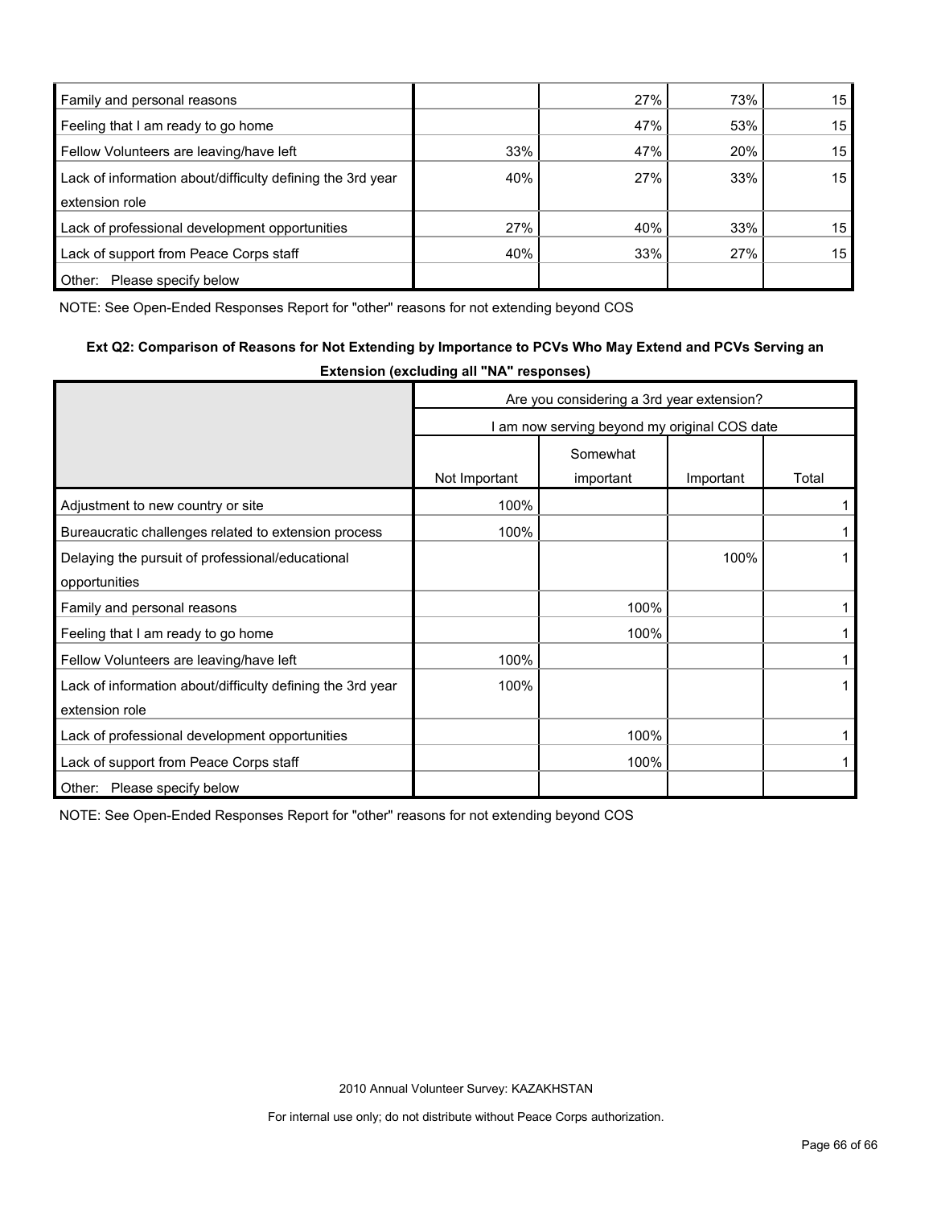| | | | | |
|---|---|---|---|---|
| Family and personal reasons | | 27% | 73% | 15 |
| Feeling that I am ready to go home | | 47% | 53% | 15 |
| Fellow Volunteers are leaving/have left | 33% | 47% | 20% | 15 |
| Lack of information about/difficulty defining the 3rd year extension role | 40% | 27% | 33% | 15 |
| Lack of professional development opportunities | 27% | 40% | 33% | 15 |
| Lack of support from Peace Corps staff | 40% | 33% | 27% | 15 |
| Other: Please specify below | | | | |

NOTE: See Open-Ended Responses Report for "other" reasons for not extending beyond COS

**Ext Q2: Comparison of Reasons for Not Extending by Importance to PCVs Who May Extend and PCVs Serving an Extension (excluding all "NA" responses)**

| | Are you considering a 3rd year extension? | | | |
|---|---|---|---|---|
| | I am now serving beyond my original COS date | | | |
| | Not Important | Somewhat important | Important | Total |
| Adjustment to new country or site | 100% | | | 1 |
| Bureaucratic challenges related to extension process | 100% | | | 1 |
| Delaying the pursuit of professional/educational opportunities | | | 100% | 1 |
| Family and personal reasons | | 100% | | 1 |
| Feeling that I am ready to go home | | 100% | | 1 |
| Fellow Volunteers are leaving/have left | 100% | | | 1 |
| Lack of information about/difficulty defining the 3rd year extension role | 100% | | | 1 |
| Lack of professional development opportunities | | 100% | | 1 |
| Lack of support from Peace Corps staff | | 100% | | 1 |
| Other: Please specify below | | | | |

NOTE: See Open-Ended Responses Report for "other" reasons for not extending beyond COS

2010 Annual Volunteer Survey: KAZAKHSTAN

For internal use only; do not distribute without Peace Corps authorization.